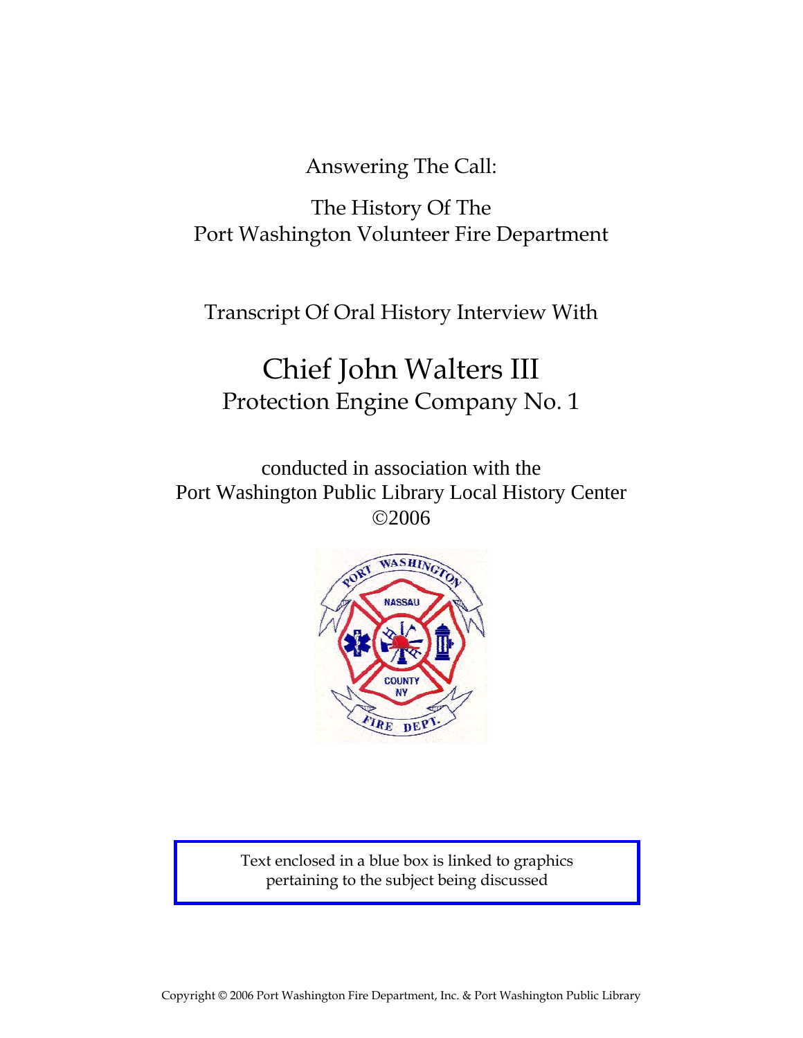Answering The Call:

The History Of The
Port Washington Volunteer Fire Department

Transcript Of Oral History Interview With

# Chief John Walters III

## Protection Engine Company No. 1

conducted in association with the
Port Washington Public Library Local History Center
©2006

Text enclosed in a blue box is linked to graphics pertaining to the subject being discussed

Copyright © 2006 Port Washington Fire Department, Inc. & Port Washington Public Library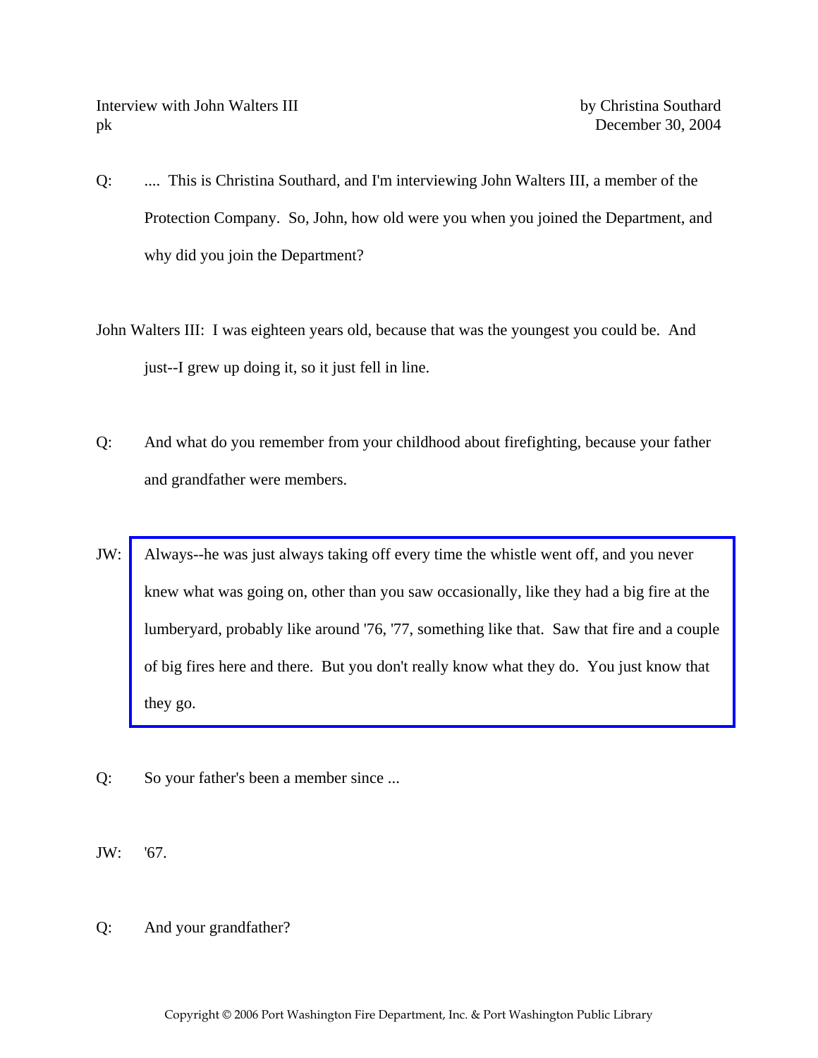Interview with John Walters III by Christina Southard

pk December 30, 2004

Q: .... This is Christina Southard, and I'm interviewing John Walters III, a member of the Protection Company. So, John, how old were you when you joined the Department, and why did you join the Department?

John Walters III: I was eighteen years old, because that was the youngest you could be. And just--I grew up doing it, so it just fell in line.

Q: And what do you remember from your childhood about firefighting, because your father and grandfather were members.

JW: Always--he was just always taking off every time the whistle went off, and you never knew what was going on, other than you saw occasionally, like they had a big fire at the lumberyard, probably like around '76, '77, something like that. Saw that fire and a couple of big fires here and there. But you don't really know what they do. You just know that they go.

Q: So your father's been a member since ...

JW: '67.

Q: And your grandfather?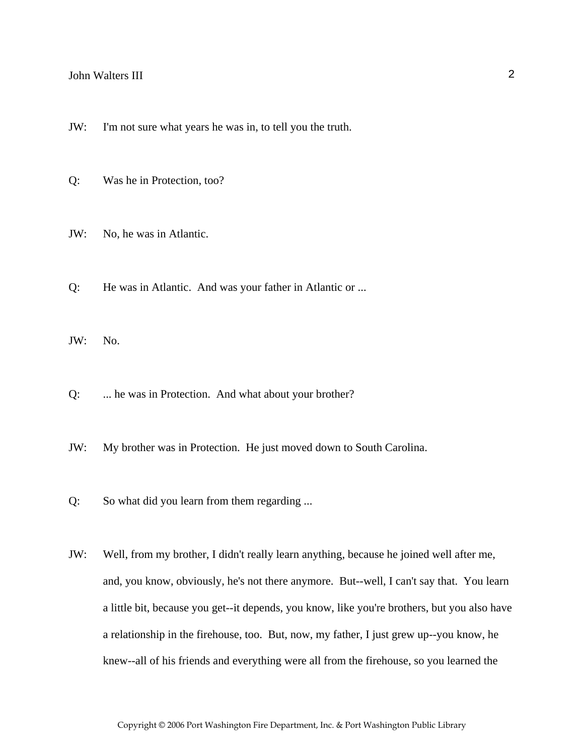JW: I'm not sure what years he was in, to tell you the truth.

Q: Was he in Protection, too?

JW: No, he was in Atlantic.

Q: He was in Atlantic. And was your father in Atlantic or ...

JW: No.

Q: ... he was in Protection. And what about your brother?

JW: My brother was in Protection. He just moved down to South Carolina.

Q: So what did you learn from them regarding ...

JW: Well, from my brother, I didn't really learn anything, because he joined well after me, and, you know, obviously, he's not there anymore. But--well, I can't say that. You learn a little bit, because you get--it depends, you know, like you're brothers, but you also have a relationship in the firehouse, too. But, now, my father, I just grew up--you know, he knew--all of his friends and everything were all from the firehouse, so you learned the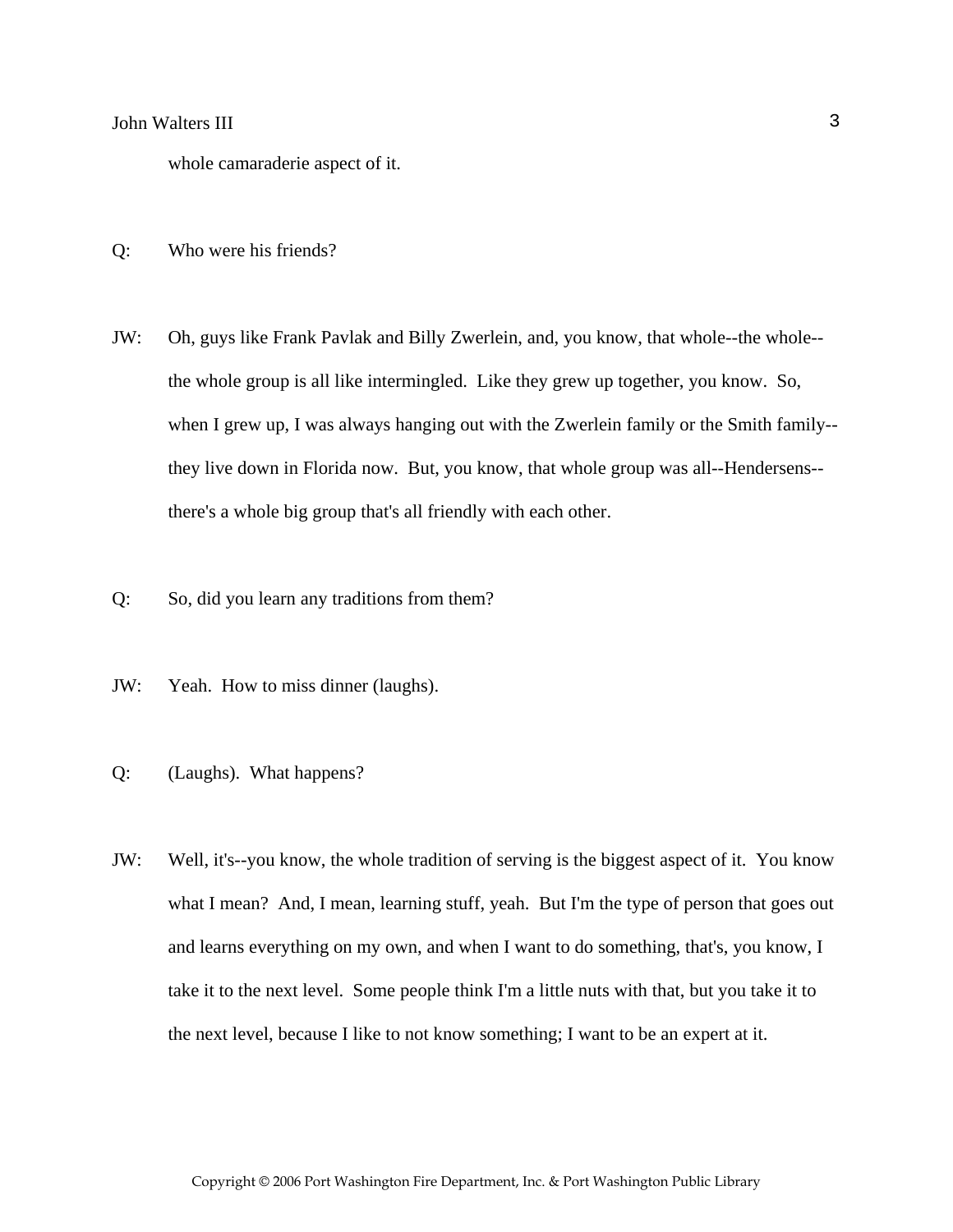whole camaraderie aspect of it.

Q: Who were his friends?

JW: Oh, guys like Frank Pavlak and Billy Zwerlein, and, you know, that whole--the whole--the whole group is all like intermingled. Like they grew up together, you know. So, when I grew up, I was always hanging out with the Zwerlein family or the Smith family--they live down in Florida now. But, you know, that whole group was all--Hendersens--there's a whole big group that's all friendly with each other.

Q: So, did you learn any traditions from them?

JW: Yeah. How to miss dinner (laughs).

Q: (Laughs). What happens?

JW: Well, it's--you know, the whole tradition of serving is the biggest aspect of it. You know what I mean? And, I mean, learning stuff, yeah. But I'm the type of person that goes out and learns everything on my own, and when I want to do something, that's, you know, I take it to the next level. Some people think I'm a little nuts with that, but you take it to the next level, because I like to not know something; I want to be an expert at it.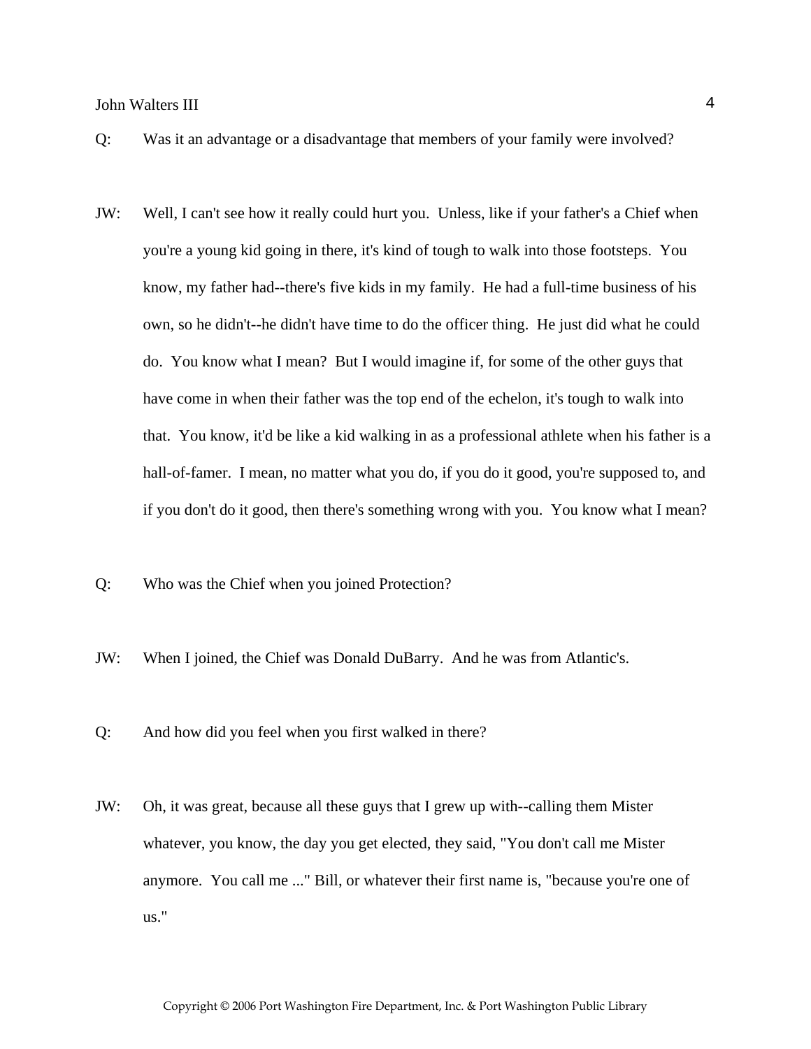Q: Was it an advantage or a disadvantage that members of your family were involved?

JW: Well, I can't see how it really could hurt you. Unless, like if your father's a Chief when you're a young kid going in there, it's kind of tough to walk into those footsteps. You know, my father had--there's five kids in my family. He had a full-time business of his own, so he didn't--he didn't have time to do the officer thing. He just did what he could do. You know what I mean? But I would imagine if, for some of the other guys that have come in when their father was the top end of the echelon, it's tough to walk into that. You know, it'd be like a kid walking in as a professional athlete when his father is a hall-of-famer. I mean, no matter what you do, if you do it good, you're supposed to, and if you don't do it good, then there's something wrong with you. You know what I mean?

Q: Who was the Chief when you joined Protection?

JW: When I joined, the Chief was Donald DuBarry. And he was from Atlantic's.

Q: And how did you feel when you first walked in there?

JW: Oh, it was great, because all these guys that I grew up with--calling them Mister whatever, you know, the day you get elected, they said, "You don't call me Mister anymore. You call me ..." Bill, or whatever their first name is, "because you're one of us."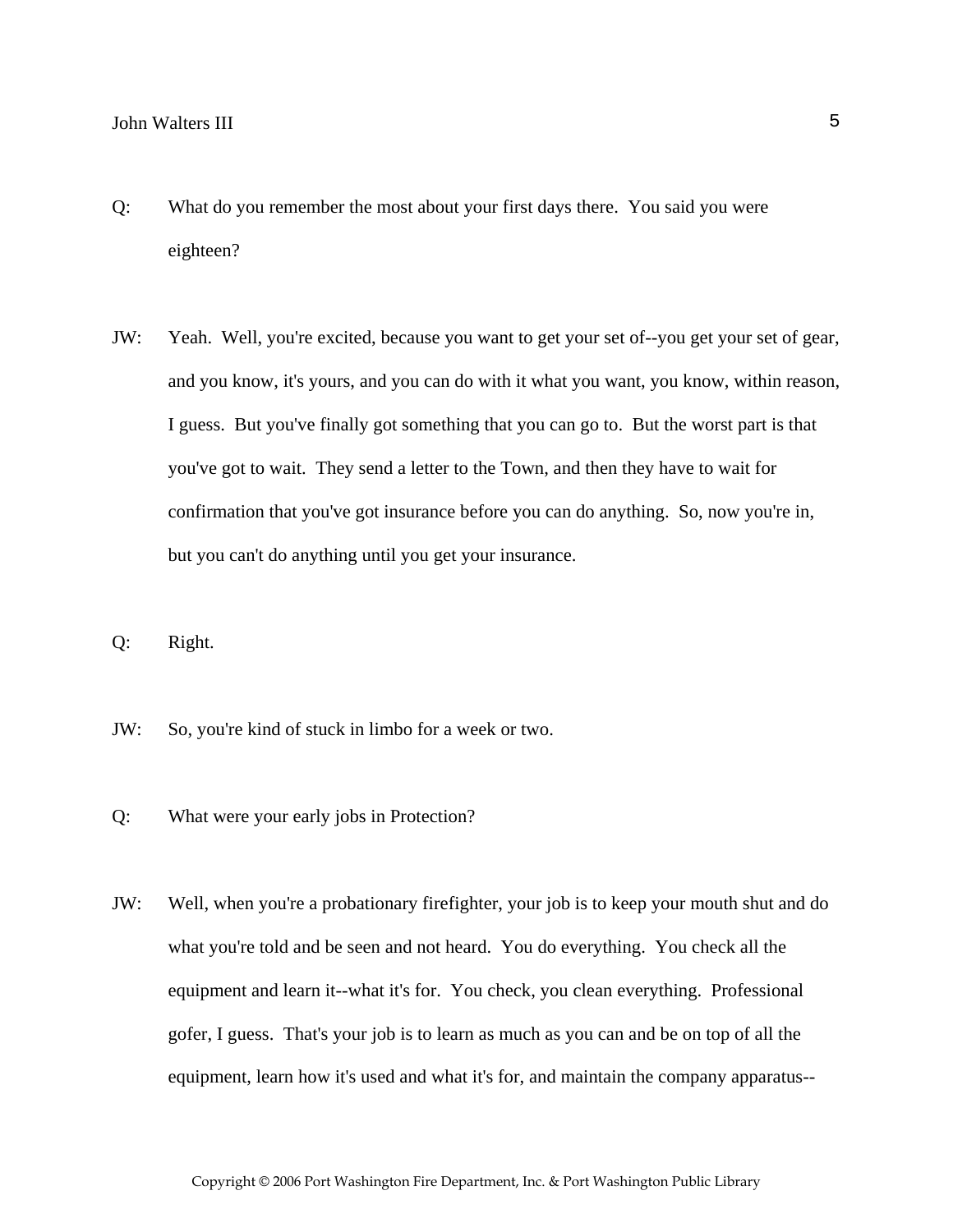Q: What do you remember the most about your first days there. You said you were eighteen?

JW: Yeah. Well, you're excited, because you want to get your set of--you get your set of gear, and you know, it's yours, and you can do with it what you want, you know, within reason, I guess. But you've finally got something that you can go to. But the worst part is that you've got to wait. They send a letter to the Town, and then they have to wait for confirmation that you've got insurance before you can do anything. So, now you're in, but you can't do anything until you get your insurance.

Q: Right.

JW: So, you're kind of stuck in limbo for a week or two.

Q: What were your early jobs in Protection?

JW: Well, when you're a probationary firefighter, your job is to keep your mouth shut and do what you're told and be seen and not heard. You do everything. You check all the equipment and learn it--what it's for. You check, you clean everything. Professional gofer, I guess. That's your job is to learn as much as you can and be on top of all the equipment, learn how it's used and what it's for, and maintain the company apparatus--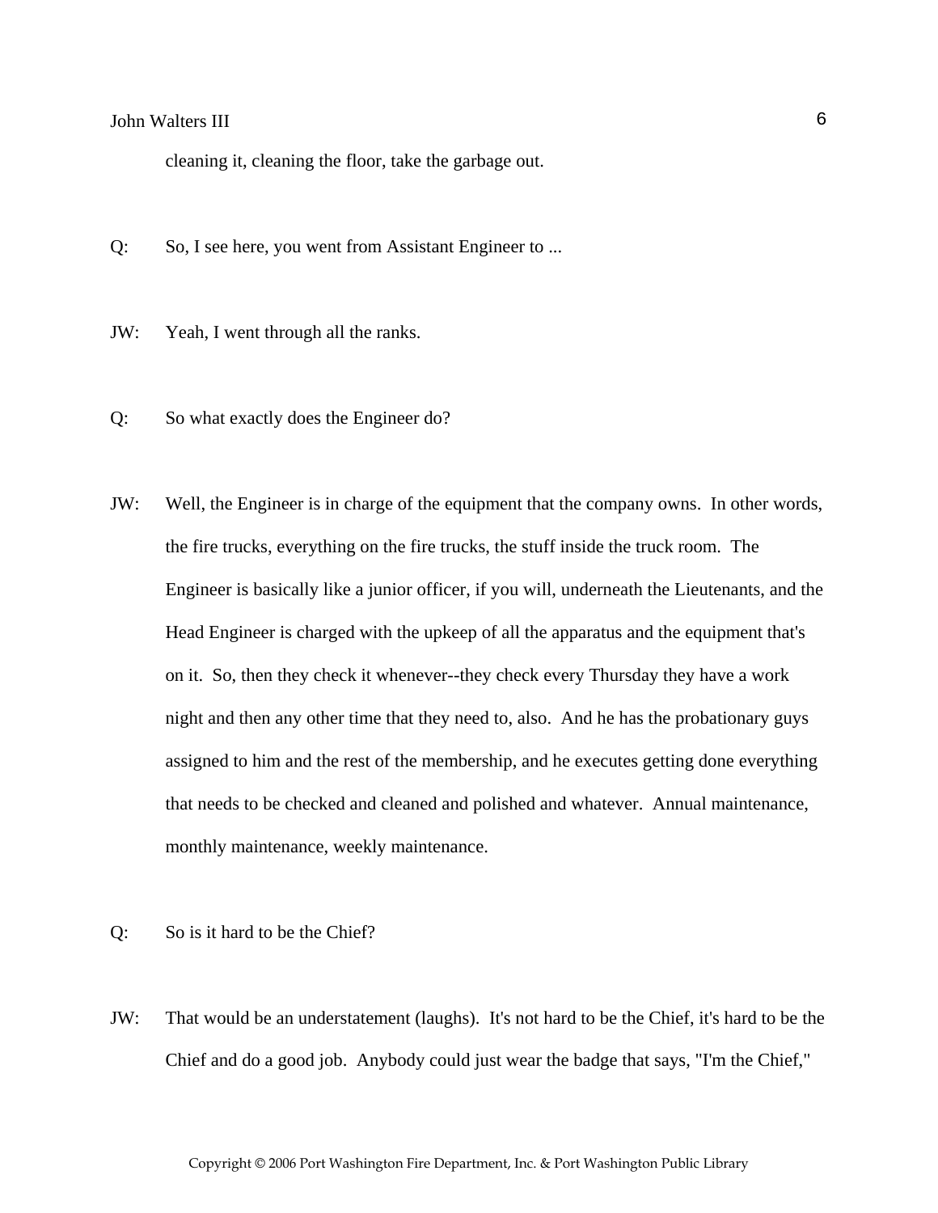cleaning it, cleaning the floor, take the garbage out.

Q: So, I see here, you went from Assistant Engineer to ...

JW: Yeah, I went through all the ranks.

Q: So what exactly does the Engineer do?

JW: Well, the Engineer is in charge of the equipment that the company owns. In other words, the fire trucks, everything on the fire trucks, the stuff inside the truck room. The Engineer is basically like a junior officer, if you will, underneath the Lieutenants, and the Head Engineer is charged with the upkeep of all the apparatus and the equipment that's on it. So, then they check it whenever--they check every Thursday they have a work night and then any other time that they need to, also. And he has the probationary guys assigned to him and the rest of the membership, and he executes getting done everything that needs to be checked and cleaned and polished and whatever. Annual maintenance, monthly maintenance, weekly maintenance.

Q: So is it hard to be the Chief?

JW: That would be an understatement (laughs). It's not hard to be the Chief, it's hard to be the Chief and do a good job. Anybody could just wear the badge that says, "I'm the Chief,"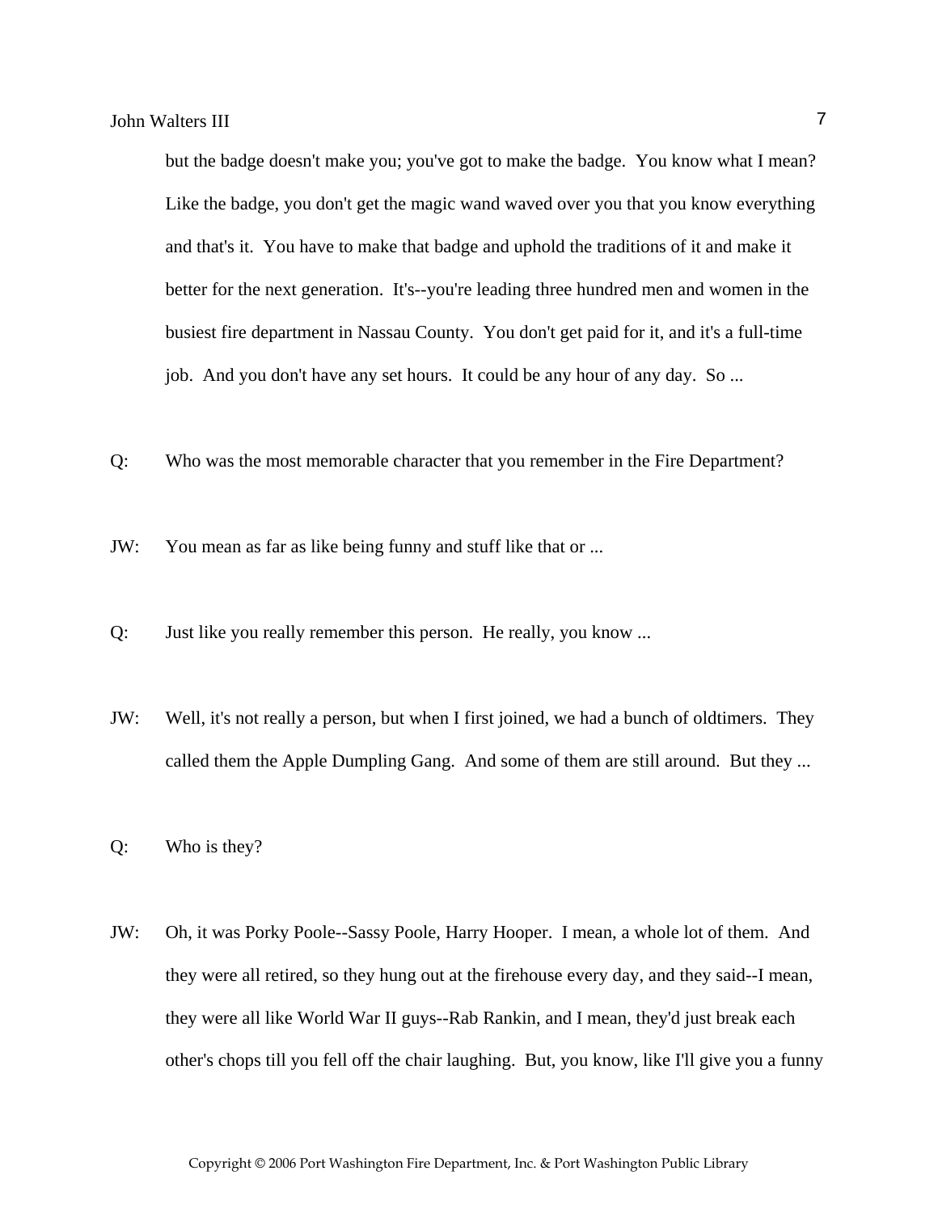but the badge doesn't make you; you've got to make the badge. You know what I mean? Like the badge, you don't get the magic wand waved over you that you know everything and that's it. You have to make that badge and uphold the traditions of it and make it better for the next generation. It's--you're leading three hundred men and women in the busiest fire department in Nassau County. You don't get paid for it, and it's a full-time job. And you don't have any set hours. It could be any hour of any day. So ...

Q: Who was the most memorable character that you remember in the Fire Department?

JW: You mean as far as like being funny and stuff like that or ...

Q: Just like you really remember this person. He really, you know ...

JW: Well, it's not really a person, but when I first joined, we had a bunch of oldtimers. They called them the Apple Dumpling Gang. And some of them are still around. But they ...

Q: Who is they?

JW: Oh, it was Porky Poole--Sassy Poole, Harry Hooper. I mean, a whole lot of them. And they were all retired, so they hung out at the firehouse every day, and they said--I mean, they were all like World War II guys--Rab Rankin, and I mean, they'd just break each other's chops till you fell off the chair laughing. But, you know, like I'll give you a funny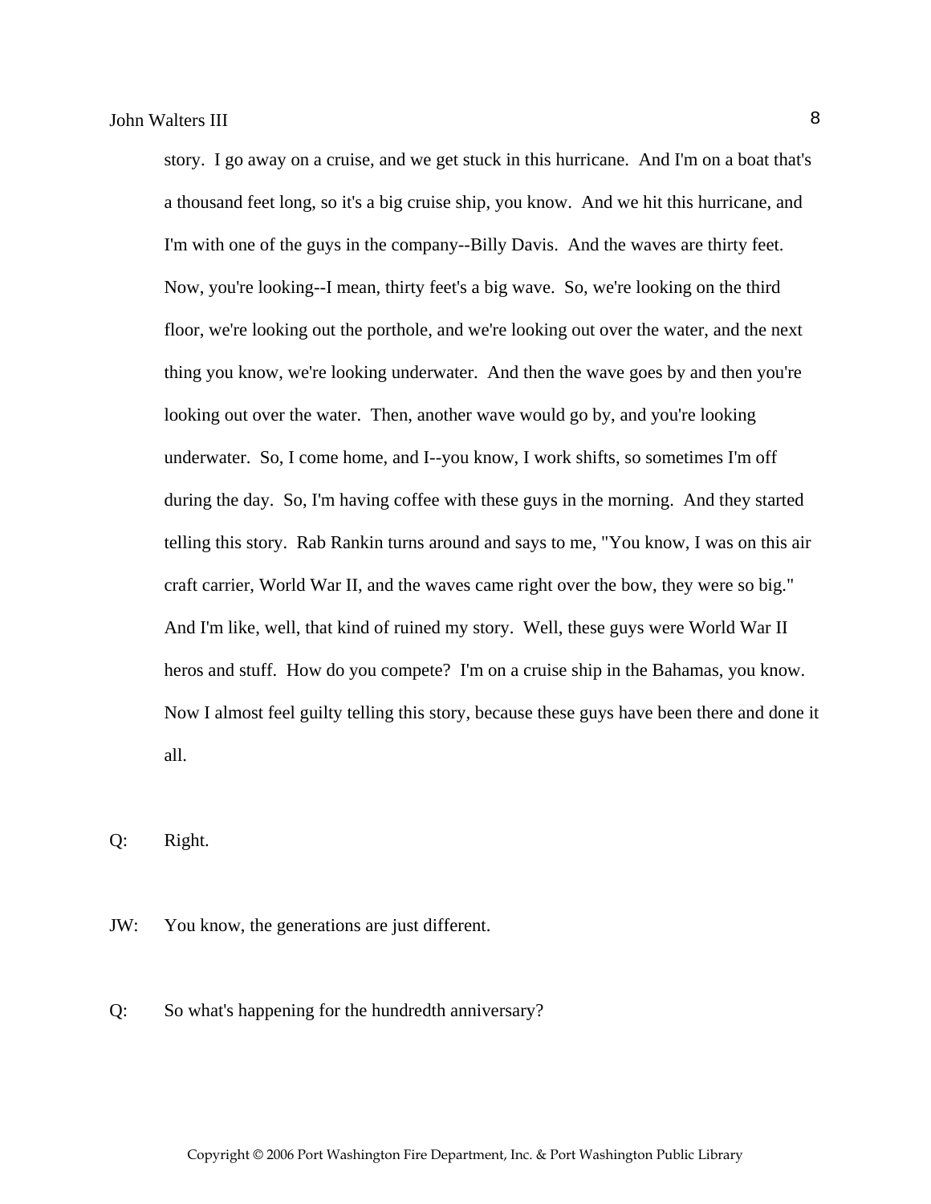story. I go away on a cruise, and we get stuck in this hurricane. And I'm on a boat that's a thousand feet long, so it's a big cruise ship, you know. And we hit this hurricane, and I'm with one of the guys in the company--Billy Davis. And the waves are thirty feet. Now, you're looking--I mean, thirty feet's a big wave. So, we're looking on the third floor, we're looking out the porthole, and we're looking out over the water, and the next thing you know, we're looking underwater. And then the wave goes by and then you're looking out over the water. Then, another wave would go by, and you're looking underwater. So, I come home, and I--you know, I work shifts, so sometimes I'm off during the day. So, I'm having coffee with these guys in the morning. And they started telling this story. Rab Rankin turns around and says to me, "You know, I was on this air craft carrier, World War II, and the waves came right over the bow, they were so big." And I'm like, well, that kind of ruined my story. Well, these guys were World War II heros and stuff. How do you compete? I'm on a cruise ship in the Bahamas, you know. Now I almost feel guilty telling this story, because these guys have been there and done it all.

Q: Right.

JW: You know, the generations are just different.

Q: So what's happening for the hundredth anniversary?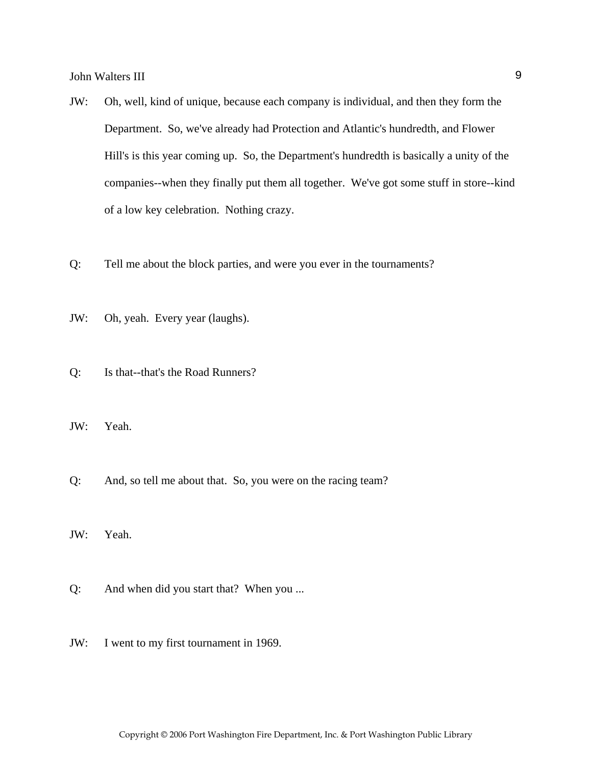JW: Oh, well, kind of unique, because each company is individual, and then they form the Department. So, we've already had Protection and Atlantic's hundredth, and Flower Hill's is this year coming up. So, the Department's hundredth is basically a unity of the companies--when they finally put them all together. We've got some stuff in store--kind of a low key celebration. Nothing crazy.

Q: Tell me about the block parties, and were you ever in the tournaments?

JW: Oh, yeah. Every year (laughs).

Q: Is that--that's the Road Runners?

JW: Yeah.

Q: And, so tell me about that. So, you were on the racing team?

JW: Yeah.

Q: And when did you start that? When you ...

JW: I went to my first tournament in 1969.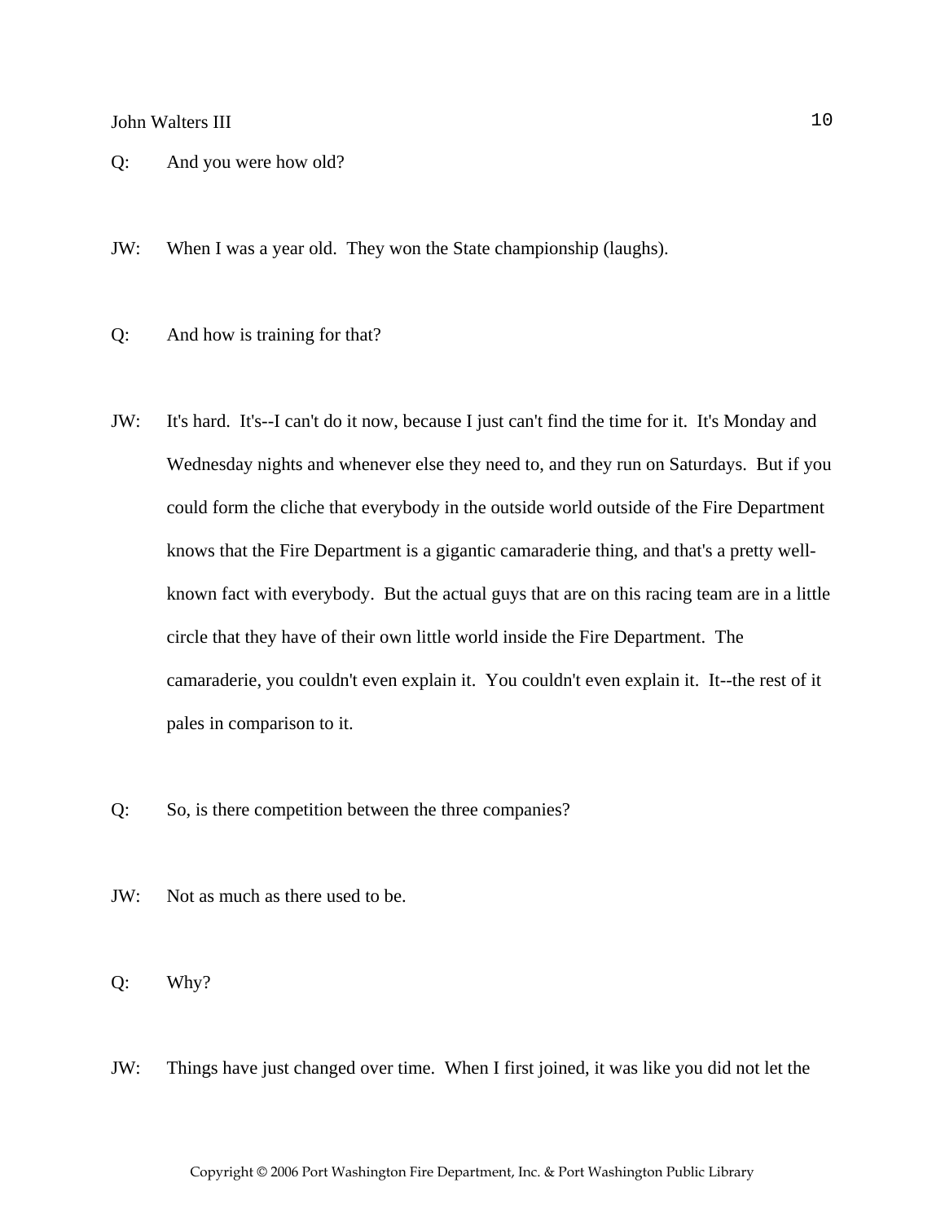Q: And you were how old?

JW: When I was a year old. They won the State championship (laughs).

Q: And how is training for that?

JW: It's hard. It's--I can't do it now, because I just can't find the time for it. It's Monday and Wednesday nights and whenever else they need to, and they run on Saturdays. But if you could form the cliche that everybody in the outside world outside of the Fire Department knows that the Fire Department is a gigantic camaraderie thing, and that's a pretty well-known fact with everybody. But the actual guys that are on this racing team are in a little circle that they have of their own little world inside the Fire Department. The camaraderie, you couldn't even explain it. You couldn't even explain it. It--the rest of it pales in comparison to it.

Q: So, is there competition between the three companies?

JW: Not as much as there used to be.

Q: Why?

JW: Things have just changed over time. When I first joined, it was like you did not let the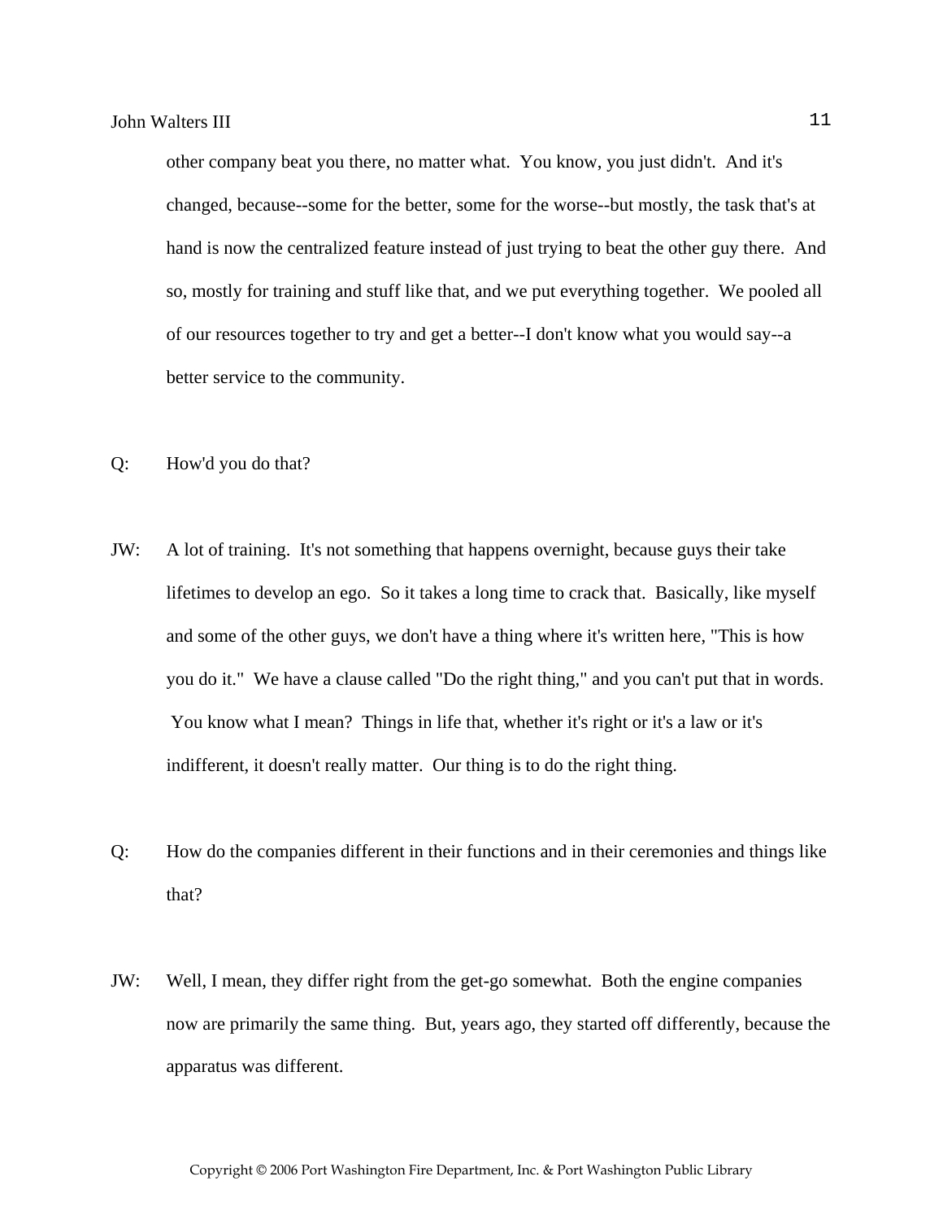other company beat you there, no matter what. You know, you just didn't. And it's changed, because--some for the better, some for the worse--but mostly, the task that's at hand is now the centralized feature instead of just trying to beat the other guy there. And so, mostly for training and stuff like that, and we put everything together. We pooled all of our resources together to try and get a better--I don't know what you would say--a better service to the community.

Q: How'd you do that?

JW: A lot of training. It's not something that happens overnight, because guys their take lifetimes to develop an ego. So it takes a long time to crack that. Basically, like myself and some of the other guys, we don't have a thing where it's written here, "This is how you do it." We have a clause called "Do the right thing," and you can't put that in words. You know what I mean? Things in life that, whether it's right or it's a law or it's indifferent, it doesn't really matter. Our thing is to do the right thing.

Q: How do the companies different in their functions and in their ceremonies and things like that?

JW: Well, I mean, they differ right from the get-go somewhat. Both the engine companies now are primarily the same thing. But, years ago, they started off differently, because the apparatus was different.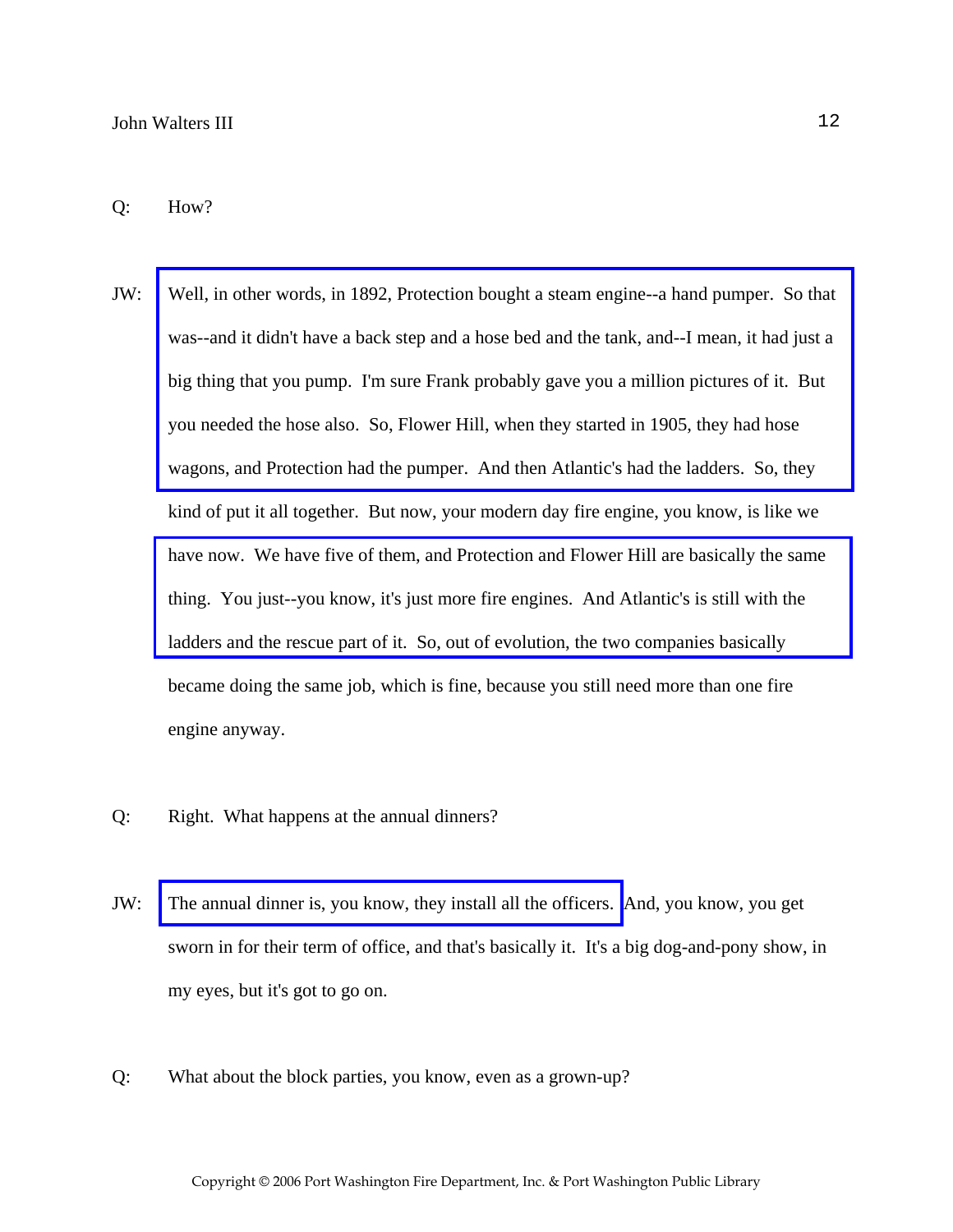Q: How?

JW: Well, in other words, in 1892, Protection bought a steam engine--a hand pumper. So that was--and it didn't have a back step and a hose bed and the tank, and--I mean, it had just a big thing that you pump. I'm sure Frank probably gave you a million pictures of it. But you needed the hose also. So, Flower Hill, when they started in 1905, they had hose wagons, and Protection had the pumper. And then Atlantic's had the ladders. So, they kind of put it all together. But now, your modern day fire engine, you know, is like we have now. We have five of them, and Protection and Flower Hill are basically the same thing. You just--you know, it's just more fire engines. And Atlantic's is still with the ladders and the rescue part of it. So, out of evolution, the two companies basically became doing the same job, which is fine, because you still need more than one fire engine anyway.

Q: Right. What happens at the annual dinners?

JW: The annual dinner is, you know, they install all the officers. And, you know, you get sworn in for their term of office, and that's basically it. It's a big dog-and-pony show, in my eyes, but it's got to go on.

Q: What about the block parties, you know, even as a grown-up?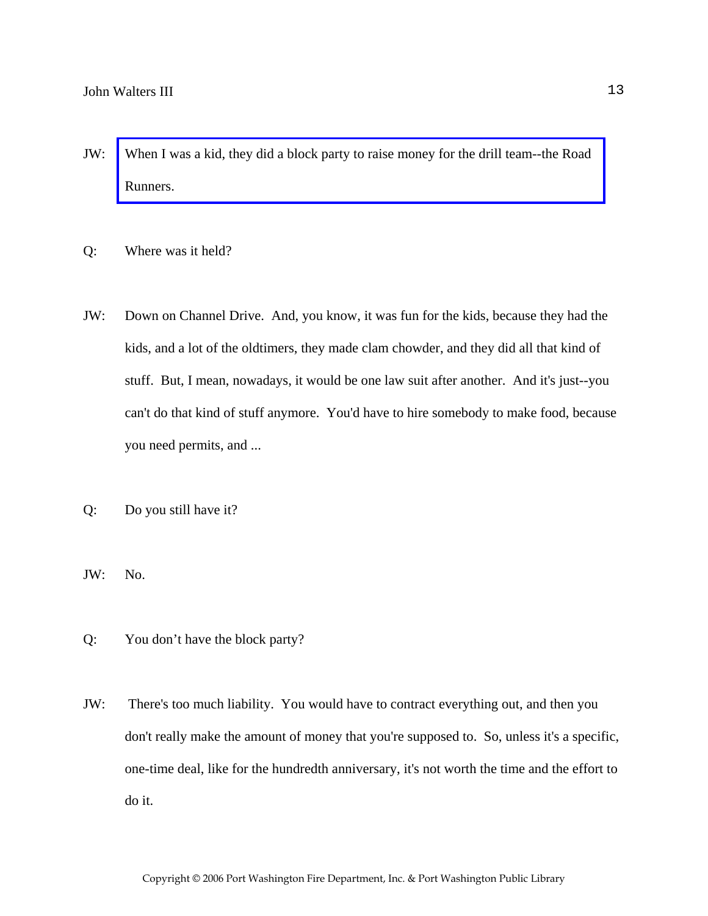JW: When I was a kid, they did a block party to raise money for the drill team--the Road Runners.

Q: Where was it held?

JW: Down on Channel Drive. And, you know, it was fun for the kids, because they had the kids, and a lot of the oldtimers, they made clam chowder, and they did all that kind of stuff. But, I mean, nowadays, it would be one law suit after another. And it's just--you can't do that kind of stuff anymore. You'd have to hire somebody to make food, because you need permits, and ...

Q: Do you still have it?

JW: No.

Q: You don't have the block party?

JW: There's too much liability. You would have to contract everything out, and then you don't really make the amount of money that you're supposed to. So, unless it's a specific, one-time deal, like for the hundredth anniversary, it's not worth the time and the effort to do it.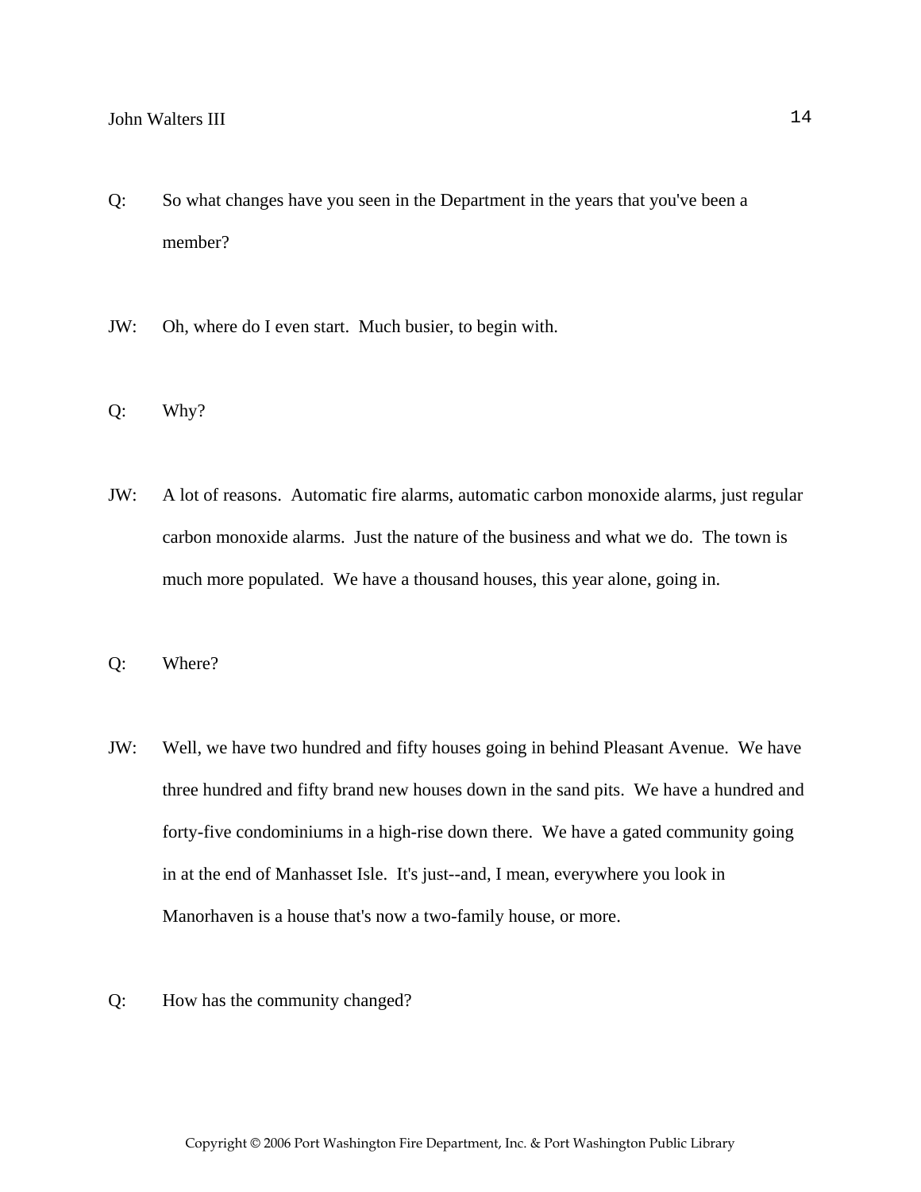Q: So what changes have you seen in the Department in the years that you've been a member?

JW: Oh, where do I even start. Much busier, to begin with.

Q: Why?

JW: A lot of reasons. Automatic fire alarms, automatic carbon monoxide alarms, just regular carbon monoxide alarms. Just the nature of the business and what we do. The town is much more populated. We have a thousand houses, this year alone, going in.

Q: Where?

JW: Well, we have two hundred and fifty houses going in behind Pleasant Avenue. We have three hundred and fifty brand new houses down in the sand pits. We have a hundred and forty-five condominiums in a high-rise down there. We have a gated community going in at the end of Manhasset Isle. It's just--and, I mean, everywhere you look in Manorhaven is a house that's now a two-family house, or more.

Q: How has the community changed?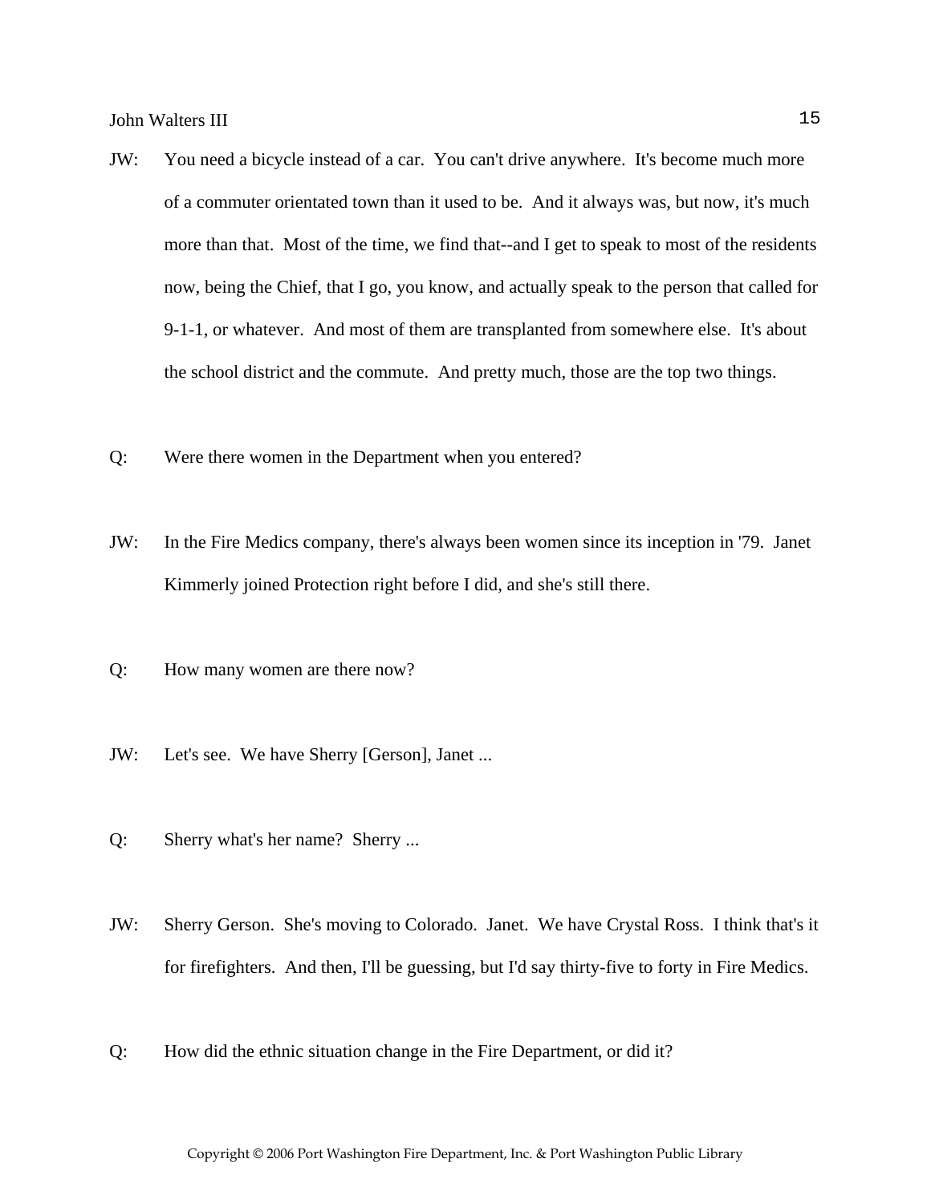JW: You need a bicycle instead of a car. You can't drive anywhere. It's become much more of a commuter orientated town than it used to be. And it always was, but now, it's much more than that. Most of the time, we find that--and I get to speak to most of the residents now, being the Chief, that I go, you know, and actually speak to the person that called for 9-1-1, or whatever. And most of them are transplanted from somewhere else. It's about the school district and the commute. And pretty much, those are the top two things.

Q: Were there women in the Department when you entered?

JW: In the Fire Medics company, there's always been women since its inception in '79. Janet Kimmerly joined Protection right before I did, and she's still there.

Q: How many women are there now?

JW: Let's see. We have Sherry [Gerson], Janet ...

Q: Sherry what's her name? Sherry ...

JW: Sherry Gerson. She's moving to Colorado. Janet. We have Crystal Ross. I think that's it for firefighters. And then, I'll be guessing, but I'd say thirty-five to forty in Fire Medics.

Q: How did the ethnic situation change in the Fire Department, or did it?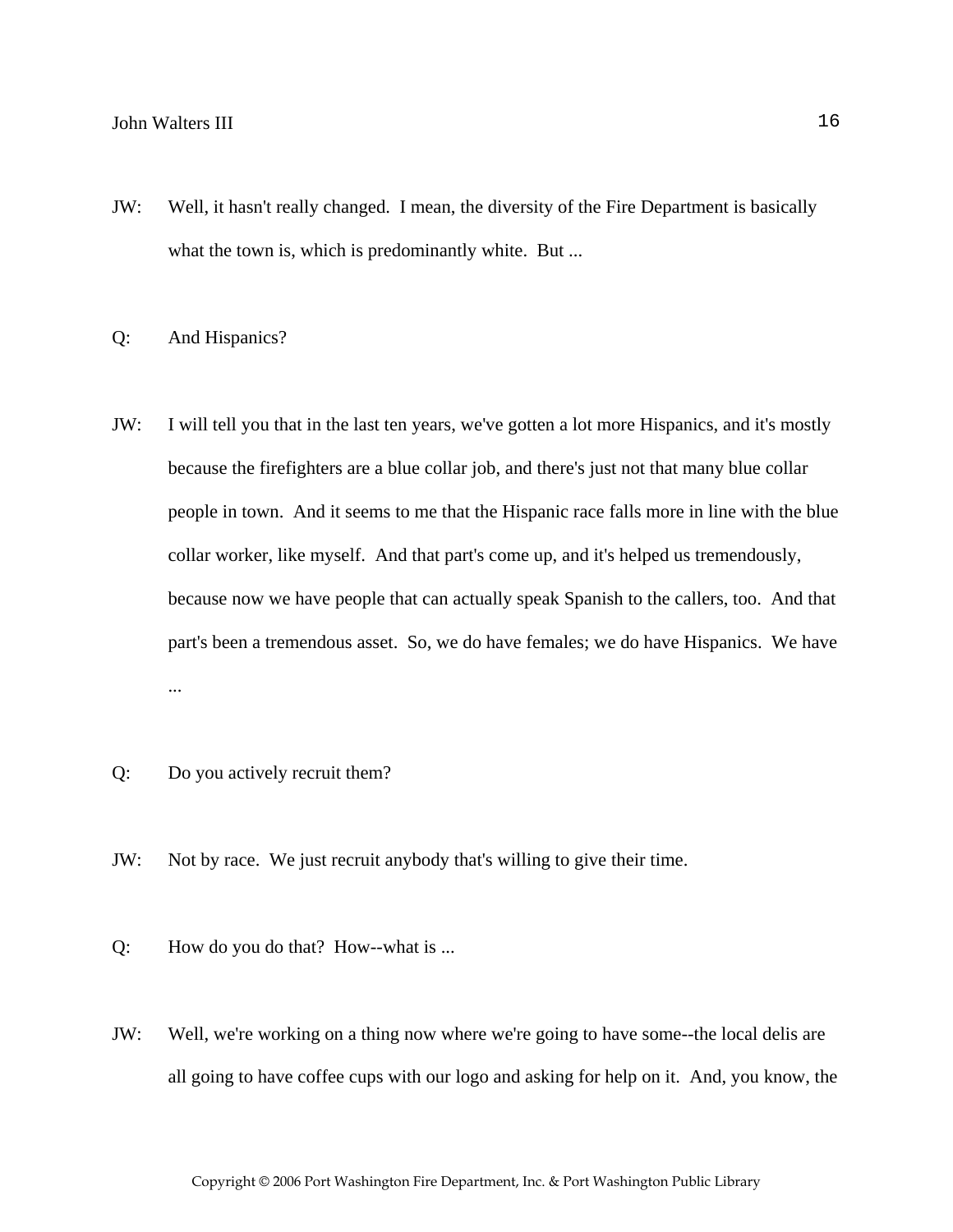JW: Well, it hasn't really changed. I mean, the diversity of the Fire Department is basically what the town is, which is predominantly white. But ...

Q: And Hispanics?

JW: I will tell you that in the last ten years, we've gotten a lot more Hispanics, and it's mostly because the firefighters are a blue collar job, and there's just not that many blue collar people in town. And it seems to me that the Hispanic race falls more in line with the blue collar worker, like myself. And that part's come up, and it's helped us tremendously, because now we have people that can actually speak Spanish to the callers, too. And that part's been a tremendous asset. So, we do have females; we do have Hispanics. We have ...

Q: Do you actively recruit them?

JW: Not by race. We just recruit anybody that's willing to give their time.

Q: How do you do that? How--what is ...

JW: Well, we're working on a thing now where we're going to have some--the local delis are all going to have coffee cups with our logo and asking for help on it. And, you know, the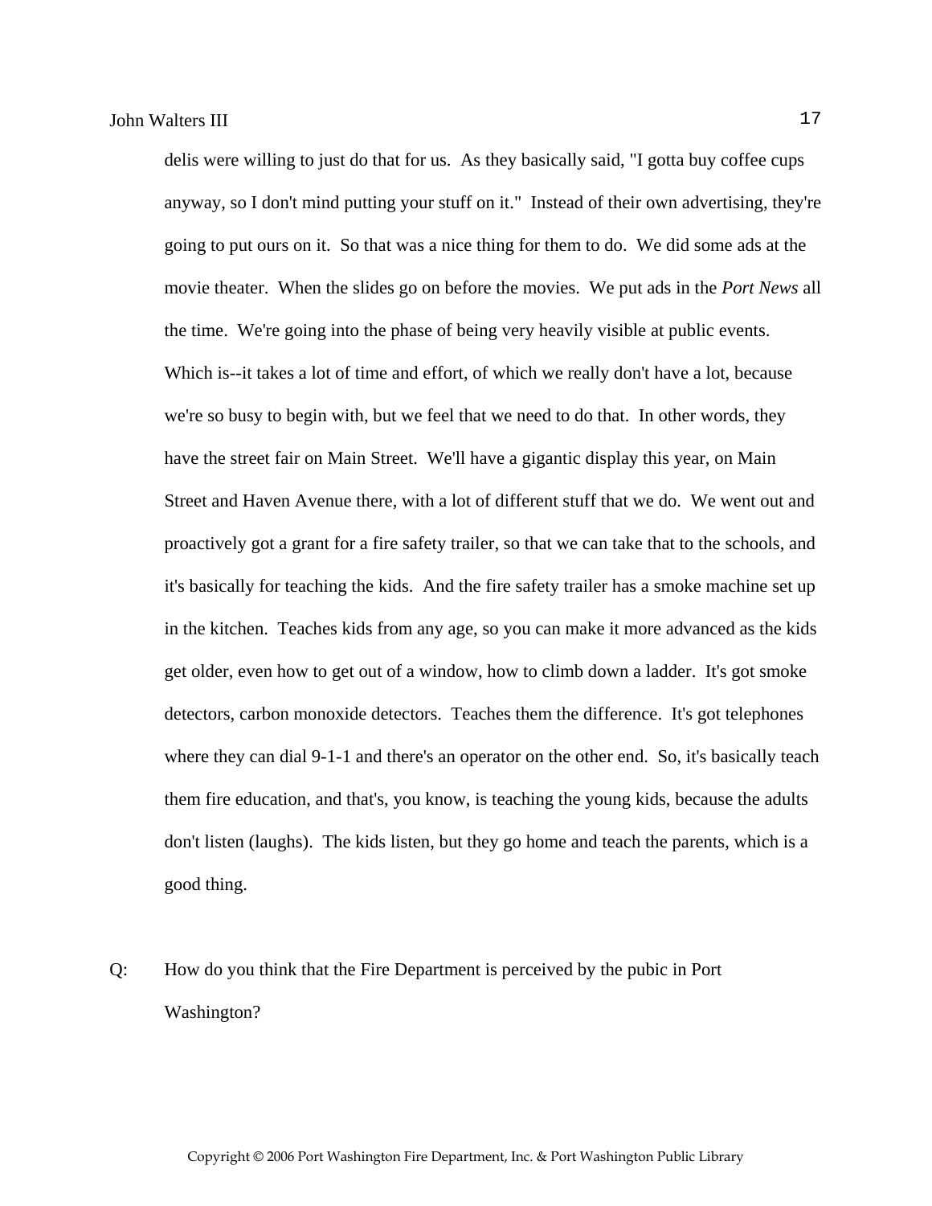delis were willing to just do that for us. As they basically said, "I gotta buy coffee cups anyway, so I don't mind putting your stuff on it." Instead of their own advertising, they're going to put ours on it. So that was a nice thing for them to do. We did some ads at the movie theater. When the slides go on before the movies. We put ads in the *Port News* all the time. We're going into the phase of being very heavily visible at public events. Which is--it takes a lot of time and effort, of which we really don't have a lot, because we're so busy to begin with, but we feel that we need to do that. In other words, they have the street fair on Main Street. We'll have a gigantic display this year, on Main Street and Haven Avenue there, with a lot of different stuff that we do. We went out and proactively got a grant for a fire safety trailer, so that we can take that to the schools, and it's basically for teaching the kids. And the fire safety trailer has a smoke machine set up in the kitchen. Teaches kids from any age, so you can make it more advanced as the kids get older, even how to get out of a window, how to climb down a ladder. It's got smoke detectors, carbon monoxide detectors. Teaches them the difference. It's got telephones where they can dial 9-1-1 and there's an operator on the other end. So, it's basically teach them fire education, and that's, you know, is teaching the young kids, because the adults don't listen (laughs). The kids listen, but they go home and teach the parents, which is a good thing.

Q: How do you think that the Fire Department is perceived by the pubic in Port Washington?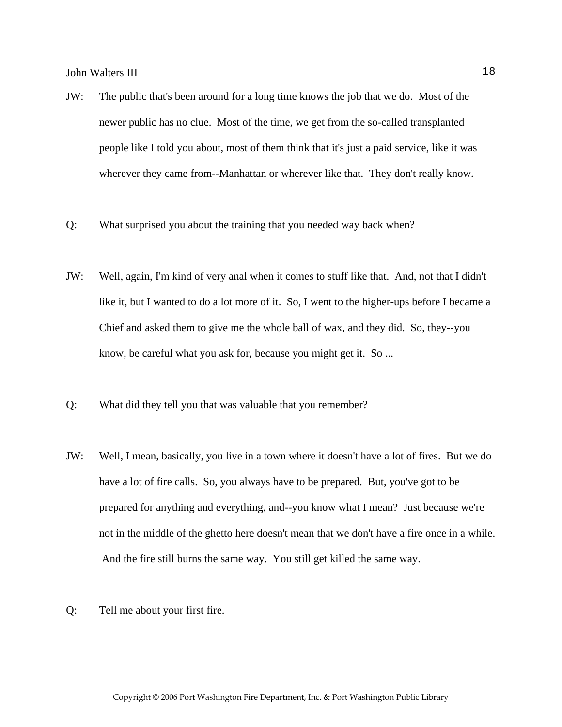JW: The public that's been around for a long time knows the job that we do. Most of the newer public has no clue. Most of the time, we get from the so-called transplanted people like I told you about, most of them think that it's just a paid service, like it was wherever they came from--Manhattan or wherever like that. They don't really know.

Q: What surprised you about the training that you needed way back when?

JW: Well, again, I'm kind of very anal when it comes to stuff like that. And, not that I didn't like it, but I wanted to do a lot more of it. So, I went to the higher-ups before I became a Chief and asked them to give me the whole ball of wax, and they did. So, they--you know, be careful what you ask for, because you might get it. So ...

Q: What did they tell you that was valuable that you remember?

JW: Well, I mean, basically, you live in a town where it doesn't have a lot of fires. But we do have a lot of fire calls. So, you always have to be prepared. But, you've got to be prepared for anything and everything, and--you know what I mean? Just because we're not in the middle of the ghetto here doesn't mean that we don't have a fire once in a while. And the fire still burns the same way. You still get killed the same way.

Q: Tell me about your first fire.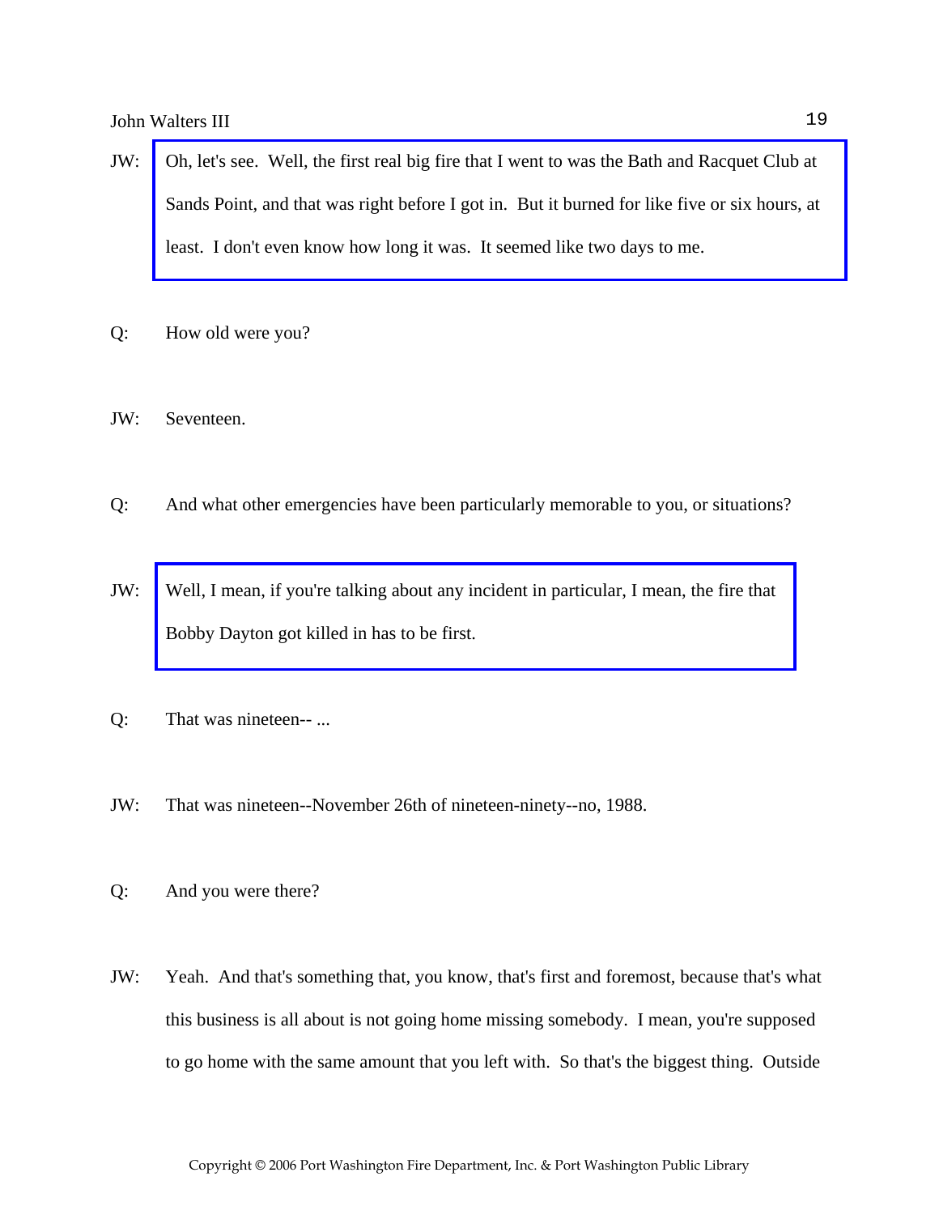JW: Oh, let's see. Well, the first real big fire that I went to was the Bath and Racquet Club at Sands Point, and that was right before I got in. But it burned for like five or six hours, at least. I don't even know how long it was. It seemed like two days to me.

Q: How old were you?

JW: Seventeen.

Q: And what other emergencies have been particularly memorable to you, or situations?

JW: Well, I mean, if you're talking about any incident in particular, I mean, the fire that Bobby Dayton got killed in has to be first.

Q: That was nineteen-- ...

JW: That was nineteen--November 26th of nineteen-ninety--no, 1988.

Q: And you were there?

JW: Yeah. And that's something that, you know, that's first and foremost, because that's what this business is all about is not going home missing somebody. I mean, you're supposed to go home with the same amount that you left with. So that's the biggest thing. Outside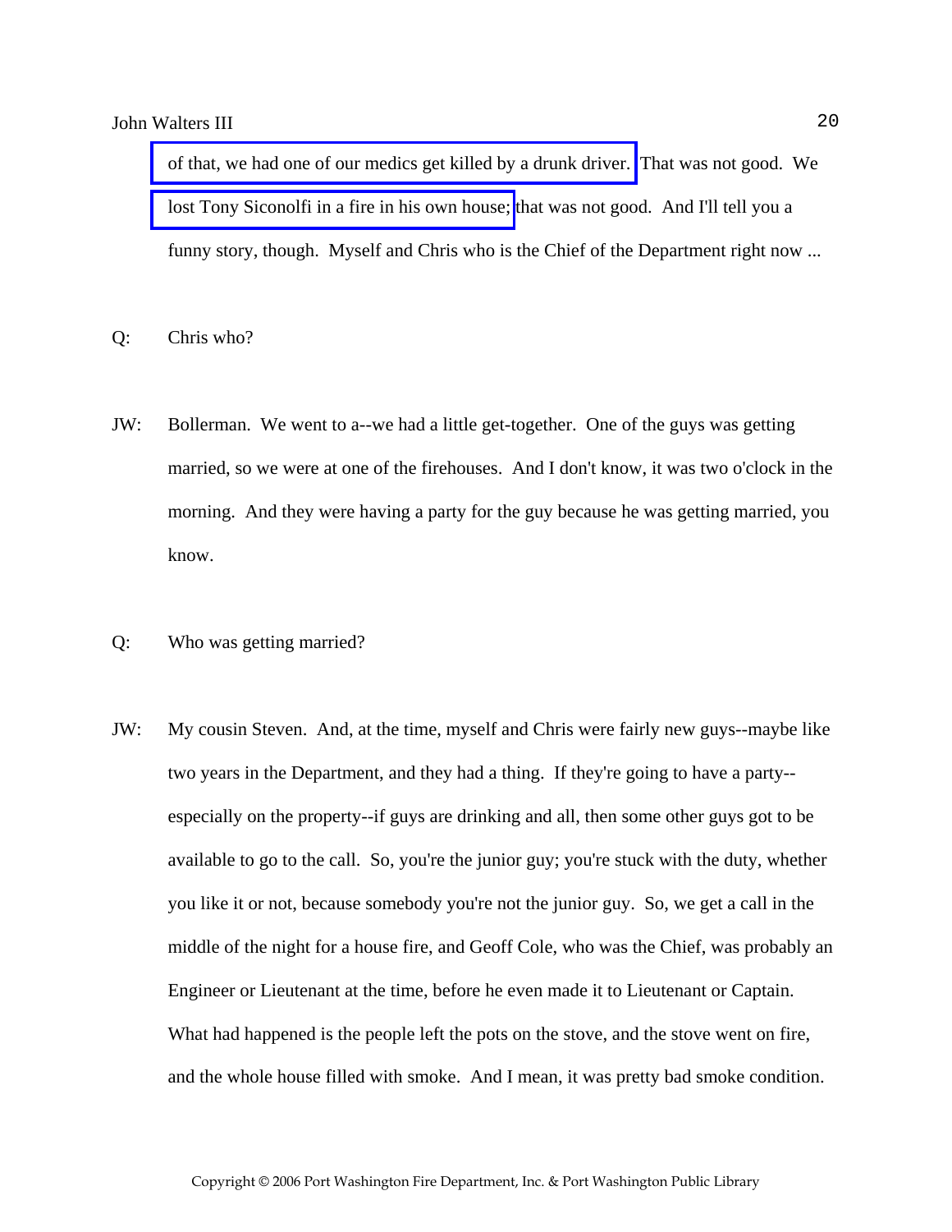of that, we had one of our medics get killed by a drunk driver. That was not good. We lost Tony Siconolfi in a fire in his own house; that was not good. And I'll tell you a funny story, though. Myself and Chris who is the Chief of the Department right now ...

Q: Chris who?

JW: Bollerman. We went to a--we had a little get-together. One of the guys was getting married, so we were at one of the firehouses. And I don't know, it was two o'clock in the morning. And they were having a party for the guy because he was getting married, you know.

Q: Who was getting married?

JW: My cousin Steven. And, at the time, myself and Chris were fairly new guys--maybe like two years in the Department, and they had a thing. If they're going to have a party--especially on the property--if guys are drinking and all, then some other guys got to be available to go to the call. So, you're the junior guy; you're stuck with the duty, whether you like it or not, because somebody you're not the junior guy. So, we get a call in the middle of the night for a house fire, and Geoff Cole, who was the Chief, was probably an Engineer or Lieutenant at the time, before he even made it to Lieutenant or Captain. What had happened is the people left the pots on the stove, and the stove went on fire, and the whole house filled with smoke. And I mean, it was pretty bad smoke condition.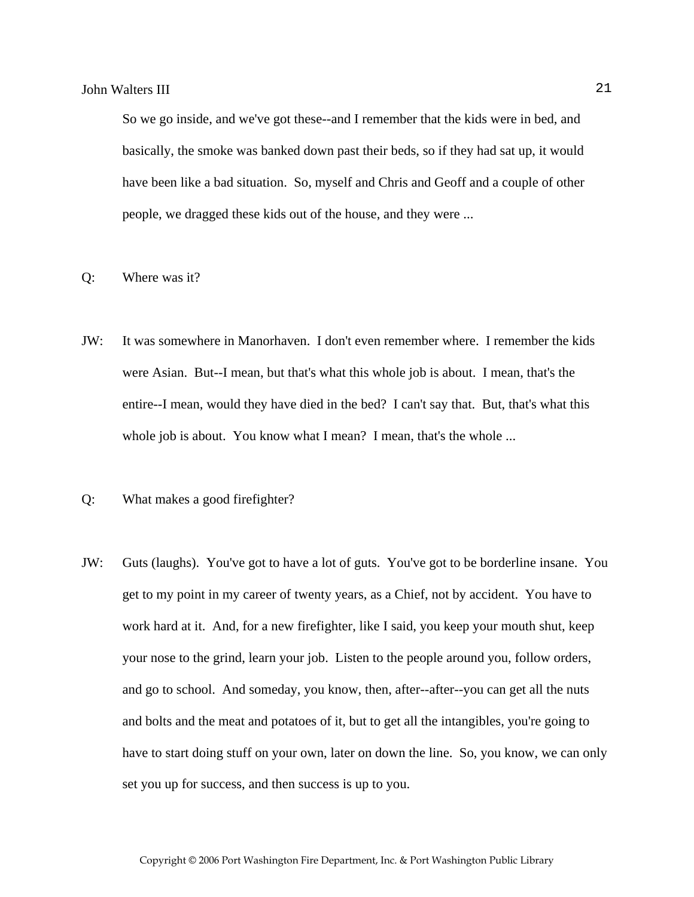So we go inside, and we've got these--and I remember that the kids were in bed, and basically, the smoke was banked down past their beds, so if they had sat up, it would have been like a bad situation. So, myself and Chris and Geoff and a couple of other people, we dragged these kids out of the house, and they were ...

Q: Where was it?

JW: It was somewhere in Manorhaven. I don't even remember where. I remember the kids were Asian. But--I mean, but that's what this whole job is about. I mean, that's the entire--I mean, would they have died in the bed? I can't say that. But, that's what this whole job is about. You know what I mean? I mean, that's the whole ...

Q: What makes a good firefighter?

JW: Guts (laughs). You've got to have a lot of guts. You've got to be borderline insane. You get to my point in my career of twenty years, as a Chief, not by accident. You have to work hard at it. And, for a new firefighter, like I said, you keep your mouth shut, keep your nose to the grind, learn your job. Listen to the people around you, follow orders, and go to school. And someday, you know, then, after--after--you can get all the nuts and bolts and the meat and potatoes of it, but to get all the intangibles, you're going to have to start doing stuff on your own, later on down the line. So, you know, we can only set you up for success, and then success is up to you.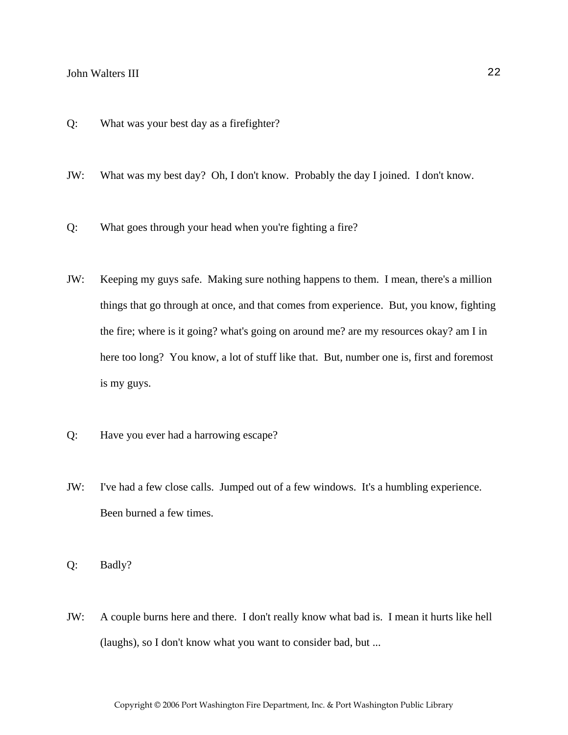Q: What was your best day as a firefighter?

JW: What was my best day? Oh, I don't know. Probably the day I joined. I don't know.

Q: What goes through your head when you're fighting a fire?

JW: Keeping my guys safe. Making sure nothing happens to them. I mean, there's a million things that go through at once, and that comes from experience. But, you know, fighting the fire; where is it going? what's going on around me? are my resources okay? am I in here too long? You know, a lot of stuff like that. But, number one is, first and foremost is my guys.

Q: Have you ever had a harrowing escape?

JW: I've had a few close calls. Jumped out of a few windows. It's a humbling experience. Been burned a few times.

Q: Badly?

JW: A couple burns here and there. I don't really know what bad is. I mean it hurts like hell (laughs), so I don't know what you want to consider bad, but ...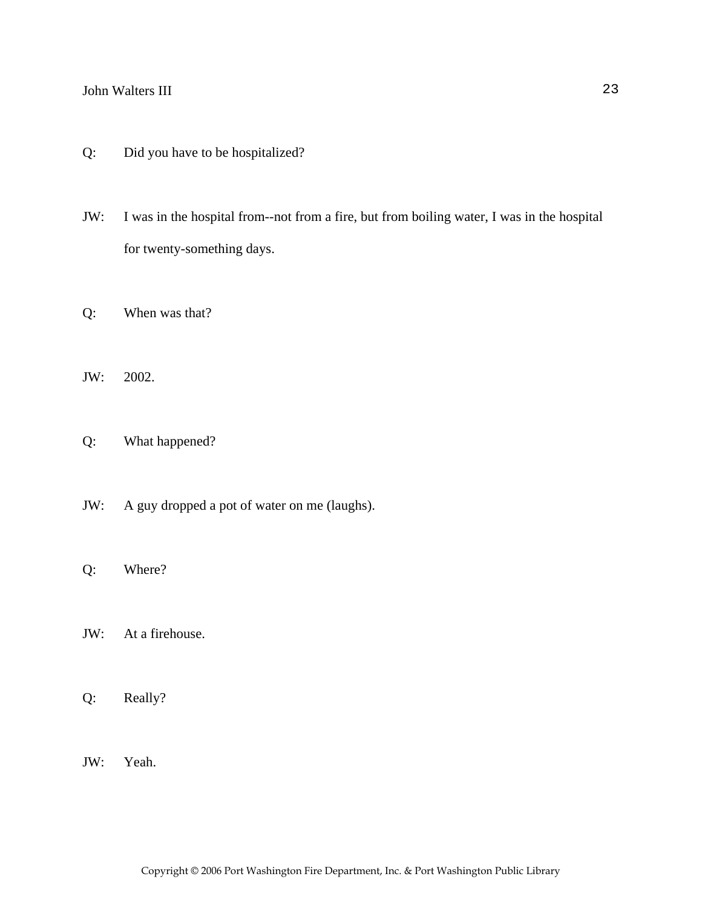Q: Did you have to be hospitalized?

JW: I was in the hospital from--not from a fire, but from boiling water, I was in the hospital for twenty-something days.

Q: When was that?

JW: 2002.

Q: What happened?

JW: A guy dropped a pot of water on me (laughs).

Q: Where?

JW: At a firehouse.

Q: Really?

JW: Yeah.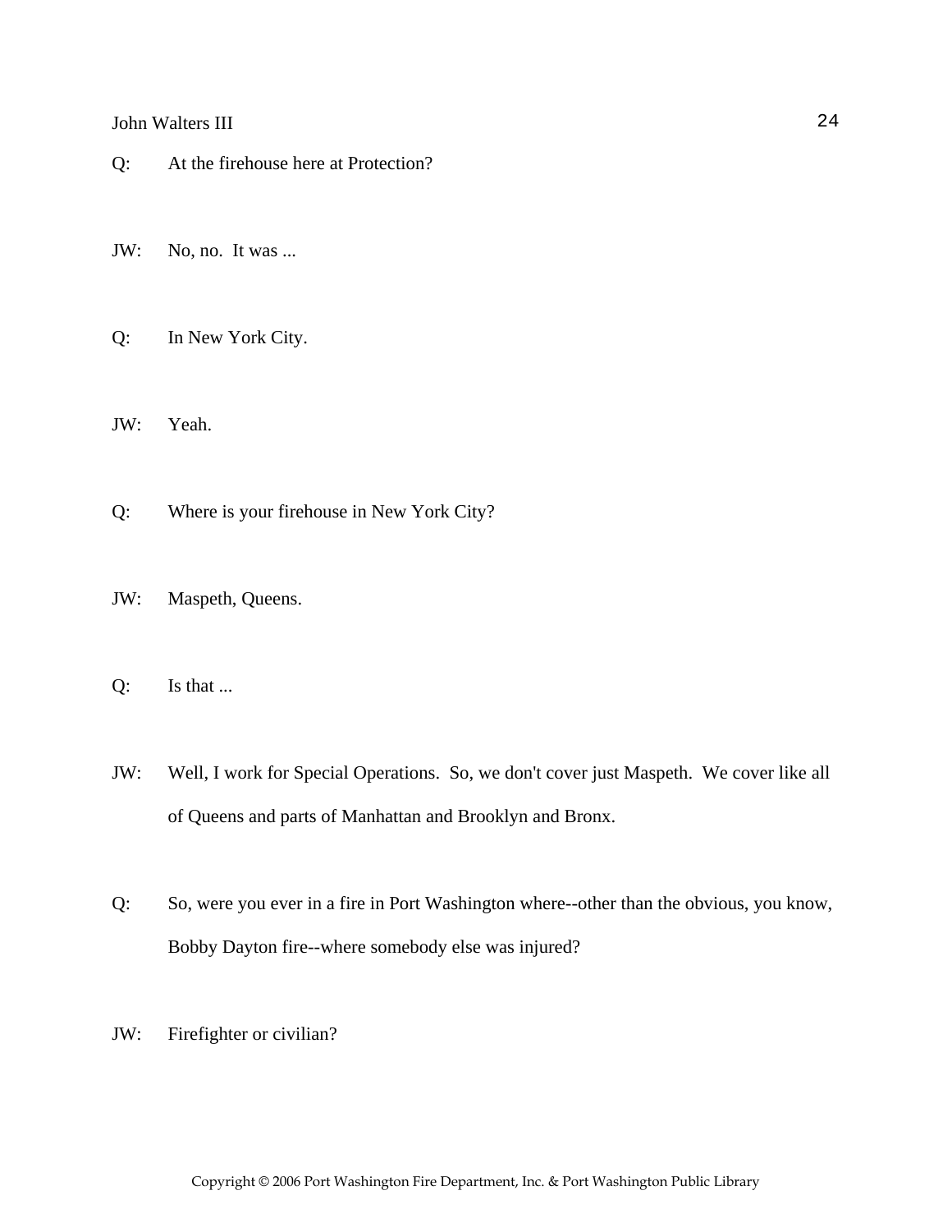Q: At the firehouse here at Protection?

JW: No, no. It was ...

Q: In New York City.

JW: Yeah.

Q: Where is your firehouse in New York City?

JW: Maspeth, Queens.

Q: Is that ...

JW: Well, I work for Special Operations. So, we don't cover just Maspeth. We cover like all of Queens and parts of Manhattan and Brooklyn and Bronx.

Q: So, were you ever in a fire in Port Washington where--other than the obvious, you know, Bobby Dayton fire--where somebody else was injured?

JW: Firefighter or civilian?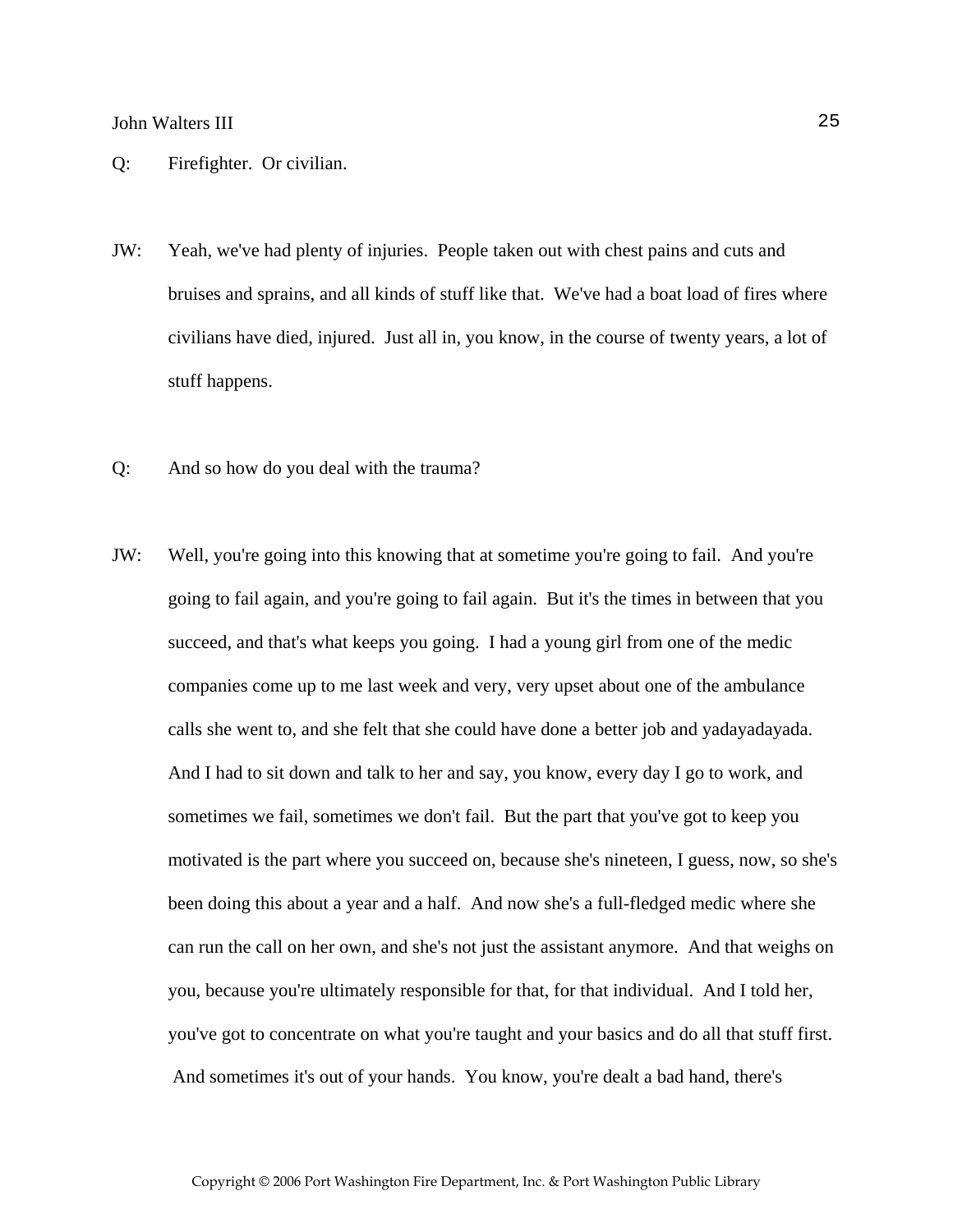Q: Firefighter. Or civilian.

JW: Yeah, we've had plenty of injuries. People taken out with chest pains and cuts and bruises and sprains, and all kinds of stuff like that. We've had a boat load of fires where civilians have died, injured. Just all in, you know, in the course of twenty years, a lot of stuff happens.

Q: And so how do you deal with the trauma?

JW: Well, you're going into this knowing that at sometime you're going to fail. And you're going to fail again, and you're going to fail again. But it's the times in between that you succeed, and that's what keeps you going. I had a young girl from one of the medic companies come up to me last week and very, very upset about one of the ambulance calls she went to, and she felt that she could have done a better job and yadayadayada. And I had to sit down and talk to her and say, you know, every day I go to work, and sometimes we fail, sometimes we don't fail. But the part that you've got to keep you motivated is the part where you succeed on, because she's nineteen, I guess, now, so she's been doing this about a year and a half. And now she's a full-fledged medic where she can run the call on her own, and she's not just the assistant anymore. And that weighs on you, because you're ultimately responsible for that, for that individual. And I told her, you've got to concentrate on what you're taught and your basics and do all that stuff first. And sometimes it's out of your hands. You know, you're dealt a bad hand, there's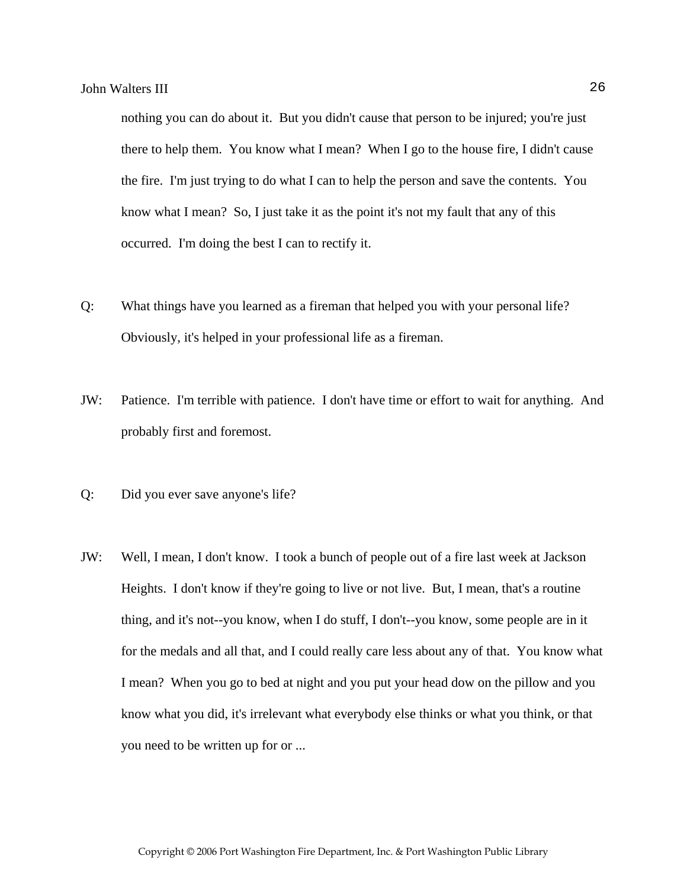nothing you can do about it. But you didn't cause that person to be injured; you're just there to help them. You know what I mean? When I go to the house fire, I didn't cause the fire. I'm just trying to do what I can to help the person and save the contents. You know what I mean? So, I just take it as the point it's not my fault that any of this occurred. I'm doing the best I can to rectify it.

Q: What things have you learned as a fireman that helped you with your personal life? Obviously, it's helped in your professional life as a fireman.

JW: Patience. I'm terrible with patience. I don't have time or effort to wait for anything. And probably first and foremost.

Q: Did you ever save anyone's life?

JW: Well, I mean, I don't know. I took a bunch of people out of a fire last week at Jackson Heights. I don't know if they're going to live or not live. But, I mean, that's a routine thing, and it's not--you know, when I do stuff, I don't--you know, some people are in it for the medals and all that, and I could really care less about any of that. You know what I mean? When you go to bed at night and you put your head dow on the pillow and you know what you did, it's irrelevant what everybody else thinks or what you think, or that you need to be written up for or ...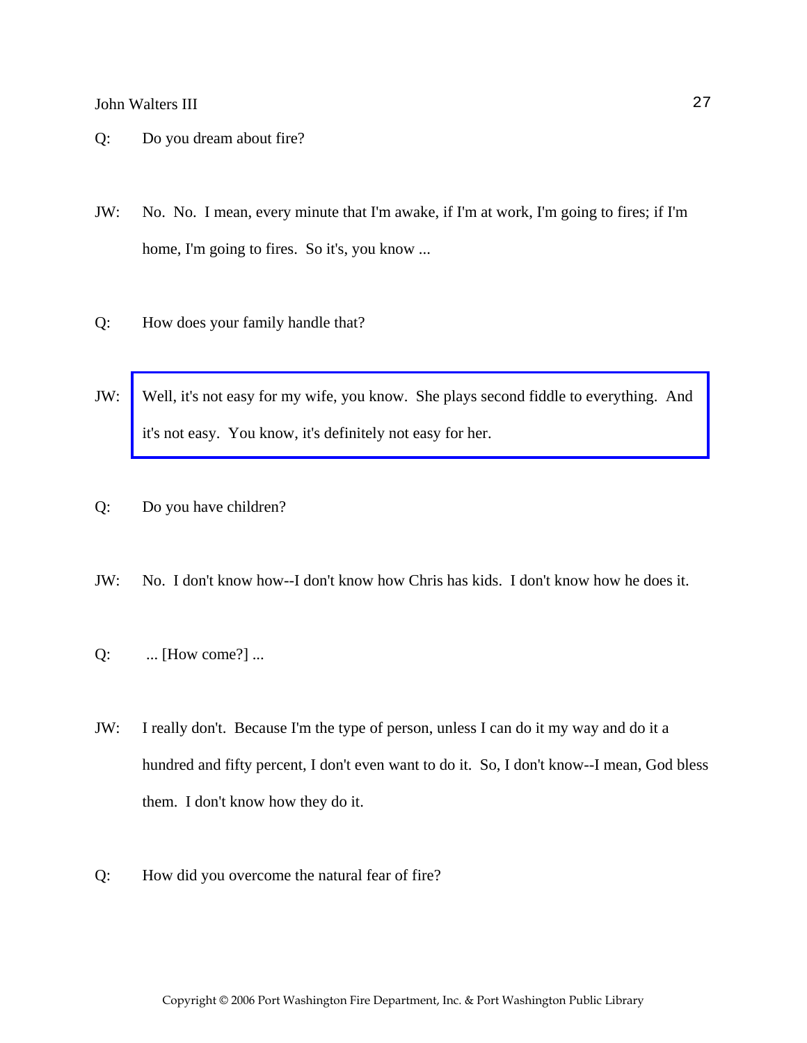Q: Do you dream about fire?

JW: No. No. I mean, every minute that I'm awake, if I'm at work, I'm going to fires; if I'm home, I'm going to fires. So it's, you know ...

Q: How does your family handle that?

JW: Well, it's not easy for my wife, you know. She plays second fiddle to everything. And it's not easy. You know, it's definitely not easy for her.

Q: Do you have children?

JW: No. I don't know how--I don't know how Chris has kids. I don't know how he does it.

Q: ... [How come?] ...

JW: I really don't. Because I'm the type of person, unless I can do it my way and do it a hundred and fifty percent, I don't even want to do it. So, I don't know--I mean, God bless them. I don't know how they do it.

Q: How did you overcome the natural fear of fire?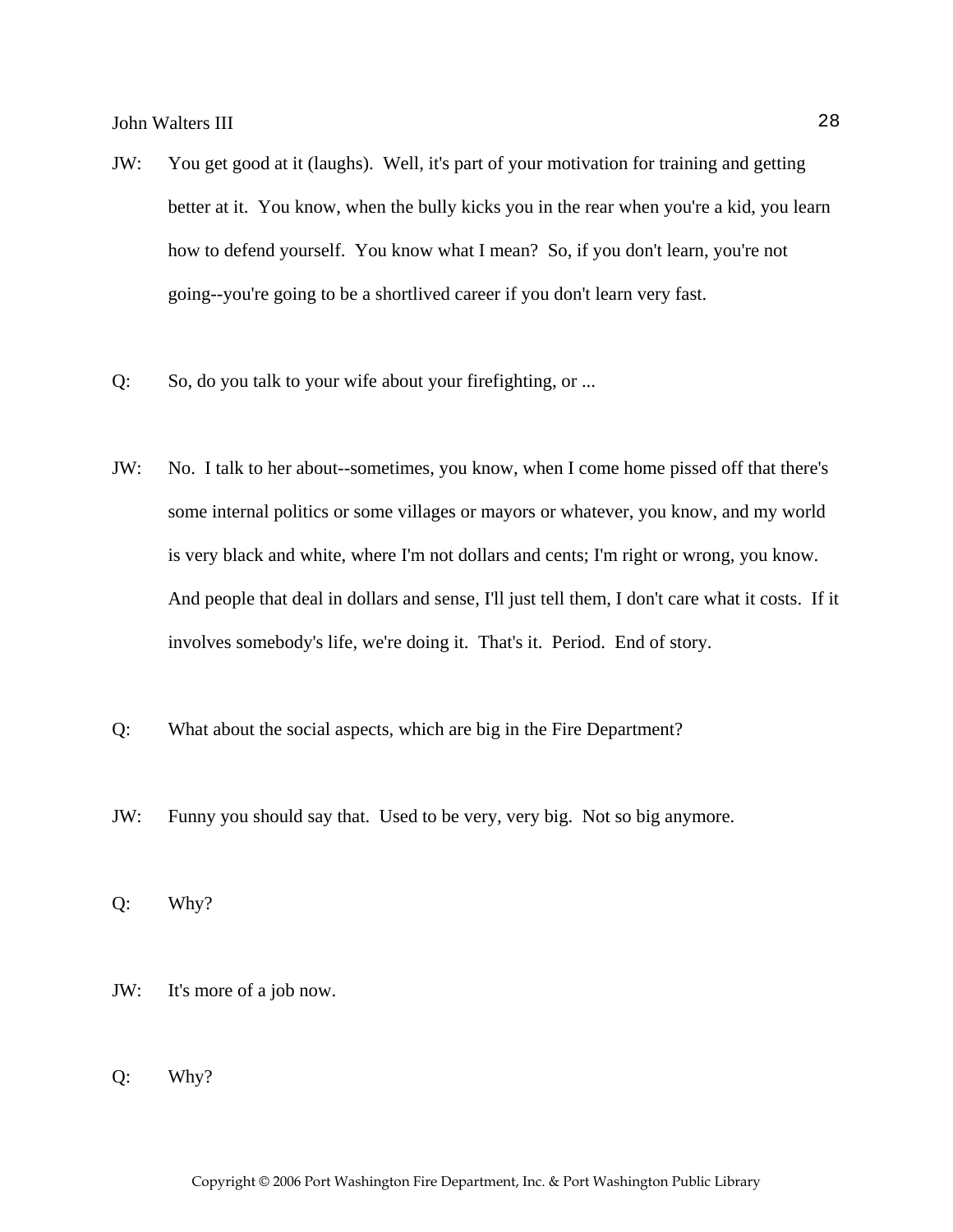JW: You get good at it (laughs). Well, it's part of your motivation for training and getting better at it. You know, when the bully kicks you in the rear when you're a kid, you learn how to defend yourself. You know what I mean? So, if you don't learn, you're not going--you're going to be a shortlived career if you don't learn very fast.

Q: So, do you talk to your wife about your firefighting, or ...

JW: No. I talk to her about--sometimes, you know, when I come home pissed off that there's some internal politics or some villages or mayors or whatever, you know, and my world is very black and white, where I'm not dollars and cents; I'm right or wrong, you know. And people that deal in dollars and sense, I'll just tell them, I don't care what it costs. If it involves somebody's life, we're doing it. That's it. Period. End of story.

Q: What about the social aspects, which are big in the Fire Department?

JW: Funny you should say that. Used to be very, very big. Not so big anymore.

Q: Why?

JW: It's more of a job now.

Q: Why?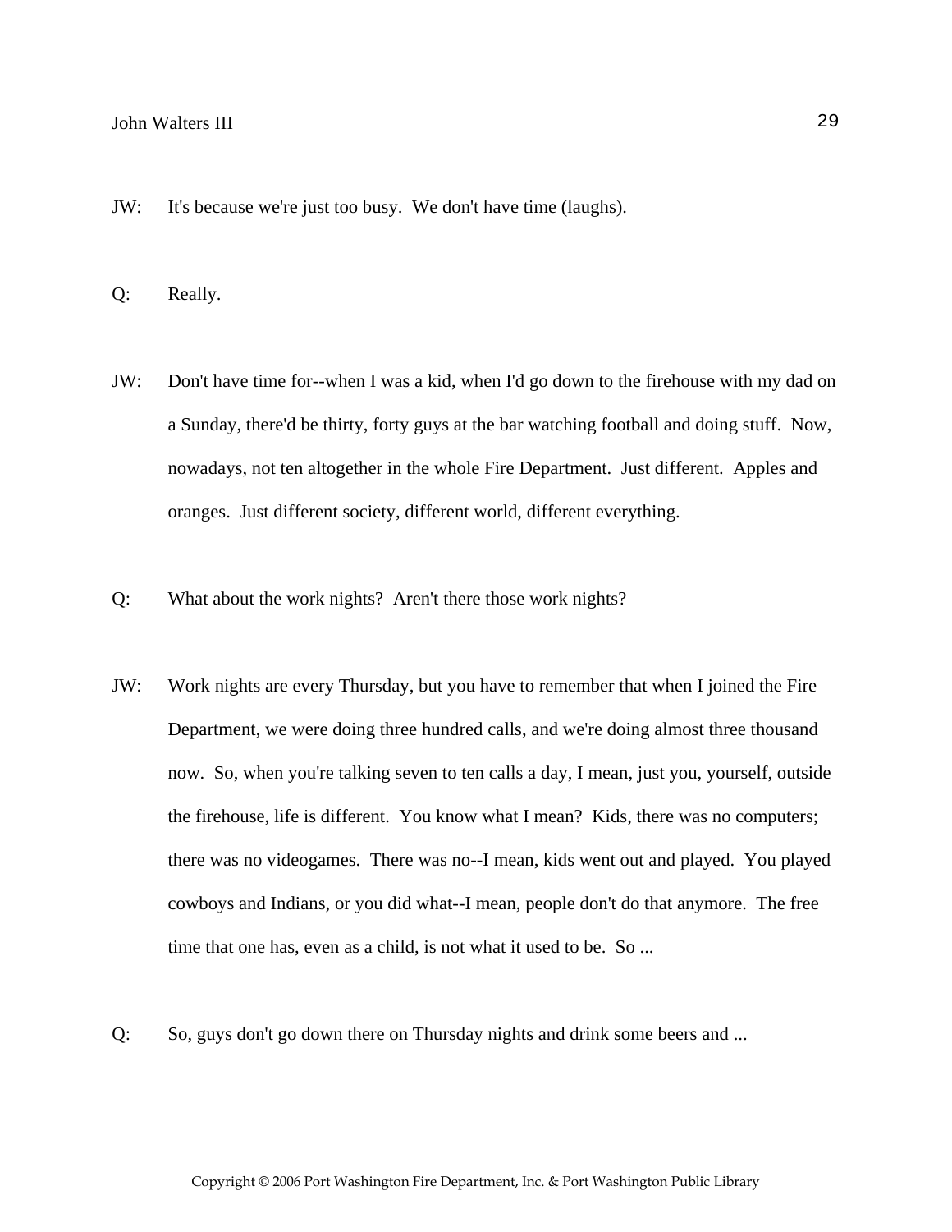JW: It's because we're just too busy. We don't have time (laughs).

Q: Really.

JW: Don't have time for--when I was a kid, when I'd go down to the firehouse with my dad on a Sunday, there'd be thirty, forty guys at the bar watching football and doing stuff. Now, nowadays, not ten altogether in the whole Fire Department. Just different. Apples and oranges. Just different society, different world, different everything.

Q: What about the work nights? Aren't there those work nights?

JW: Work nights are every Thursday, but you have to remember that when I joined the Fire Department, we were doing three hundred calls, and we're doing almost three thousand now. So, when you're talking seven to ten calls a day, I mean, just you, yourself, outside the firehouse, life is different. You know what I mean? Kids, there was no computers; there was no videogames. There was no--I mean, kids went out and played. You played cowboys and Indians, or you did what--I mean, people don't do that anymore. The free time that one has, even as a child, is not what it used to be. So ...

Q: So, guys don't go down there on Thursday nights and drink some beers and ...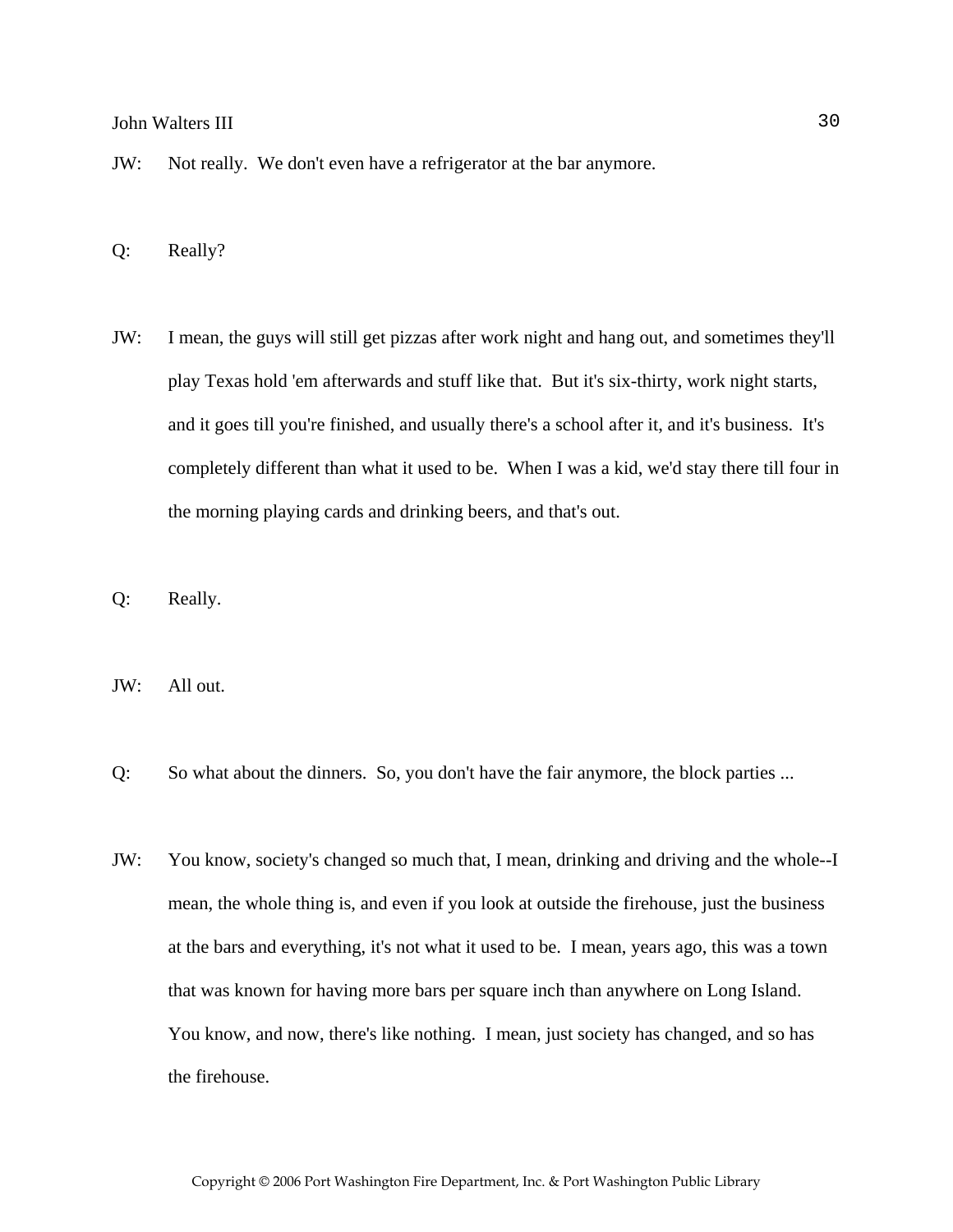JW: Not really. We don't even have a refrigerator at the bar anymore.

Q: Really?

JW: I mean, the guys will still get pizzas after work night and hang out, and sometimes they'll play Texas hold 'em afterwards and stuff like that. But it's six-thirty, work night starts, and it goes till you're finished, and usually there's a school after it, and it's business. It's completely different than what it used to be. When I was a kid, we'd stay there till four in the morning playing cards and drinking beers, and that's out.

Q: Really.

JW: All out.

Q: So what about the dinners. So, you don't have the fair anymore, the block parties ...

JW: You know, society's changed so much that, I mean, drinking and driving and the whole--I mean, the whole thing is, and even if you look at outside the firehouse, just the business at the bars and everything, it's not what it used to be. I mean, years ago, this was a town that was known for having more bars per square inch than anywhere on Long Island. You know, and now, there's like nothing. I mean, just society has changed, and so has the firehouse.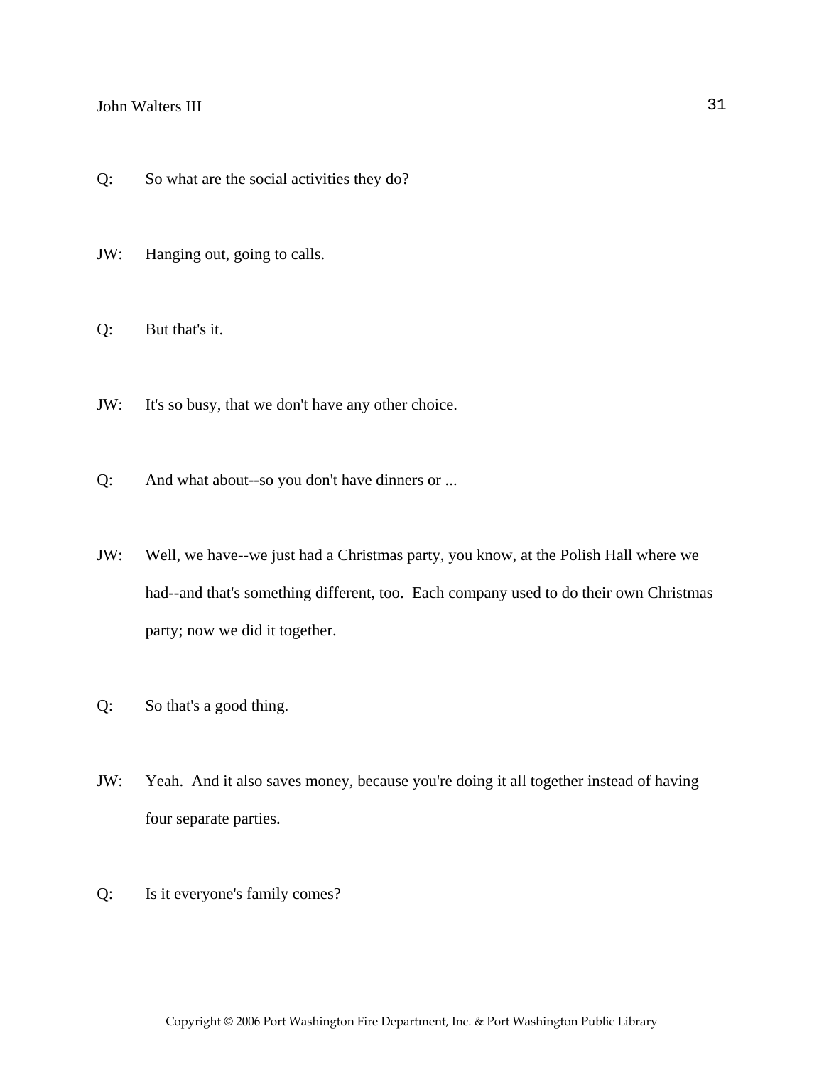Q: So what are the social activities they do?

JW: Hanging out, going to calls.

Q: But that's it.

JW: It's so busy, that we don't have any other choice.

Q: And what about--so you don't have dinners or ...

JW: Well, we have--we just had a Christmas party, you know, at the Polish Hall where we had--and that's something different, too. Each company used to do their own Christmas party; now we did it together.

Q: So that's a good thing.

JW: Yeah. And it also saves money, because you're doing it all together instead of having four separate parties.

Q: Is it everyone's family comes?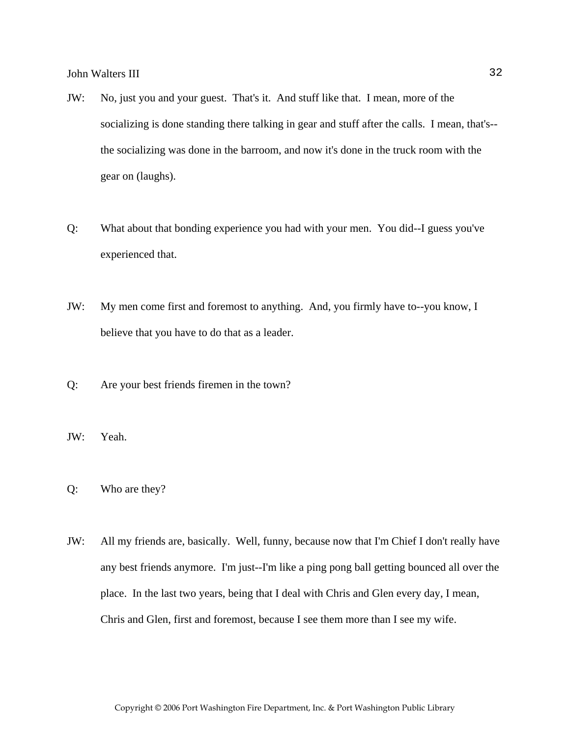JW: No, just you and your guest. That's it. And stuff like that. I mean, more of the socializing is done standing there talking in gear and stuff after the calls. I mean, that's--the socializing was done in the barroom, and now it's done in the truck room with the gear on (laughs).

Q: What about that bonding experience you had with your men. You did--I guess you've experienced that.

JW: My men come first and foremost to anything. And, you firmly have to--you know, I believe that you have to do that as a leader.

Q: Are your best friends firemen in the town?

JW: Yeah.

Q: Who are they?

JW: All my friends are, basically. Well, funny, because now that I'm Chief I don't really have any best friends anymore. I'm just--I'm like a ping pong ball getting bounced all over the place. In the last two years, being that I deal with Chris and Glen every day, I mean, Chris and Glen, first and foremost, because I see them more than I see my wife.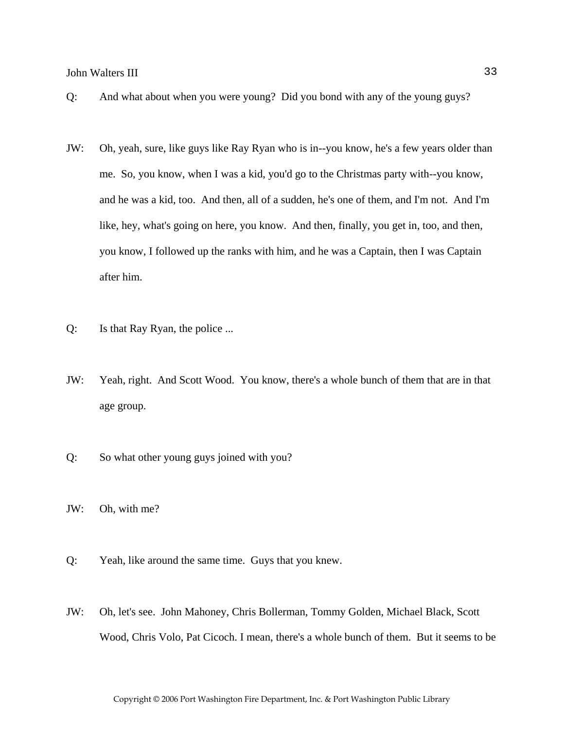Q: And what about when you were young? Did you bond with any of the young guys?

JW: Oh, yeah, sure, like guys like Ray Ryan who is in--you know, he's a few years older than me. So, you know, when I was a kid, you'd go to the Christmas party with--you know, and he was a kid, too. And then, all of a sudden, he's one of them, and I'm not. And I'm like, hey, what's going on here, you know. And then, finally, you get in, too, and then, you know, I followed up the ranks with him, and he was a Captain, then I was Captain after him.

Q: Is that Ray Ryan, the police ...

JW: Yeah, right. And Scott Wood. You know, there's a whole bunch of them that are in that age group.

Q: So what other young guys joined with you?

JW: Oh, with me?

Q: Yeah, like around the same time. Guys that you knew.

JW: Oh, let's see. John Mahoney, Chris Bollerman, Tommy Golden, Michael Black, Scott Wood, Chris Volo, Pat Cicoch. I mean, there's a whole bunch of them. But it seems to be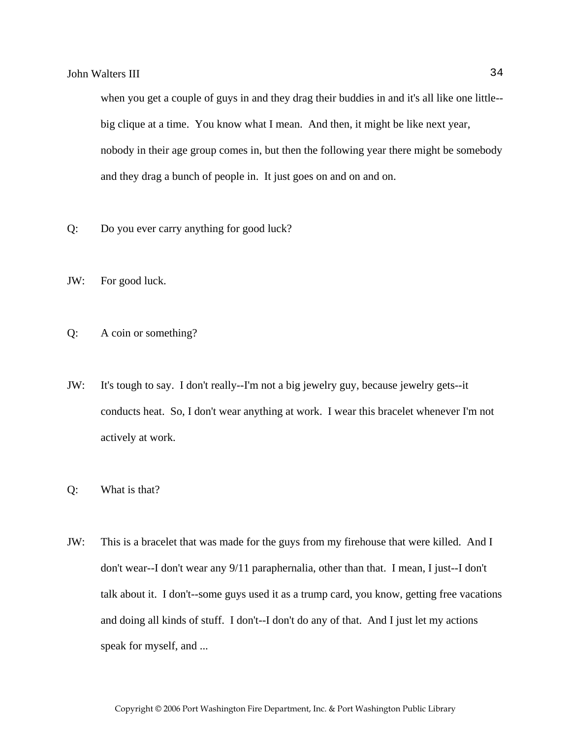when you get a couple of guys in and they drag their buddies in and it's all like one little--big clique at a time.  You know what I mean.  And then, it might be like next year, nobody in their age group comes in, but then the following year there might be somebody and they drag a bunch of people in.  It just goes on and on and on.

Q: Do you ever carry anything for good luck?

JW: For good luck.

Q: A coin or something?

JW: It's tough to say.  I don't really--I'm not a big jewelry guy, because jewelry gets--it conducts heat.  So, I don't wear anything at work.  I wear this bracelet whenever I'm not actively at work.

Q: What is that?

JW: This is a bracelet that was made for the guys from my firehouse that were killed.  And I don't wear--I don't wear any 9/11 paraphernalia, other than that.  I mean, I just--I don't talk about it.  I don't--some guys used it as a trump card, you know, getting free vacations and doing all kinds of stuff.  I don't--I don't do any of that.  And I just let my actions speak for myself, and ...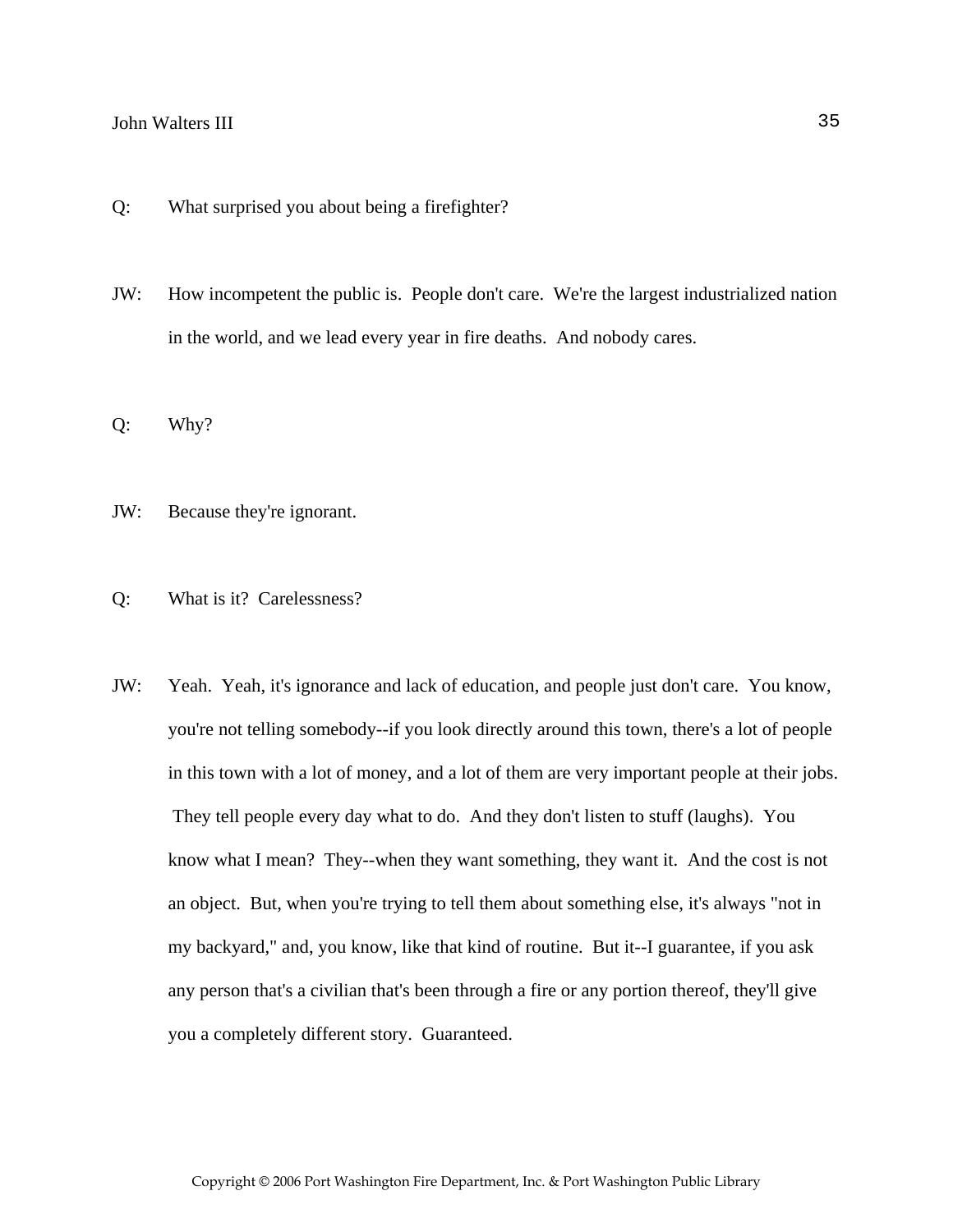Q: What surprised you about being a firefighter?

JW: How incompetent the public is. People don't care. We're the largest industrialized nation in the world, and we lead every year in fire deaths. And nobody cares.

Q: Why?

JW: Because they're ignorant.

Q: What is it? Carelessness?

JW: Yeah. Yeah, it's ignorance and lack of education, and people just don't care. You know, you're not telling somebody--if you look directly around this town, there's a lot of people in this town with a lot of money, and a lot of them are very important people at their jobs. They tell people every day what to do. And they don't listen to stuff (laughs). You know what I mean? They--when they want something, they want it. And the cost is not an object. But, when you're trying to tell them about something else, it's always "not in my backyard," and, you know, like that kind of routine. But it--I guarantee, if you ask any person that's a civilian that's been through a fire or any portion thereof, they'll give you a completely different story. Guaranteed.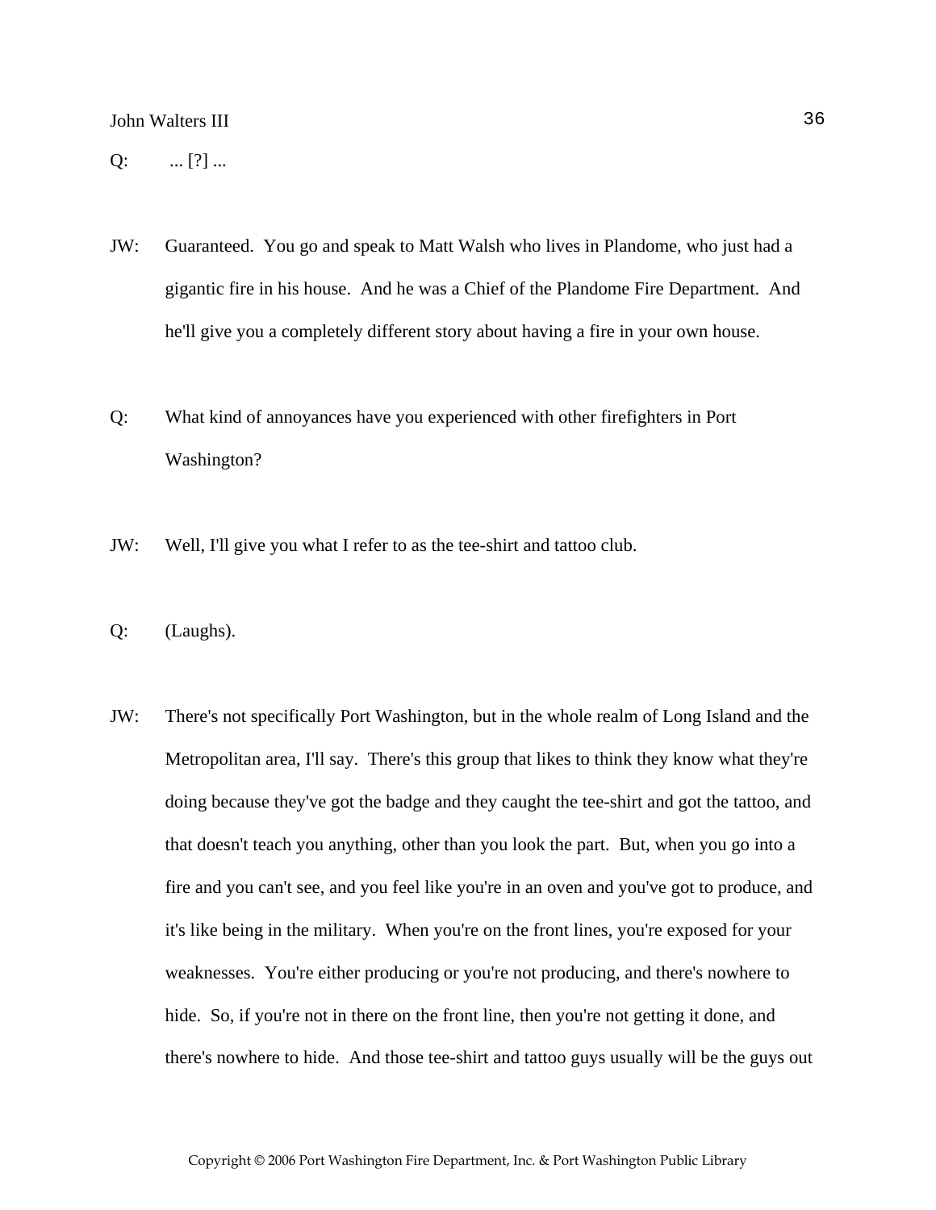Q: ... [?] ...

JW: Guaranteed. You go and speak to Matt Walsh who lives in Plandome, who just had a gigantic fire in his house. And he was a Chief of the Plandome Fire Department. And he'll give you a completely different story about having a fire in your own house.

Q: What kind of annoyances have you experienced with other firefighters in Port Washington?

JW: Well, I'll give you what I refer to as the tee-shirt and tattoo club.

Q: (Laughs).

JW: There's not specifically Port Washington, but in the whole realm of Long Island and the Metropolitan area, I'll say. There's this group that likes to think they know what they're doing because they've got the badge and they caught the tee-shirt and got the tattoo, and that doesn't teach you anything, other than you look the part. But, when you go into a fire and you can't see, and you feel like you're in an oven and you've got to produce, and it's like being in the military. When you're on the front lines, you're exposed for your weaknesses. You're either producing or you're not producing, and there's nowhere to hide. So, if you're not in there on the front line, then you're not getting it done, and there's nowhere to hide. And those tee-shirt and tattoo guys usually will be the guys out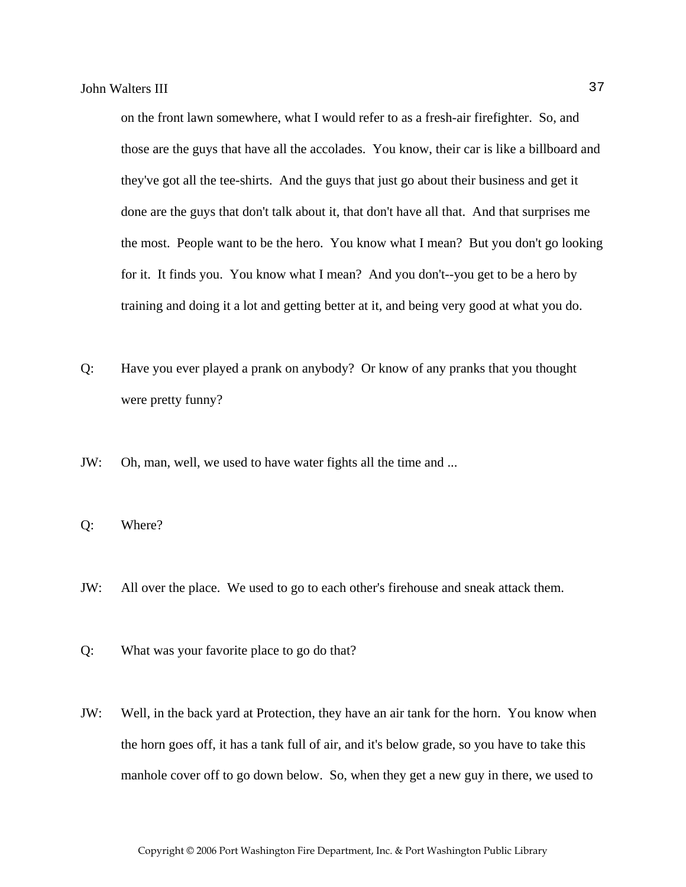on the front lawn somewhere, what I would refer to as a fresh-air firefighter. So, and those are the guys that have all the accolades. You know, their car is like a billboard and they've got all the tee-shirts. And the guys that just go about their business and get it done are the guys that don't talk about it, that don't have all that. And that surprises me the most. People want to be the hero. You know what I mean? But you don't go looking for it. It finds you. You know what I mean? And you don't--you get to be a hero by training and doing it a lot and getting better at it, and being very good at what you do.

Q: Have you ever played a prank on anybody? Or know of any pranks that you thought were pretty funny?

JW: Oh, man, well, we used to have water fights all the time and ...

Q: Where?

JW: All over the place. We used to go to each other's firehouse and sneak attack them.

Q: What was your favorite place to go do that?

JW: Well, in the back yard at Protection, they have an air tank for the horn. You know when the horn goes off, it has a tank full of air, and it's below grade, so you have to take this manhole cover off to go down below. So, when they get a new guy in there, we used to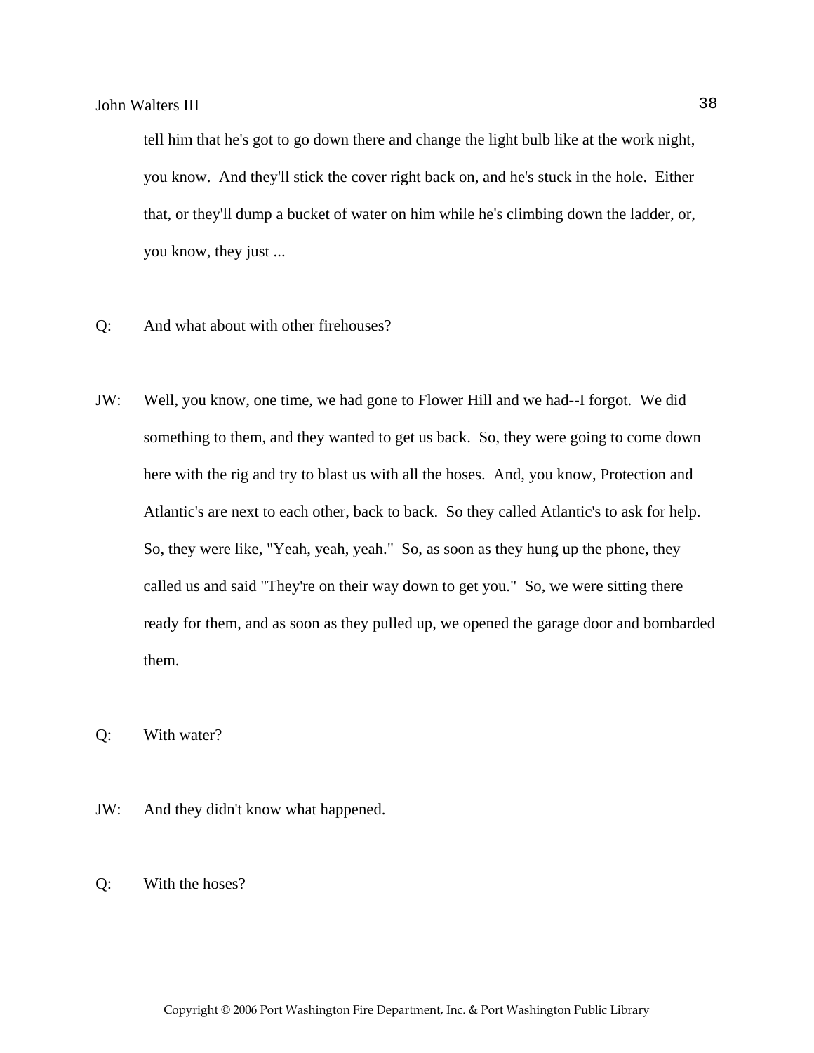tell him that he's got to go down there and change the light bulb like at the work night, you know. And they'll stick the cover right back on, and he's stuck in the hole. Either that, or they'll dump a bucket of water on him while he's climbing down the ladder, or, you know, they just ...

Q: And what about with other firehouses?

JW: Well, you know, one time, we had gone to Flower Hill and we had--I forgot. We did something to them, and they wanted to get us back. So, they were going to come down here with the rig and try to blast us with all the hoses. And, you know, Protection and Atlantic's are next to each other, back to back. So they called Atlantic's to ask for help. So, they were like, "Yeah, yeah, yeah." So, as soon as they hung up the phone, they called us and said "They're on their way down to get you." So, we were sitting there ready for them, and as soon as they pulled up, we opened the garage door and bombarded them.

Q: With water?

JW: And they didn't know what happened.

Q: With the hoses?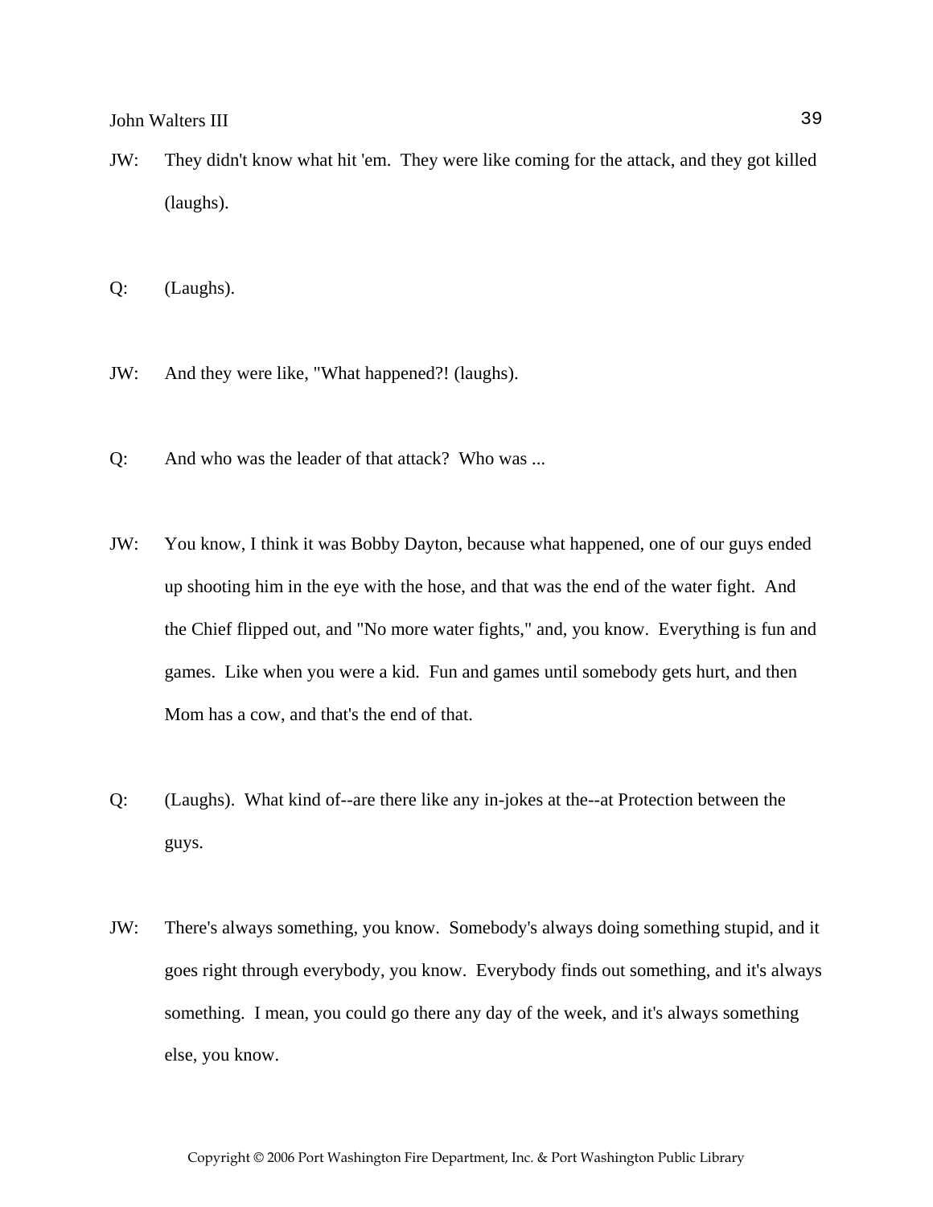JW: They didn't know what hit 'em. They were like coming for the attack, and they got killed (laughs).

Q: (Laughs).

JW: And they were like, "What happened?! (laughs).

Q: And who was the leader of that attack? Who was ...

JW: You know, I think it was Bobby Dayton, because what happened, one of our guys ended up shooting him in the eye with the hose, and that was the end of the water fight. And the Chief flipped out, and "No more water fights," and, you know. Everything is fun and games. Like when you were a kid. Fun and games until somebody gets hurt, and then Mom has a cow, and that's the end of that.

Q: (Laughs). What kind of--are there like any in-jokes at the--at Protection between the guys.

JW: There's always something, you know. Somebody's always doing something stupid, and it goes right through everybody, you know. Everybody finds out something, and it's always something. I mean, you could go there any day of the week, and it's always something else, you know.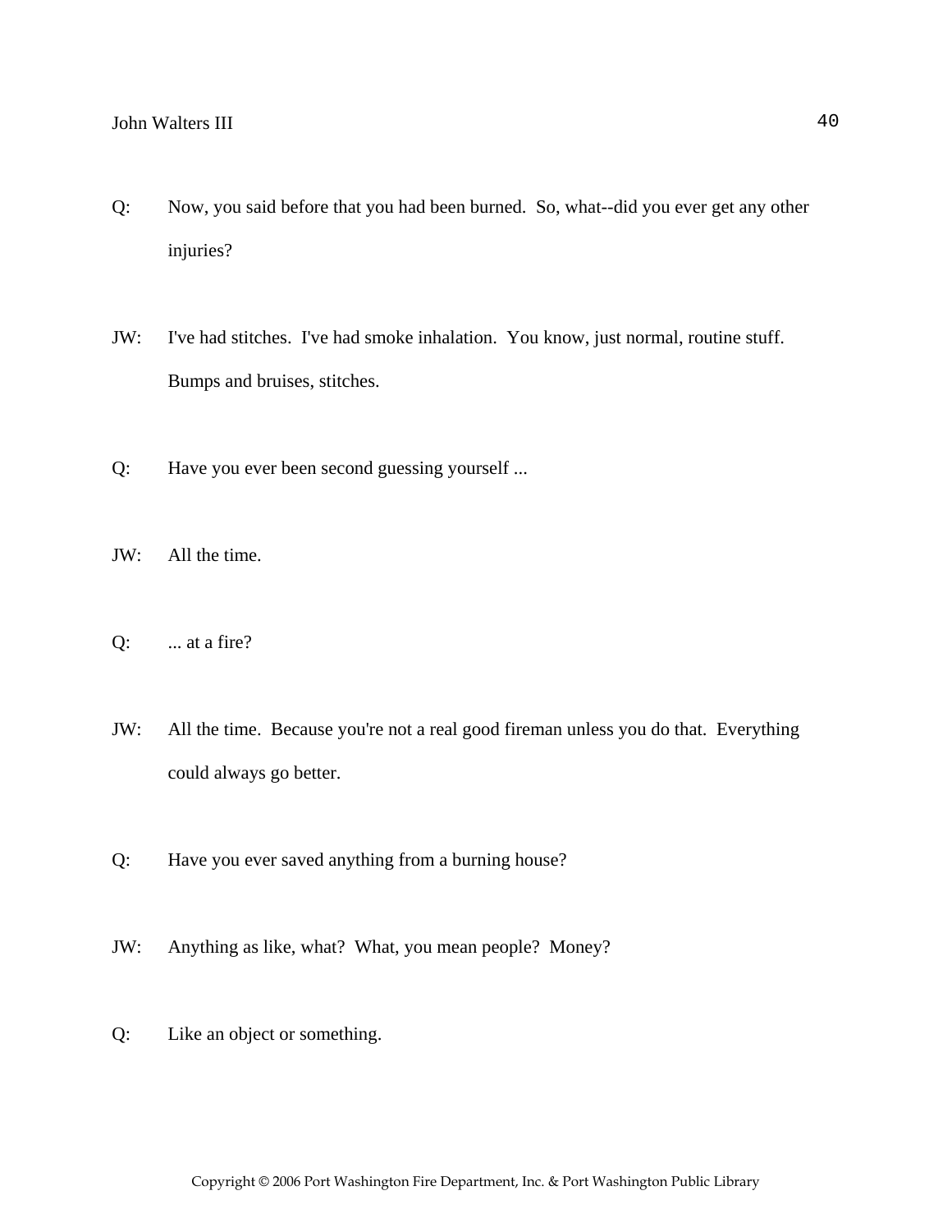Q: Now, you said before that you had been burned. So, what--did you ever get any other injuries?

JW: I've had stitches. I've had smoke inhalation. You know, just normal, routine stuff. Bumps and bruises, stitches.

Q: Have you ever been second guessing yourself ...

JW: All the time.

Q: ... at a fire?

JW: All the time. Because you're not a real good fireman unless you do that. Everything could always go better.

Q: Have you ever saved anything from a burning house?

JW: Anything as like, what? What, you mean people? Money?

Q: Like an object or something.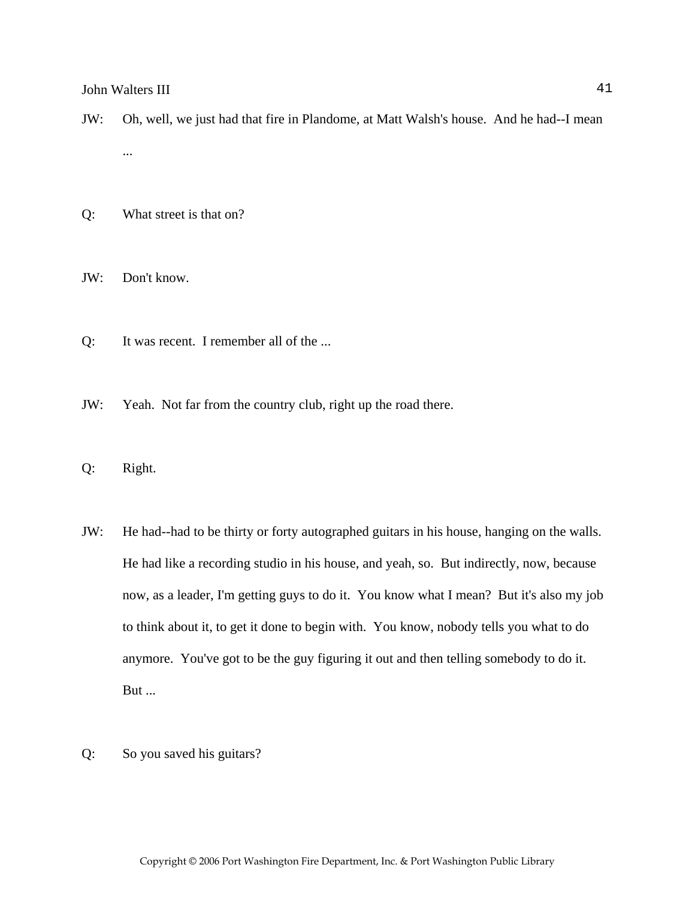JW: Oh, well, we just had that fire in Plandome, at Matt Walsh's house. And he had--I mean ...

Q: What street is that on?

JW: Don't know.

Q: It was recent. I remember all of the ...

JW: Yeah. Not far from the country club, right up the road there.

Q: Right.

JW: He had--had to be thirty or forty autographed guitars in his house, hanging on the walls. He had like a recording studio in his house, and yeah, so. But indirectly, now, because now, as a leader, I'm getting guys to do it. You know what I mean? But it's also my job to think about it, to get it done to begin with. You know, nobody tells you what to do anymore. You've got to be the guy figuring it out and then telling somebody to do it. But ...

Q: So you saved his guitars?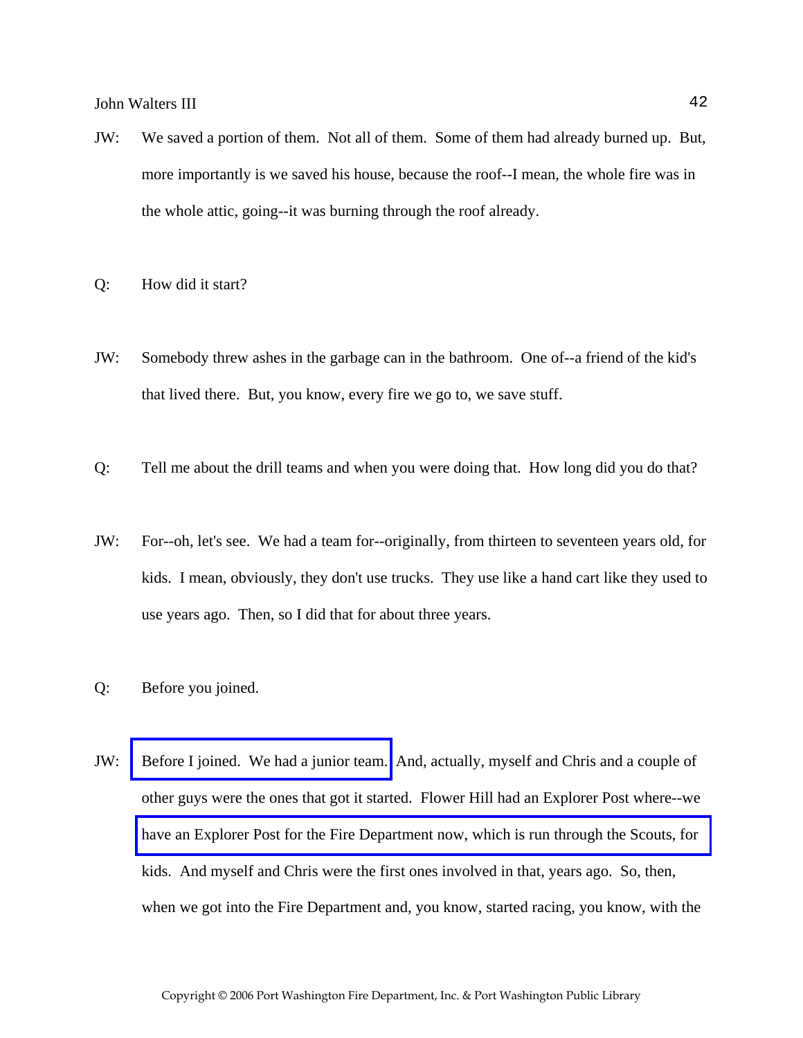JW: We saved a portion of them. Not all of them. Some of them had already burned up. But, more importantly is we saved his house, because the roof--I mean, the whole fire was in the whole attic, going--it was burning through the roof already.

Q: How did it start?

JW: Somebody threw ashes in the garbage can in the bathroom. One of--a friend of the kid's that lived there. But, you know, every fire we go to, we save stuff.

Q: Tell me about the drill teams and when you were doing that. How long did you do that?

JW: For--oh, let's see. We had a team for--originally, from thirteen to seventeen years old, for kids. I mean, obviously, they don't use trucks. They use like a hand cart like they used to use years ago. Then, so I did that for about three years.

Q: Before you joined.

JW: Before I joined. We had a junior team. And, actually, myself and Chris and a couple of other guys were the ones that got it started. Flower Hill had an Explorer Post where--we have an Explorer Post for the Fire Department now, which is run through the Scouts, for kids. And myself and Chris were the first ones involved in that, years ago. So, then, when we got into the Fire Department and, you know, started racing, you know, with the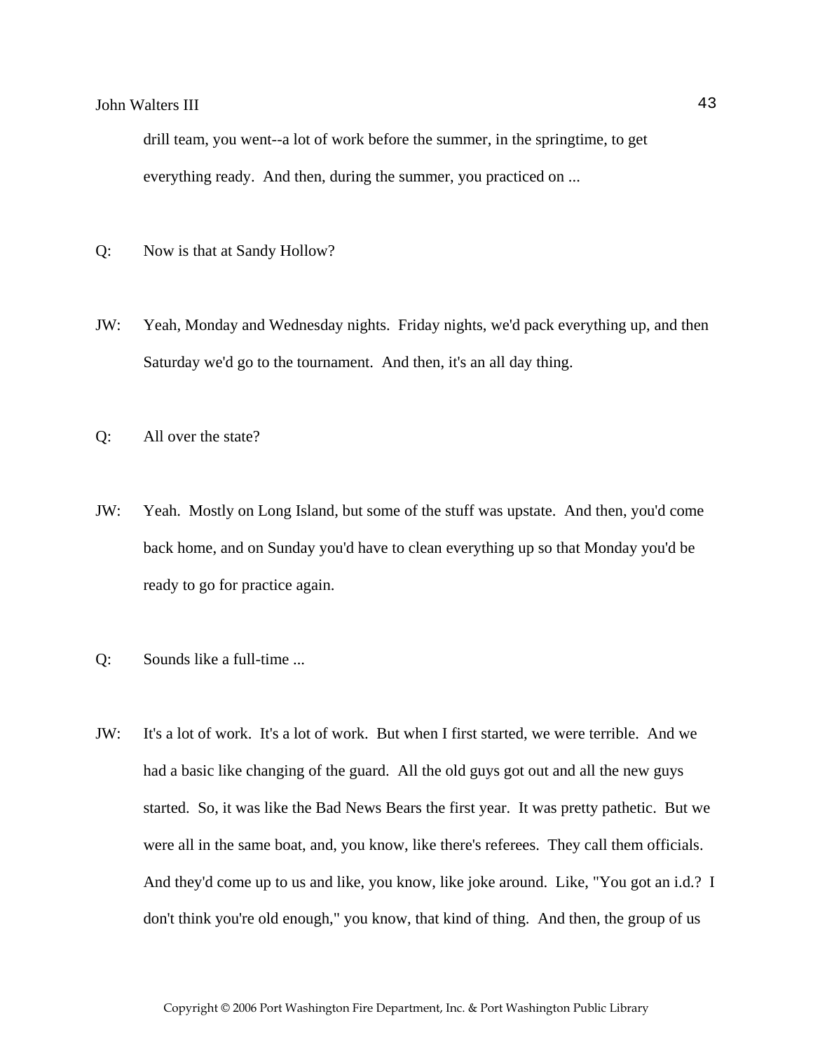drill team, you went--a lot of work before the summer, in the springtime, to get everything ready. And then, during the summer, you practiced on ...

Q: Now is that at Sandy Hollow?

JW: Yeah, Monday and Wednesday nights. Friday nights, we'd pack everything up, and then Saturday we'd go to the tournament. And then, it's an all day thing.

Q: All over the state?

JW: Yeah. Mostly on Long Island, but some of the stuff was upstate. And then, you'd come back home, and on Sunday you'd have to clean everything up so that Monday you'd be ready to go for practice again.

Q: Sounds like a full-time ...

JW: It's a lot of work. It's a lot of work. But when I first started, we were terrible. And we had a basic like changing of the guard. All the old guys got out and all the new guys started. So, it was like the Bad News Bears the first year. It was pretty pathetic. But we were all in the same boat, and, you know, like there's referees. They call them officials. And they'd come up to us and like, you know, like joke around. Like, "You got an i.d.? I don't think you're old enough," you know, that kind of thing. And then, the group of us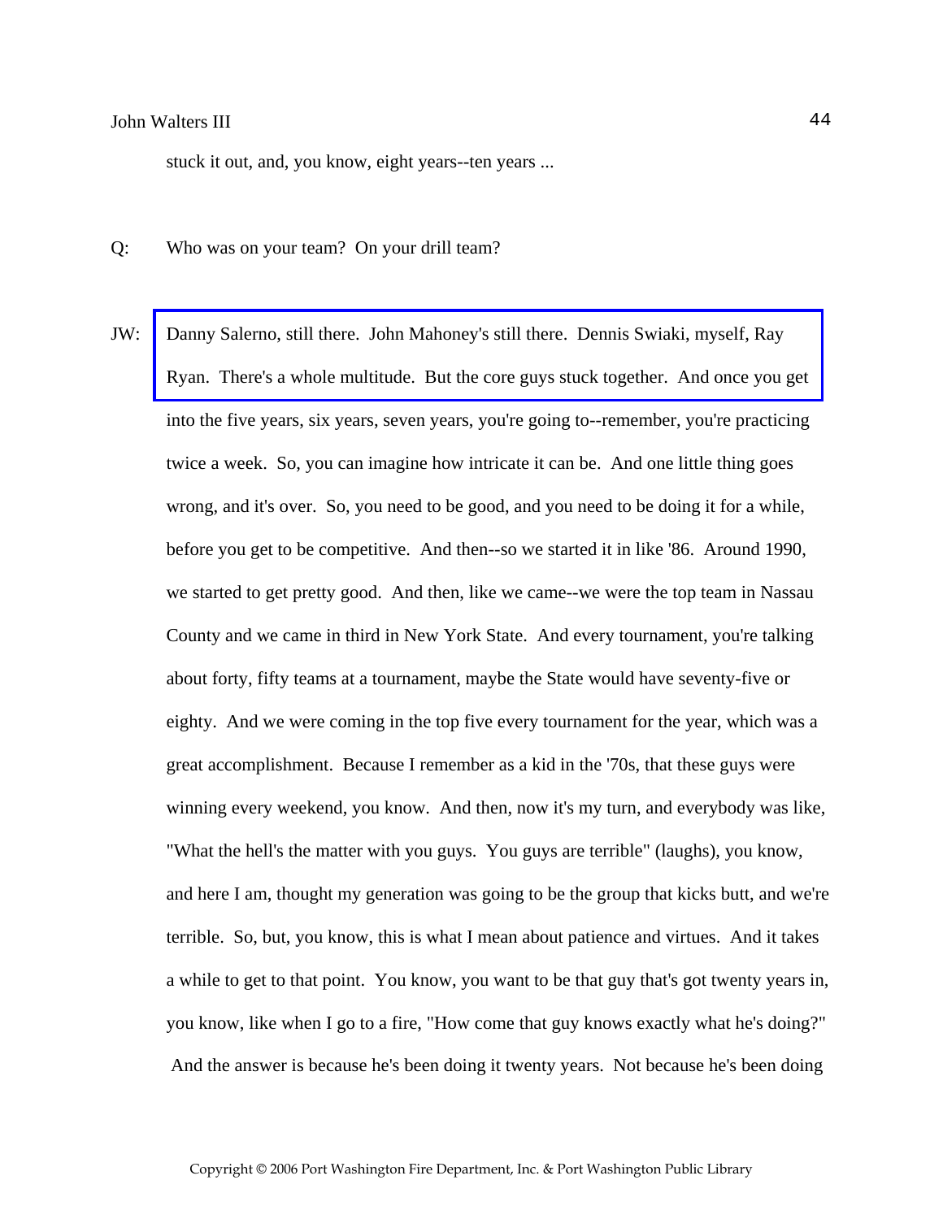stuck it out, and, you know, eight years--ten years ...

Q: Who was on your team? On your drill team?

JW: Danny Salerno, still there. John Mahoney's still there. Dennis Swiaki, myself, Ray Ryan. There's a whole multitude. But the core guys stuck together. And once you get into the five years, six years, seven years, you're going to--remember, you're practicing twice a week. So, you can imagine how intricate it can be. And one little thing goes wrong, and it's over. So, you need to be good, and you need to be doing it for a while, before you get to be competitive. And then--so we started it in like '86. Around 1990, we started to get pretty good. And then, like we came--we were the top team in Nassau County and we came in third in New York State. And every tournament, you're talking about forty, fifty teams at a tournament, maybe the State would have seventy-five or eighty. And we were coming in the top five every tournament for the year, which was a great accomplishment. Because I remember as a kid in the '70s, that these guys were winning every weekend, you know. And then, now it's my turn, and everybody was like, "What the hell's the matter with you guys. You guys are terrible" (laughs), you know, and here I am, thought my generation was going to be the group that kicks butt, and we're terrible. So, but, you know, this is what I mean about patience and virtues. And it takes a while to get to that point. You know, you want to be that guy that's got twenty years in, you know, like when I go to a fire, "How come that guy knows exactly what he's doing?" And the answer is because he's been doing it twenty years. Not because he's been doing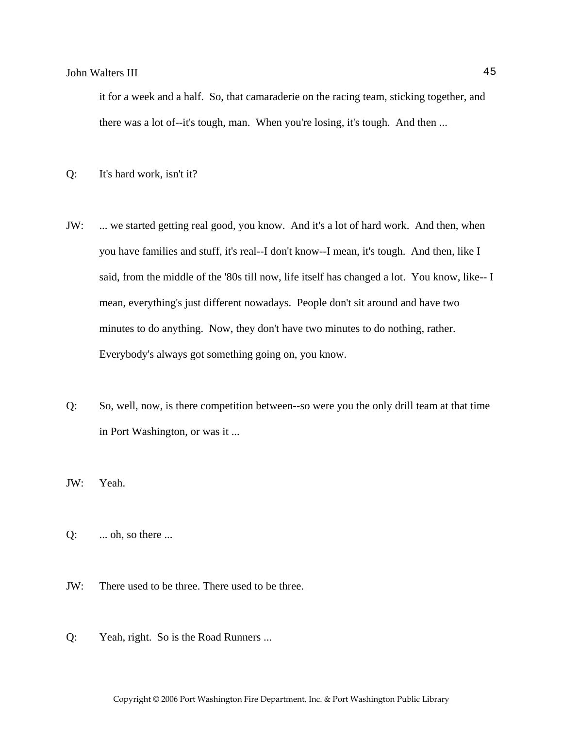it for a week and a half. So, that camaraderie on the racing team, sticking together, and there was a lot of--it's tough, man. When you're losing, it's tough. And then ...

Q: It's hard work, isn't it?

JW: ... we started getting real good, you know. And it's a lot of hard work. And then, when you have families and stuff, it's real--I don't know--I mean, it's tough. And then, like I said, from the middle of the '80s till now, life itself has changed a lot. You know, like-- I mean, everything's just different nowadays. People don't sit around and have two minutes to do anything. Now, they don't have two minutes to do nothing, rather. Everybody's always got something going on, you know.

Q: So, well, now, is there competition between--so were you the only drill team at that time in Port Washington, or was it ...

JW: Yeah.

Q: ... oh, so there ...

JW: There used to be three. There used to be three.

Q: Yeah, right. So is the Road Runners ...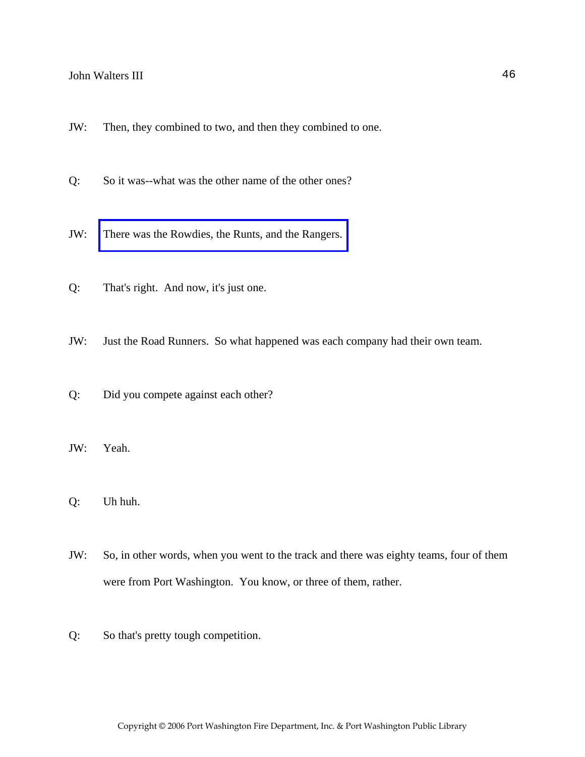JW: Then, they combined to two, and then they combined to one.

Q: So it was--what was the other name of the other ones?

JW: There was the Rowdies, the Runts, and the Rangers.

Q: That's right. And now, it's just one.

JW: Just the Road Runners. So what happened was each company had their own team.

Q: Did you compete against each other?

JW: Yeah.

Q: Uh huh.

JW: So, in other words, when you went to the track and there was eighty teams, four of them were from Port Washington. You know, or three of them, rather.

Q: So that's pretty tough competition.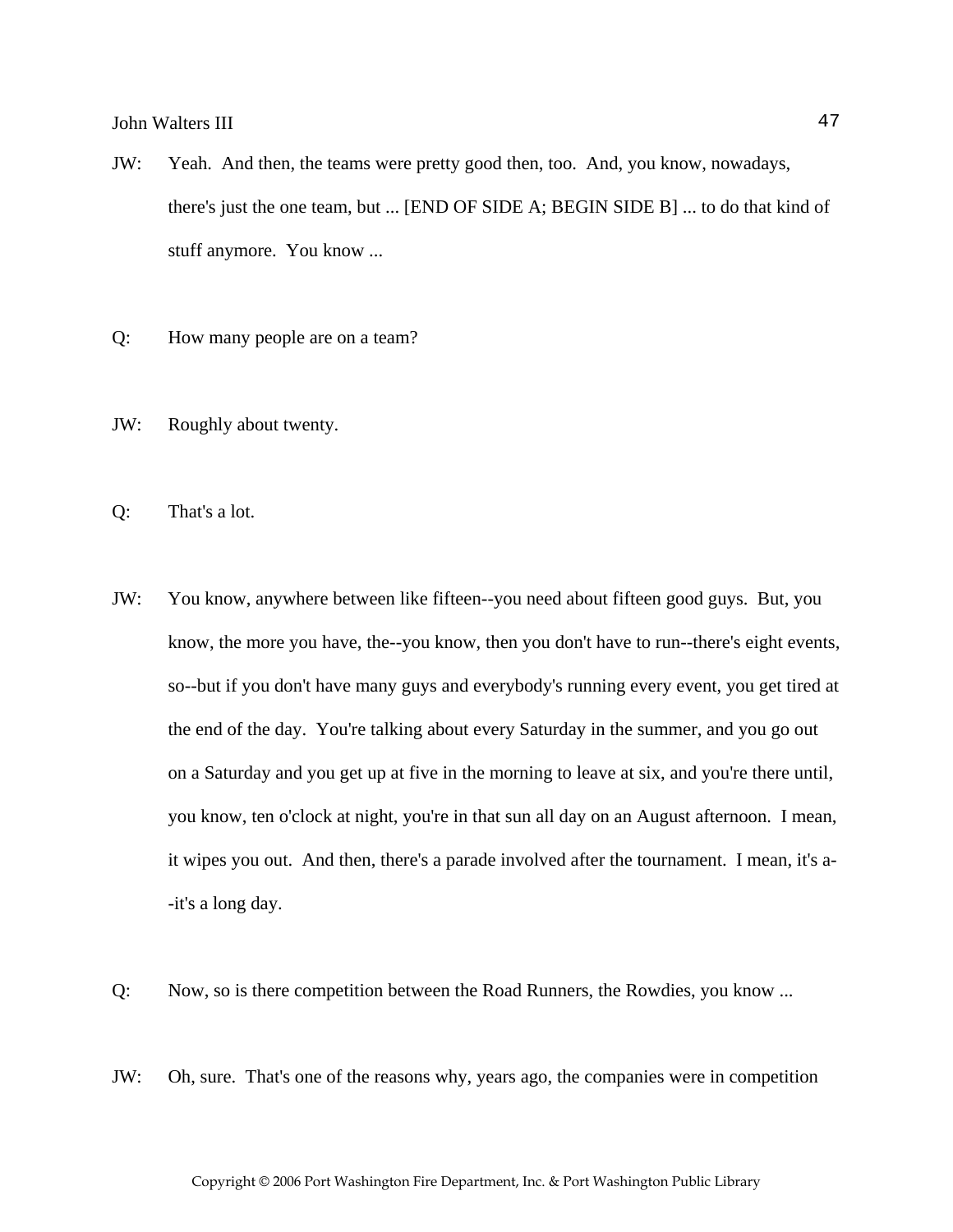JW: Yeah. And then, the teams were pretty good then, too. And, you know, nowadays, there's just the one team, but ... [END OF SIDE A; BEGIN SIDE B] ... to do that kind of stuff anymore. You know ...

Q: How many people are on a team?

JW: Roughly about twenty.

Q: That's a lot.

JW: You know, anywhere between like fifteen--you need about fifteen good guys. But, you know, the more you have, the--you know, then you don't have to run--there's eight events, so--but if you don't have many guys and everybody's running every event, you get tired at the end of the day. You're talking about every Saturday in the summer, and you go out on a Saturday and you get up at five in the morning to leave at six, and you're there until, you know, ten o'clock at night, you're in that sun all day on an August afternoon. I mean, it wipes you out. And then, there's a parade involved after the tournament. I mean, it's a--it's a long day.

Q: Now, so is there competition between the Road Runners, the Rowdies, you know ...

JW: Oh, sure. That's one of the reasons why, years ago, the companies were in competition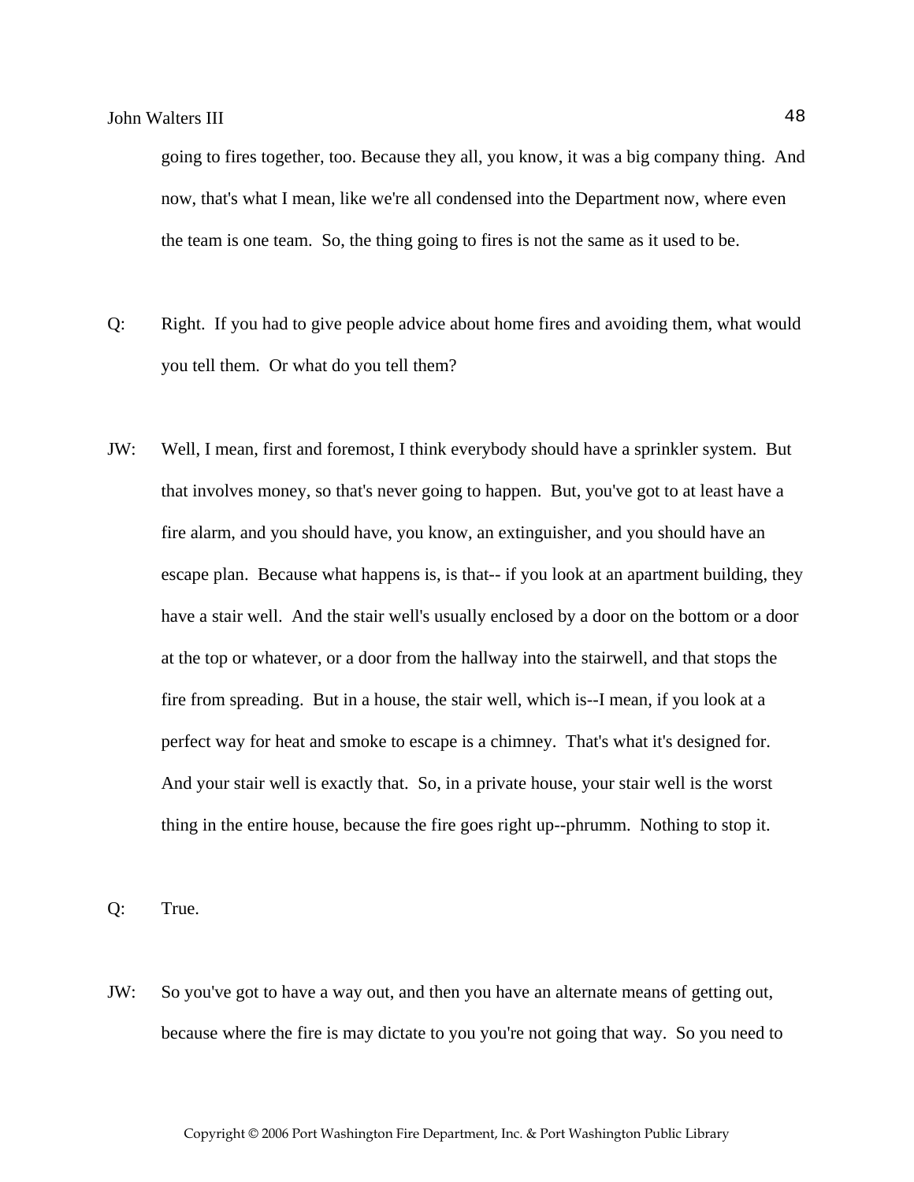going to fires together, too. Because they all, you know, it was a big company thing. And now, that's what I mean, like we're all condensed into the Department now, where even the team is one team. So, the thing going to fires is not the same as it used to be.

Q: Right. If you had to give people advice about home fires and avoiding them, what would you tell them. Or what do you tell them?

JW: Well, I mean, first and foremost, I think everybody should have a sprinkler system. But that involves money, so that's never going to happen. But, you've got to at least have a fire alarm, and you should have, you know, an extinguisher, and you should have an escape plan. Because what happens is, is that-- if you look at an apartment building, they have a stair well. And the stair well's usually enclosed by a door on the bottom or a door at the top or whatever, or a door from the hallway into the stairwell, and that stops the fire from spreading. But in a house, the stair well, which is--I mean, if you look at a perfect way for heat and smoke to escape is a chimney. That's what it's designed for. And your stair well is exactly that. So, in a private house, your stair well is the worst thing in the entire house, because the fire goes right up--phrumm. Nothing to stop it.

Q: True.

JW: So you've got to have a way out, and then you have an alternate means of getting out, because where the fire is may dictate to you you're not going that way. So you need to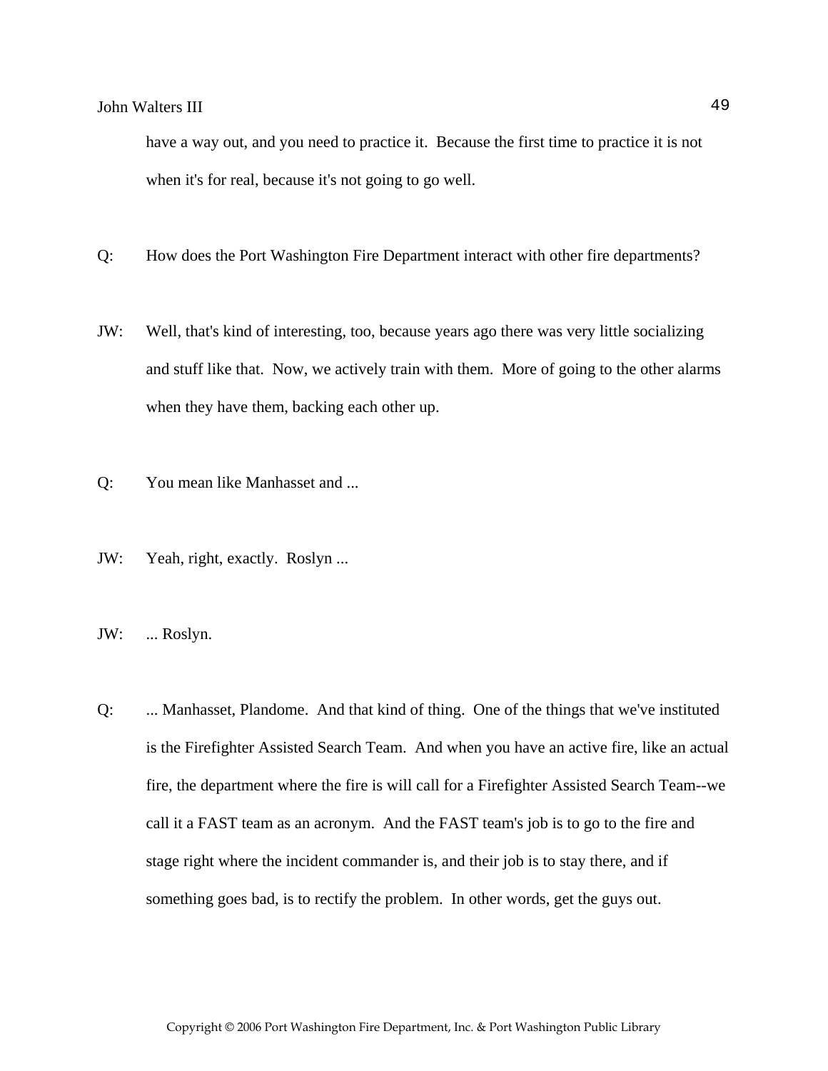have a way out, and you need to practice it. Because the first time to practice it is not when it's for real, because it's not going to go well.

Q: How does the Port Washington Fire Department interact with other fire departments?

JW: Well, that's kind of interesting, too, because years ago there was very little socializing and stuff like that. Now, we actively train with them. More of going to the other alarms when they have them, backing each other up.

Q: You mean like Manhasset and ...

JW: Yeah, right, exactly. Roslyn ...

JW: ... Roslyn.

Q: ... Manhasset, Plandome. And that kind of thing. One of the things that we've instituted is the Firefighter Assisted Search Team. And when you have an active fire, like an actual fire, the department where the fire is will call for a Firefighter Assisted Search Team--we call it a FAST team as an acronym. And the FAST team's job is to go to the fire and stage right where the incident commander is, and their job is to stay there, and if something goes bad, is to rectify the problem. In other words, get the guys out.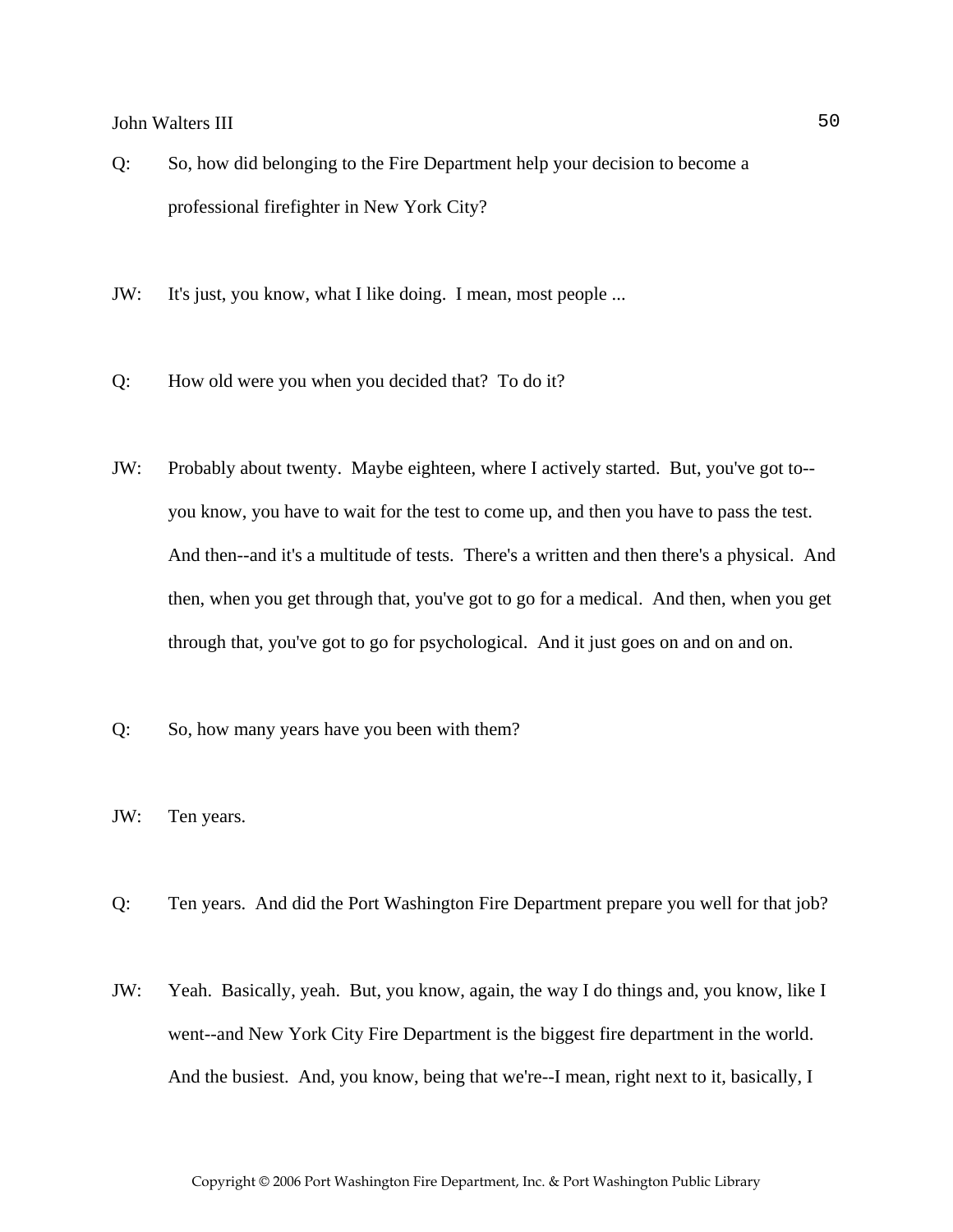Q: So, how did belonging to the Fire Department help your decision to become a professional firefighter in New York City?

JW: It's just, you know, what I like doing. I mean, most people ...

Q: How old were you when you decided that? To do it?

JW: Probably about twenty. Maybe eighteen, where I actively started. But, you've got to--you know, you have to wait for the test to come up, and then you have to pass the test. And then--and it's a multitude of tests. There's a written and then there's a physical. And then, when you get through that, you've got to go for a medical. And then, when you get through that, you've got to go for psychological. And it just goes on and on and on.

Q: So, how many years have you been with them?

JW: Ten years.

Q: Ten years. And did the Port Washington Fire Department prepare you well for that job?

JW: Yeah. Basically, yeah. But, you know, again, the way I do things and, you know, like I went--and New York City Fire Department is the biggest fire department in the world. And the busiest. And, you know, being that we're--I mean, right next to it, basically, I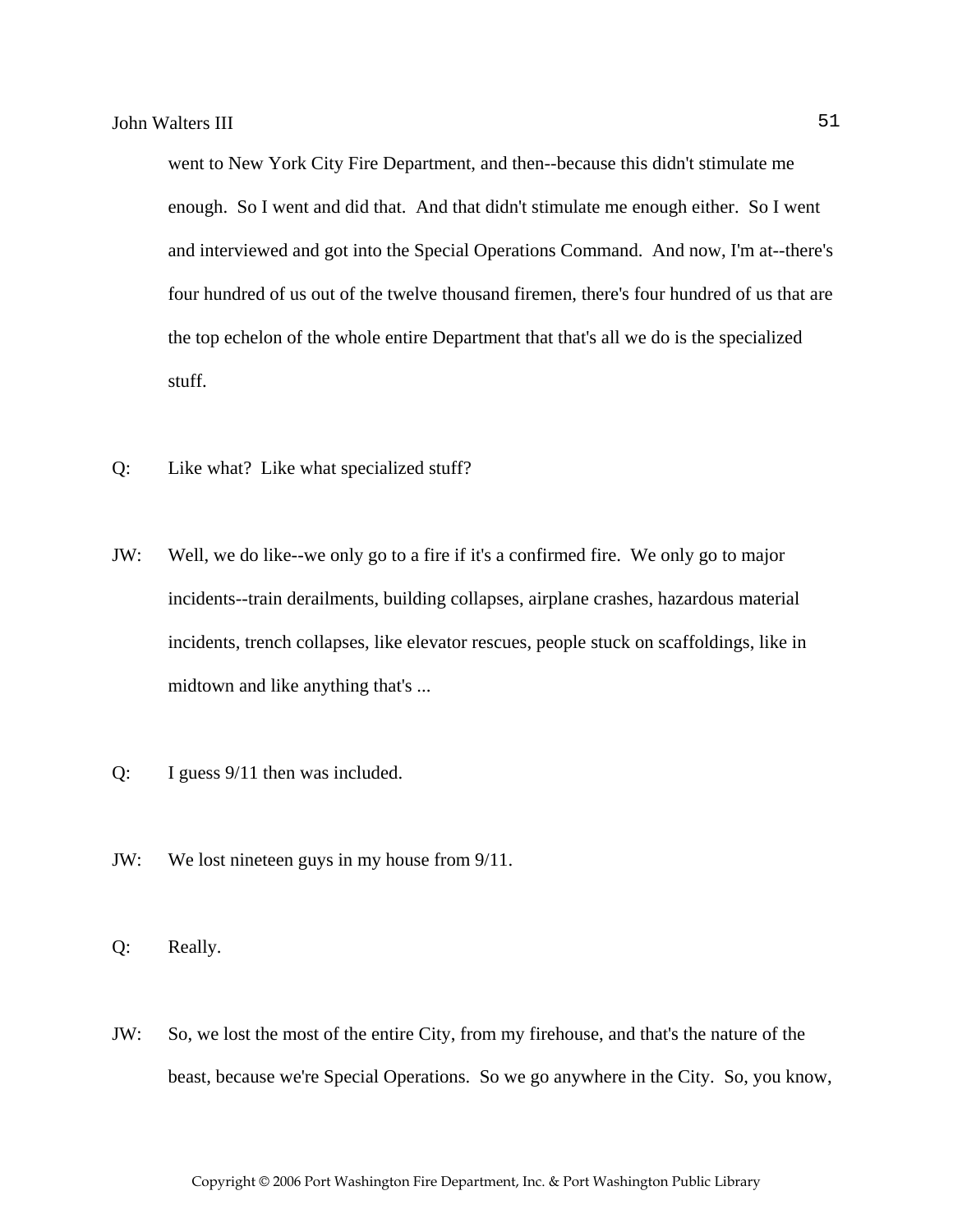went to New York City Fire Department, and then--because this didn't stimulate me enough. So I went and did that. And that didn't stimulate me enough either. So I went and interviewed and got into the Special Operations Command. And now, I'm at--there's four hundred of us out of the twelve thousand firemen, there's four hundred of us that are the top echelon of the whole entire Department that that's all we do is the specialized stuff.

Q: Like what? Like what specialized stuff?

JW: Well, we do like--we only go to a fire if it's a confirmed fire. We only go to major incidents--train derailments, building collapses, airplane crashes, hazardous material incidents, trench collapses, like elevator rescues, people stuck on scaffoldings, like in midtown and like anything that's ...

Q: I guess 9/11 then was included.

JW: We lost nineteen guys in my house from 9/11.

Q: Really.

JW: So, we lost the most of the entire City, from my firehouse, and that's the nature of the beast, because we're Special Operations. So we go anywhere in the City. So, you know,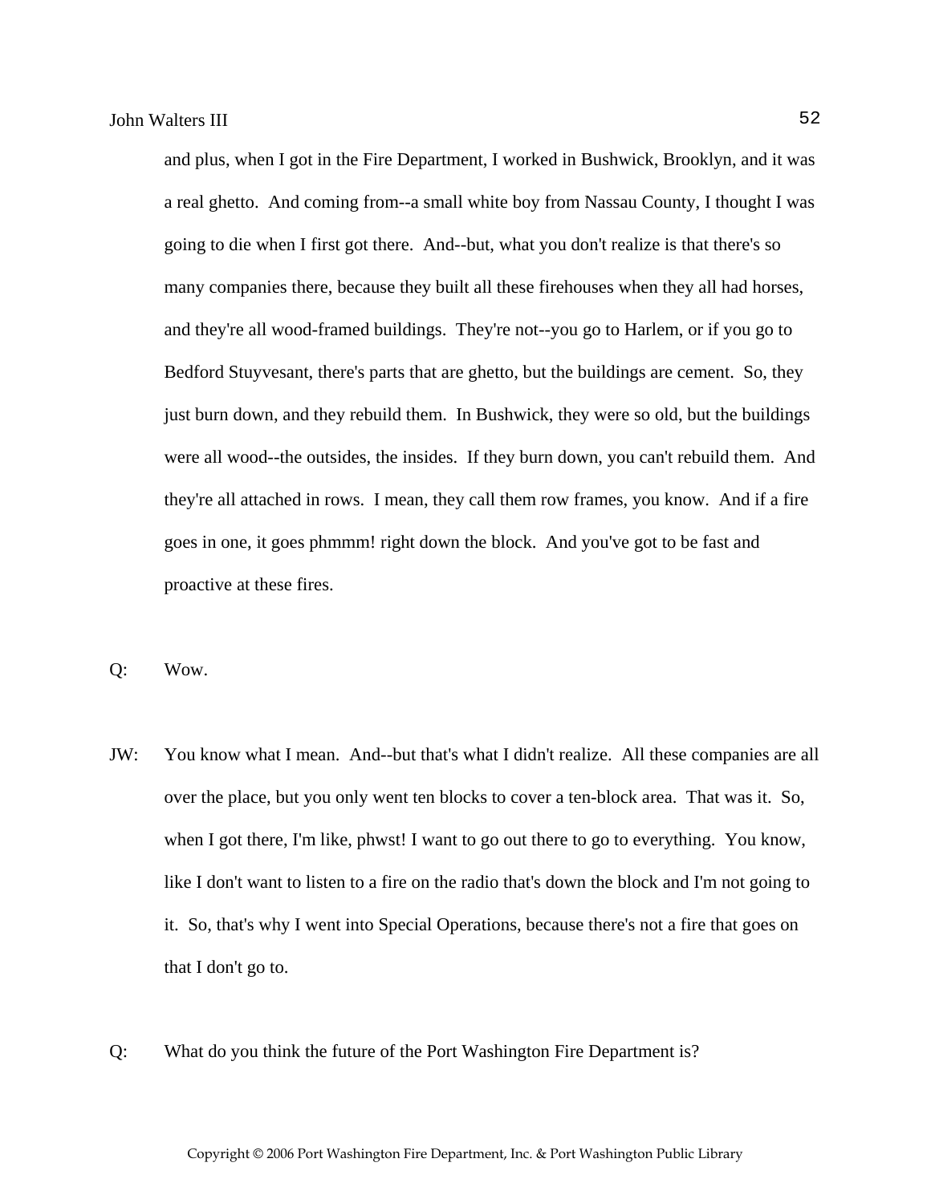and plus, when I got in the Fire Department, I worked in Bushwick, Brooklyn, and it was a real ghetto. And coming from--a small white boy from Nassau County, I thought I was going to die when I first got there. And--but, what you don't realize is that there's so many companies there, because they built all these firehouses when they all had horses, and they're all wood-framed buildings. They're not--you go to Harlem, or if you go to Bedford Stuyvesant, there's parts that are ghetto, but the buildings are cement. So, they just burn down, and they rebuild them. In Bushwick, they were so old, but the buildings were all wood--the outsides, the insides. If they burn down, you can't rebuild them. And they're all attached in rows. I mean, they call them row frames, you know. And if a fire goes in one, it goes phmmm! right down the block. And you've got to be fast and proactive at these fires.

Q: Wow.

JW: You know what I mean. And--but that's what I didn't realize. All these companies are all over the place, but you only went ten blocks to cover a ten-block area. That was it. So, when I got there, I'm like, phwst! I want to go out there to go to everything. You know, like I don't want to listen to a fire on the radio that's down the block and I'm not going to it. So, that's why I went into Special Operations, because there's not a fire that goes on that I don't go to.

Q: What do you think the future of the Port Washington Fire Department is?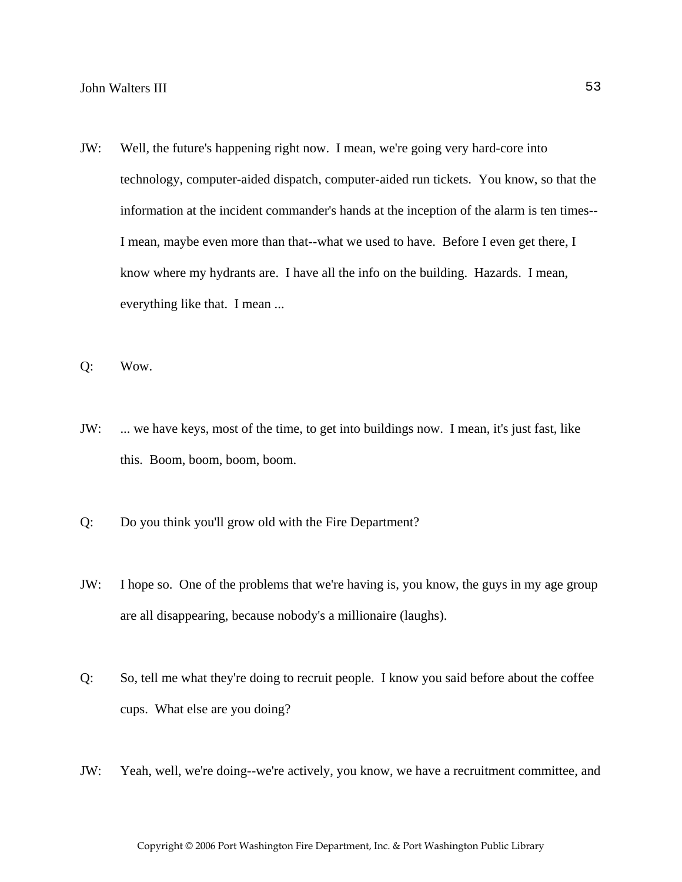JW: Well, the future's happening right now. I mean, we're going very hard-core into technology, computer-aided dispatch, computer-aided run tickets. You know, so that the information at the incident commander's hands at the inception of the alarm is ten times--I mean, maybe even more than that--what we used to have. Before I even get there, I know where my hydrants are. I have all the info on the building. Hazards. I mean, everything like that. I mean ...

Q: Wow.

JW: ... we have keys, most of the time, to get into buildings now. I mean, it's just fast, like this. Boom, boom, boom, boom.

Q: Do you think you'll grow old with the Fire Department?

JW: I hope so. One of the problems that we're having is, you know, the guys in my age group are all disappearing, because nobody's a millionaire (laughs).

Q: So, tell me what they're doing to recruit people. I know you said before about the coffee cups. What else are you doing?

JW: Yeah, well, we're doing--we're actively, you know, we have a recruitment committee, and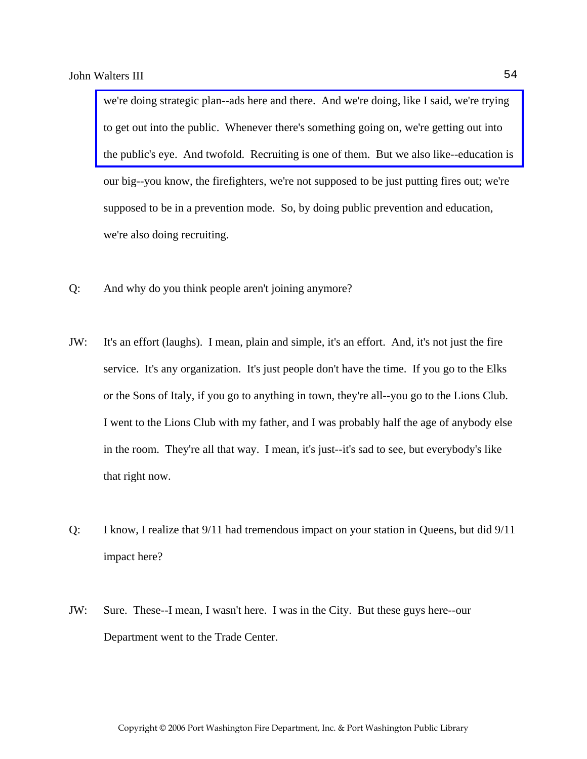we're doing strategic plan--ads here and there. And we're doing, like I said, we're trying to get out into the public. Whenever there's something going on, we're getting out into the public's eye. And twofold. Recruiting is one of them. But we also like--education is our big--you know, the firefighters, we're not supposed to be just putting fires out; we're supposed to be in a prevention mode. So, by doing public prevention and education, we're also doing recruiting.

Q: And why do you think people aren't joining anymore?

JW: It's an effort (laughs). I mean, plain and simple, it's an effort. And, it's not just the fire service. It's any organization. It's just people don't have the time. If you go to the Elks or the Sons of Italy, if you go to anything in town, they're all--you go to the Lions Club. I went to the Lions Club with my father, and I was probably half the age of anybody else in the room. They're all that way. I mean, it's just--it's sad to see, but everybody's like that right now.

Q: I know, I realize that 9/11 had tremendous impact on your station in Queens, but did 9/11 impact here?

JW: Sure. These--I mean, I wasn't here. I was in the City. But these guys here--our Department went to the Trade Center.

Copyright © 2006 Port Washington Fire Department, Inc. & Port Washington Public Library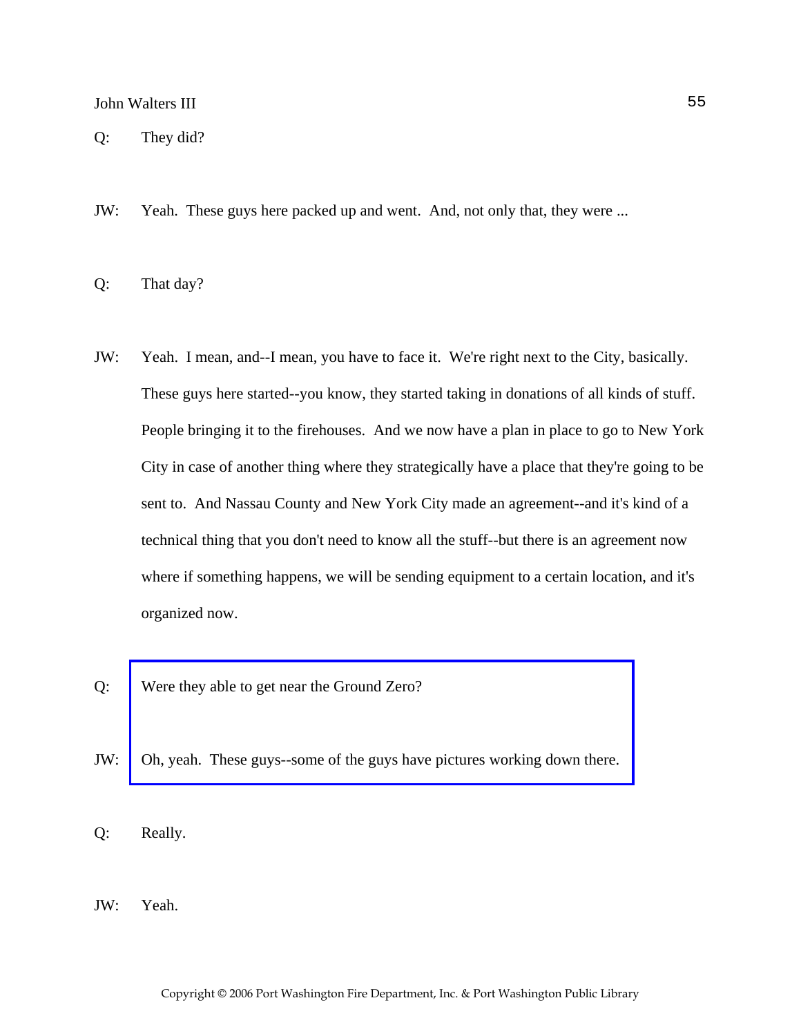Q: They did?

JW: Yeah. These guys here packed up and went. And, not only that, they were ...

Q: That day?

JW: Yeah. I mean, and--I mean, you have to face it. We're right next to the City, basically. These guys here started--you know, they started taking in donations of all kinds of stuff. People bringing it to the firehouses. And we now have a plan in place to go to New York City in case of another thing where they strategically have a place that they're going to be sent to. And Nassau County and New York City made an agreement--and it's kind of a technical thing that you don't need to know all the stuff--but there is an agreement now where if something happens, we will be sending equipment to a certain location, and it's organized now.

Q: Were they able to get near the Ground Zero?

JW: Oh, yeah. These guys--some of the guys have pictures working down there.

Q: Really.

JW: Yeah.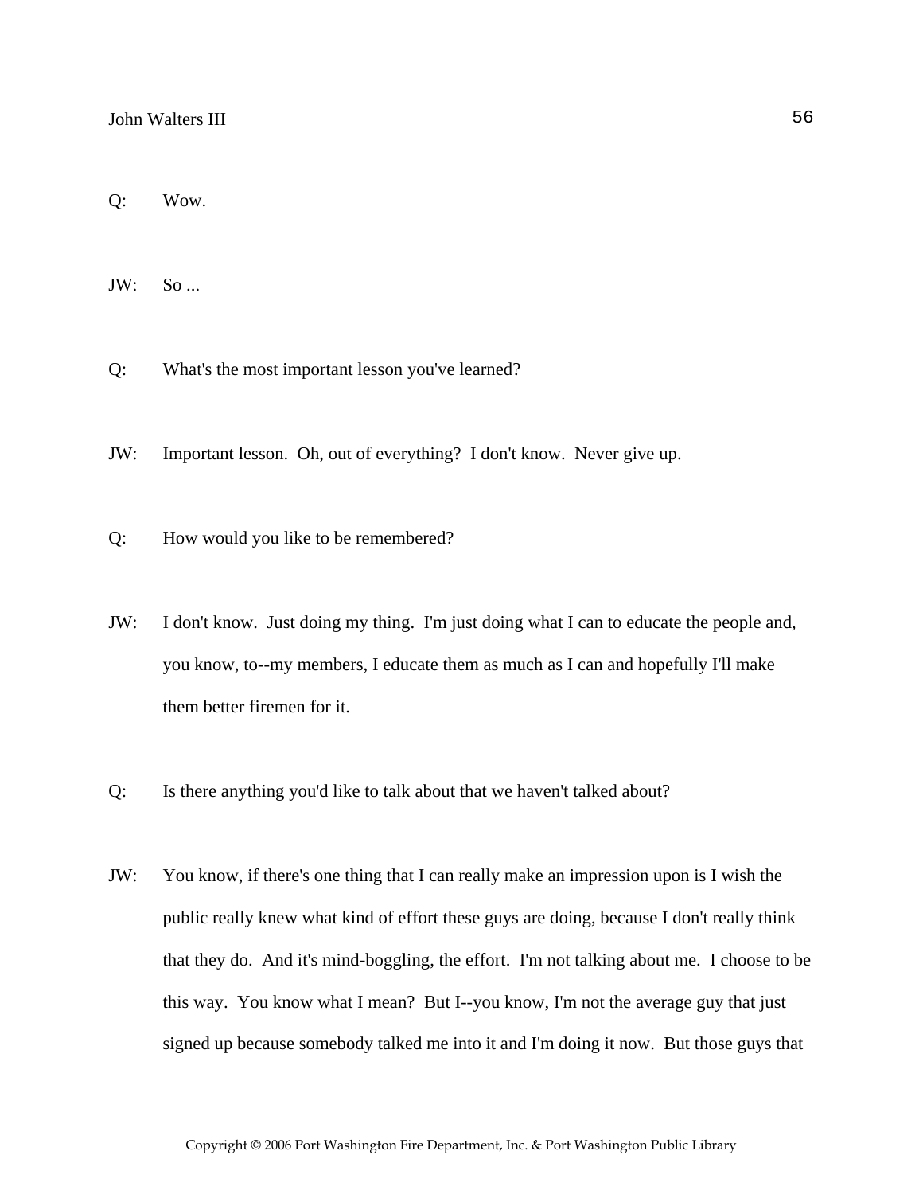Q: Wow.

JW: So ...

Q: What's the most important lesson you've learned?

JW: Important lesson. Oh, out of everything? I don't know. Never give up.

Q: How would you like to be remembered?

JW: I don't know. Just doing my thing. I'm just doing what I can to educate the people and, you know, to--my members, I educate them as much as I can and hopefully I'll make them better firemen for it.

Q: Is there anything you'd like to talk about that we haven't talked about?

JW: You know, if there's one thing that I can really make an impression upon is I wish the public really knew what kind of effort these guys are doing, because I don't really think that they do. And it's mind-boggling, the effort. I'm not talking about me. I choose to be this way. You know what I mean? But I--you know, I'm not the average guy that just signed up because somebody talked me into it and I'm doing it now. But those guys that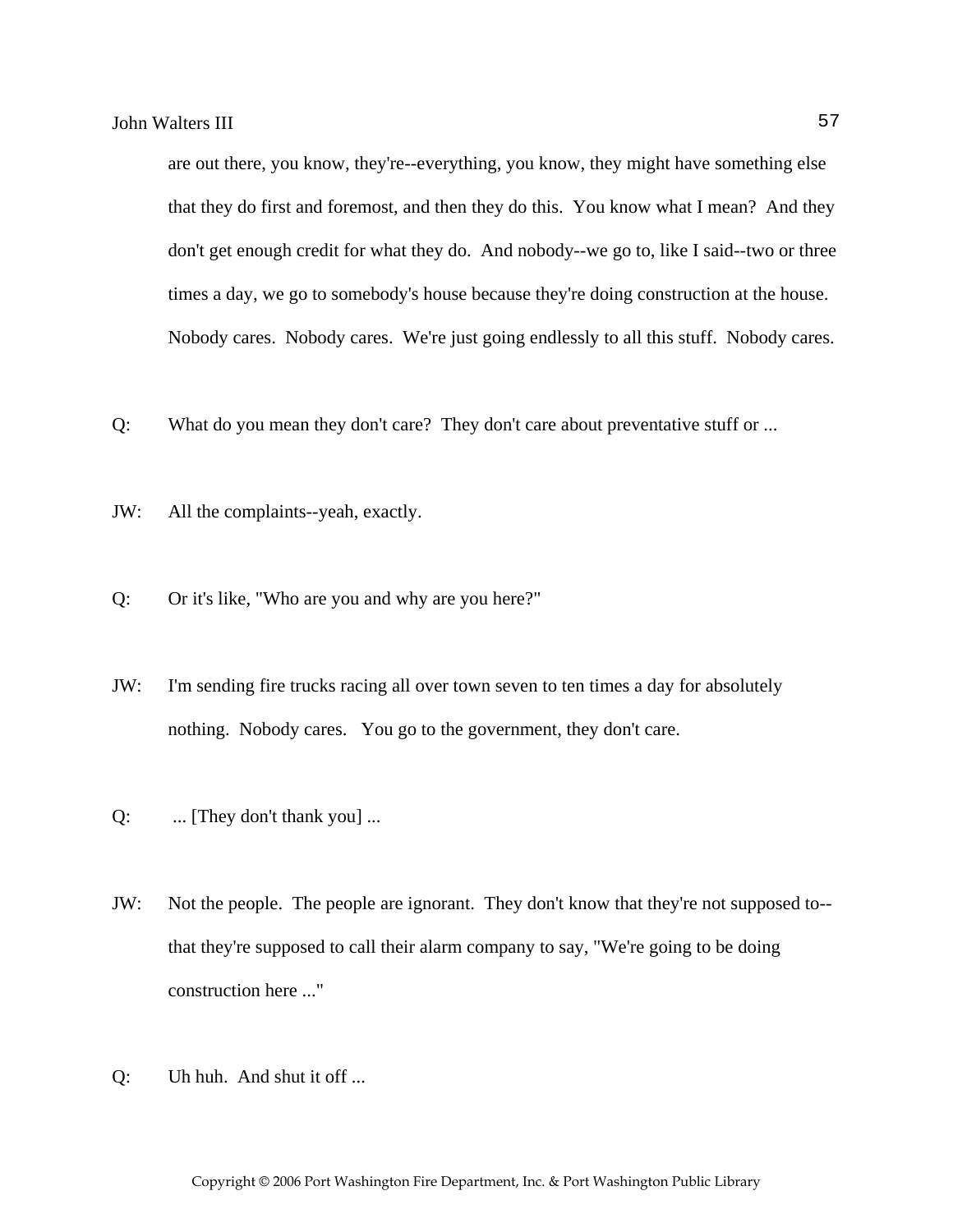are out there, you know, they're--everything, you know, they might have something else that they do first and foremost, and then they do this. You know what I mean? And they don't get enough credit for what they do. And nobody--we go to, like I said--two or three times a day, we go to somebody's house because they're doing construction at the house. Nobody cares. Nobody cares. We're just going endlessly to all this stuff. Nobody cares.

Q: What do you mean they don't care? They don't care about preventative stuff or ...

JW: All the complaints--yeah, exactly.

Q: Or it's like, "Who are you and why are you here?"

JW: I'm sending fire trucks racing all over town seven to ten times a day for absolutely nothing. Nobody cares. You go to the government, they don't care.

Q: ... [They don't thank you] ...

JW: Not the people. The people are ignorant. They don't know that they're not supposed to--that they're supposed to call their alarm company to say, "We're going to be doing construction here ..."

Q: Uh huh. And shut it off ...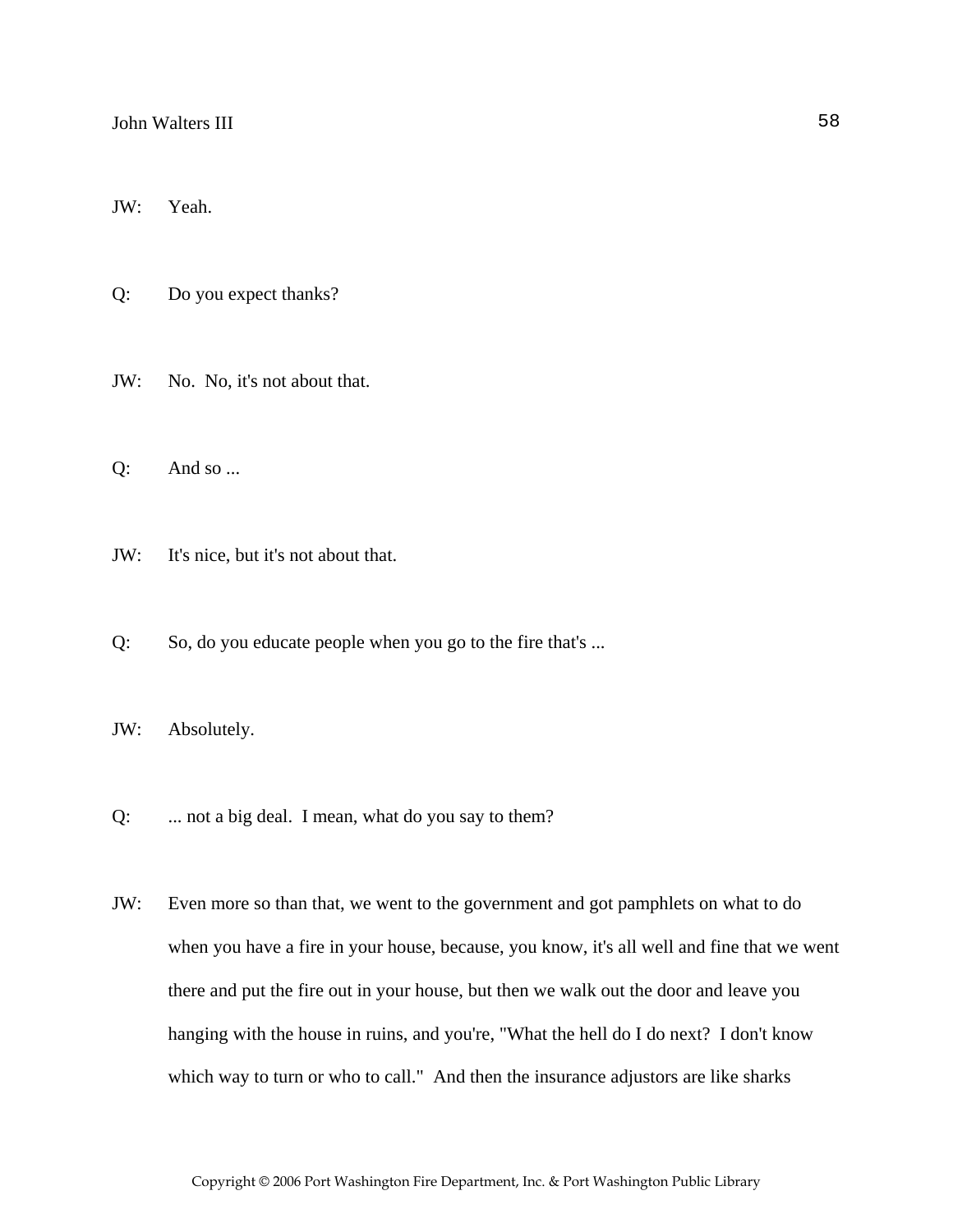JW: Yeah.

Q: Do you expect thanks?

JW: No. No, it's not about that.

Q: And so ...

JW: It's nice, but it's not about that.

Q: So, do you educate people when you go to the fire that's ...

JW: Absolutely.

Q: ... not a big deal. I mean, what do you say to them?

JW: Even more so than that, we went to the government and got pamphlets on what to do when you have a fire in your house, because, you know, it's all well and fine that we went there and put the fire out in your house, but then we walk out the door and leave you hanging with the house in ruins, and you're, "What the hell do I do next? I don't know which way to turn or who to call." And then the insurance adjustors are like sharks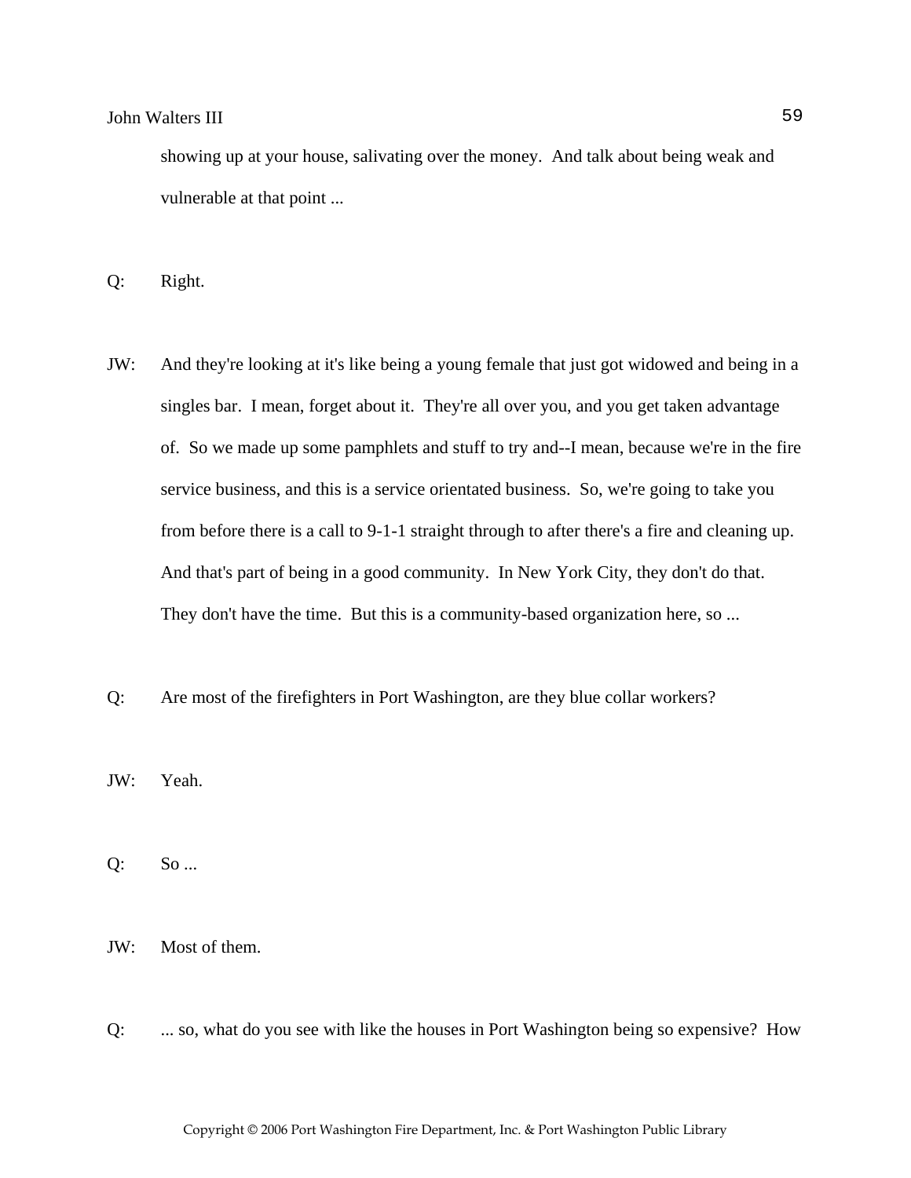showing up at your house, salivating over the money. And talk about being weak and vulnerable at that point ...

Q: Right.

JW: And they're looking at it's like being a young female that just got widowed and being in a singles bar. I mean, forget about it. They're all over you, and you get taken advantage of. So we made up some pamphlets and stuff to try and--I mean, because we're in the fire service business, and this is a service orientated business. So, we're going to take you from before there is a call to 9-1-1 straight through to after there's a fire and cleaning up. And that's part of being in a good community. In New York City, they don't do that. They don't have the time. But this is a community-based organization here, so ...

Q: Are most of the firefighters in Port Washington, are they blue collar workers?

JW: Yeah.

Q: So ...

JW: Most of them.

Q: ... so, what do you see with like the houses in Port Washington being so expensive? How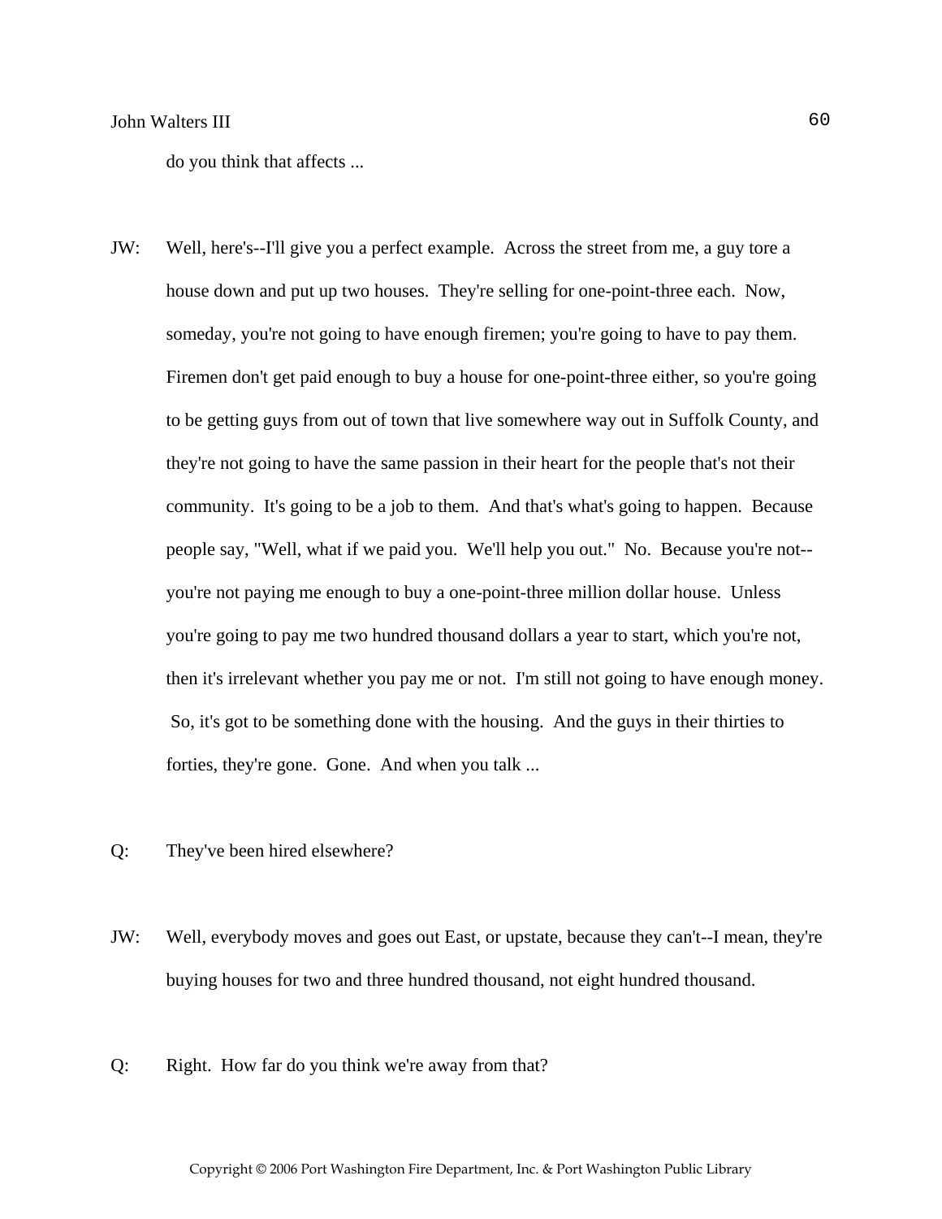do you think that affects ...

JW: Well, here's--I'll give you a perfect example. Across the street from me, a guy tore a house down and put up two houses. They're selling for one-point-three each. Now, someday, you're not going to have enough firemen; you're going to have to pay them. Firemen don't get paid enough to buy a house for one-point-three either, so you're going to be getting guys from out of town that live somewhere way out in Suffolk County, and they're not going to have the same passion in their heart for the people that's not their community. It's going to be a job to them. And that's what's going to happen. Because people say, "Well, what if we paid you. We'll help you out." No. Because you're not--you're not paying me enough to buy a one-point-three million dollar house. Unless you're going to pay me two hundred thousand dollars a year to start, which you're not, then it's irrelevant whether you pay me or not. I'm still not going to have enough money. So, it's got to be something done with the housing. And the guys in their thirties to forties, they're gone. Gone. And when you talk ...

Q: They've been hired elsewhere?

JW: Well, everybody moves and goes out East, or upstate, because they can't--I mean, they're buying houses for two and three hundred thousand, not eight hundred thousand.

Q: Right. How far do you think we're away from that?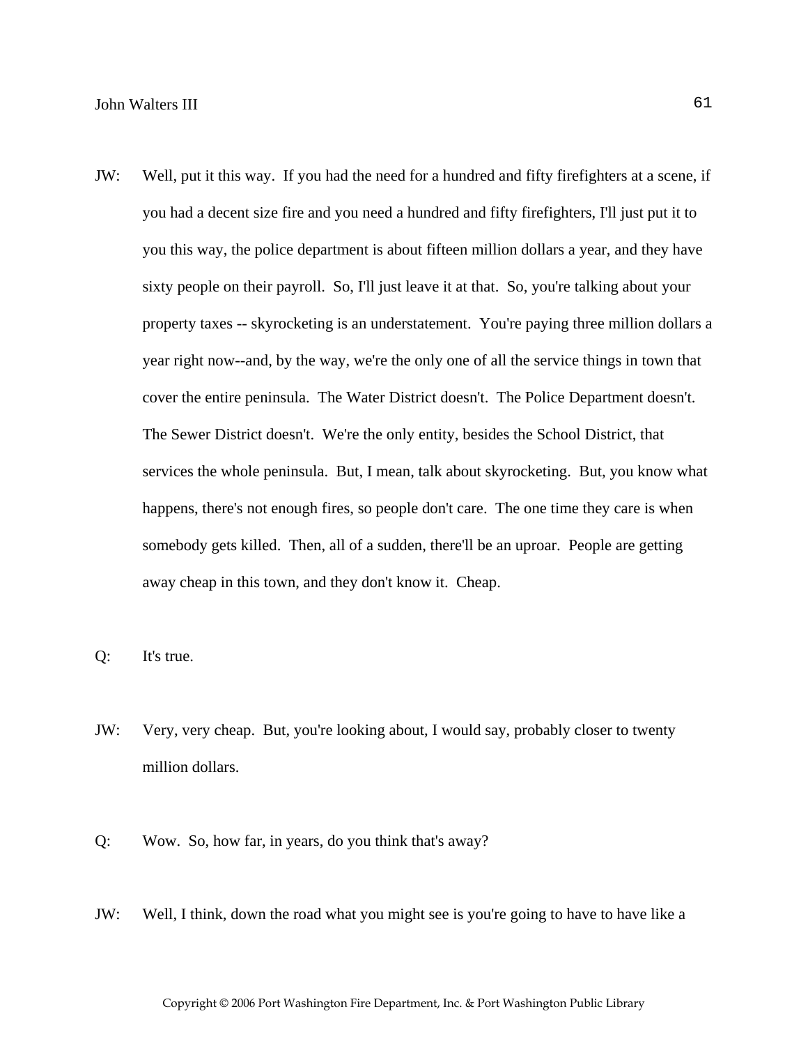JW: Well, put it this way. If you had the need for a hundred and fifty firefighters at a scene, if you had a decent size fire and you need a hundred and fifty firefighters, I'll just put it to you this way, the police department is about fifteen million dollars a year, and they have sixty people on their payroll. So, I'll just leave it at that. So, you're talking about your property taxes -- skyrocketing is an understatement. You're paying three million dollars a year right now--and, by the way, we're the only one of all the service things in town that cover the entire peninsula. The Water District doesn't. The Police Department doesn't. The Sewer District doesn't. We're the only entity, besides the School District, that services the whole peninsula. But, I mean, talk about skyrocketing. But, you know what happens, there's not enough fires, so people don't care. The one time they care is when somebody gets killed. Then, all of a sudden, there'll be an uproar. People are getting away cheap in this town, and they don't know it. Cheap.

Q: It's true.

JW: Very, very cheap. But, you're looking about, I would say, probably closer to twenty million dollars.

Q: Wow. So, how far, in years, do you think that's away?

JW: Well, I think, down the road what you might see is you're going to have to have like a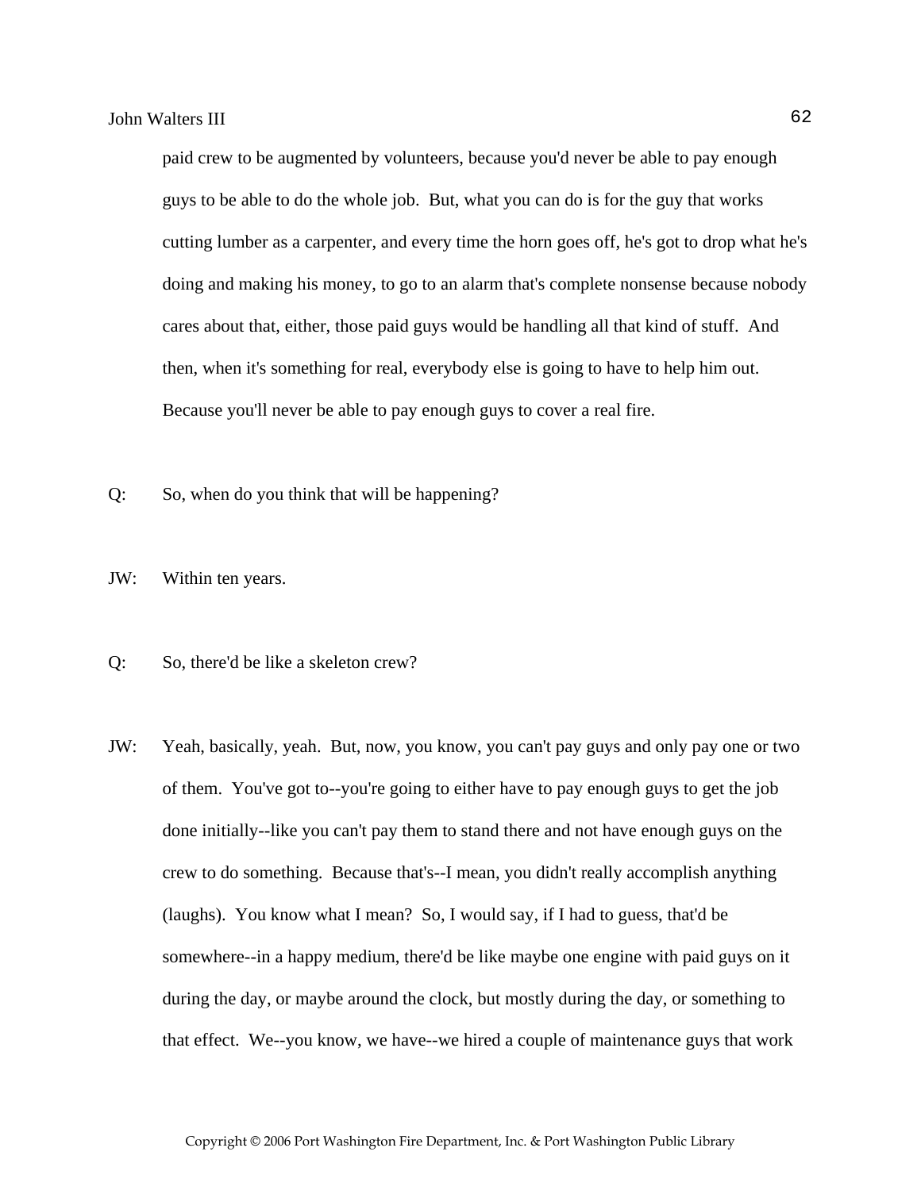paid crew to be augmented by volunteers, because you'd never be able to pay enough guys to be able to do the whole job. But, what you can do is for the guy that works cutting lumber as a carpenter, and every time the horn goes off, he's got to drop what he's doing and making his money, to go to an alarm that's complete nonsense because nobody cares about that, either, those paid guys would be handling all that kind of stuff. And then, when it's something for real, everybody else is going to have to help him out. Because you'll never be able to pay enough guys to cover a real fire.

Q: So, when do you think that will be happening?

JW: Within ten years.

Q: So, there'd be like a skeleton crew?

JW: Yeah, basically, yeah. But, now, you know, you can't pay guys and only pay one or two of them. You've got to--you're going to either have to pay enough guys to get the job done initially--like you can't pay them to stand there and not have enough guys on the crew to do something. Because that's--I mean, you didn't really accomplish anything (laughs). You know what I mean? So, I would say, if I had to guess, that'd be somewhere--in a happy medium, there'd be like maybe one engine with paid guys on it during the day, or maybe around the clock, but mostly during the day, or something to that effect. We--you know, we have--we hired a couple of maintenance guys that work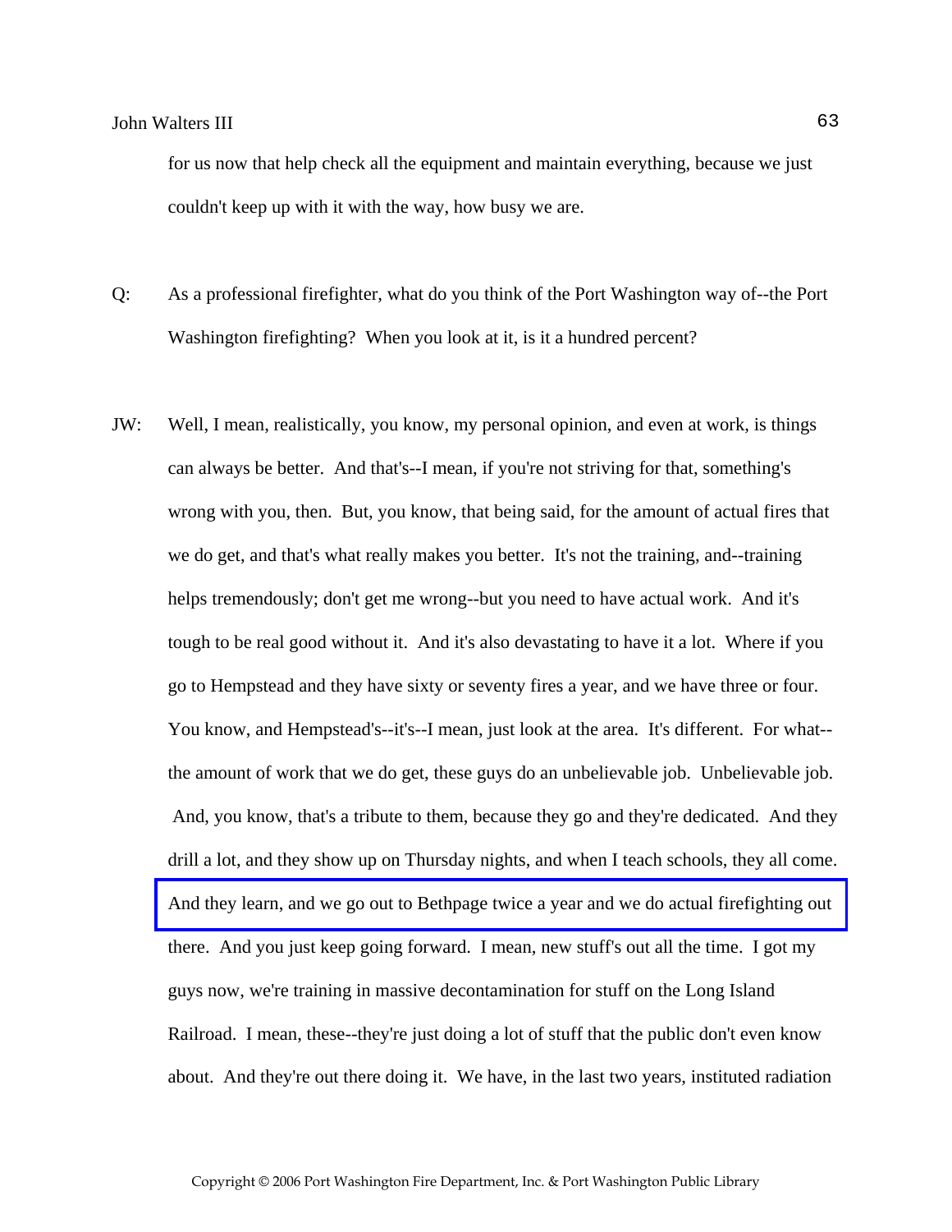for us now that help check all the equipment and maintain everything, because we just couldn't keep up with it with the way, how busy we are.

Q: As a professional firefighter, what do you think of the Port Washington way of--the Port Washington firefighting? When you look at it, is it a hundred percent?

JW: Well, I mean, realistically, you know, my personal opinion, and even at work, is things can always be better. And that's--I mean, if you're not striving for that, something's wrong with you, then. But, you know, that being said, for the amount of actual fires that we do get, and that's what really makes you better. It's not the training, and--training helps tremendously; don't get me wrong--but you need to have actual work. And it's tough to be real good without it. And it's also devastating to have it a lot. Where if you go to Hempstead and they have sixty or seventy fires a year, and we have three or four. You know, and Hempstead's--it's--I mean, just look at the area. It's different. For what--the amount of work that we do get, these guys do an unbelievable job. Unbelievable job. And, you know, that's a tribute to them, because they go and they're dedicated. And they drill a lot, and they show up on Thursday nights, and when I teach schools, they all come. And they learn, and we go out to Bethpage twice a year and we do actual firefighting out there. And you just keep going forward. I mean, new stuff's out all the time. I got my guys now, we're training in massive decontamination for stuff on the Long Island Railroad. I mean, these--they're just doing a lot of stuff that the public don't even know about. And they're out there doing it. We have, in the last two years, instituted radiation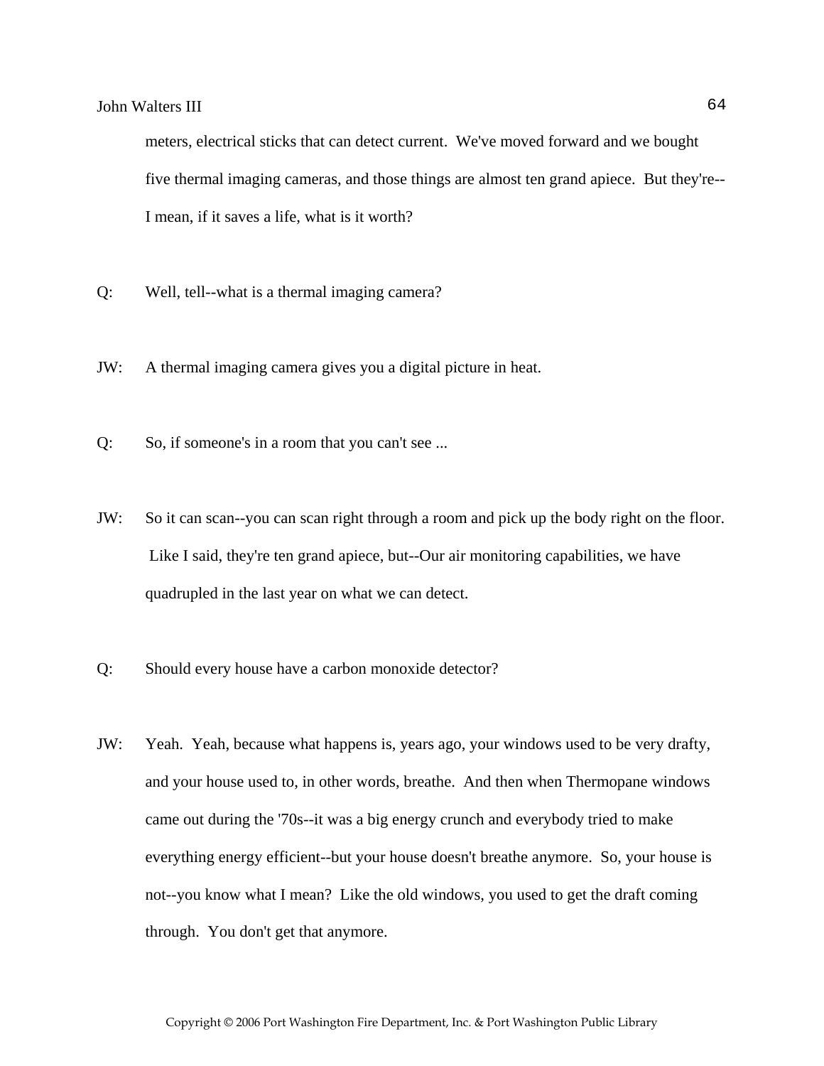meters, electrical sticks that can detect current. We've moved forward and we bought five thermal imaging cameras, and those things are almost ten grand apiece. But they're--I mean, if it saves a life, what is it worth?

Q: Well, tell--what is a thermal imaging camera?

JW: A thermal imaging camera gives you a digital picture in heat.

Q: So, if someone's in a room that you can't see ...

JW: So it can scan--you can scan right through a room and pick up the body right on the floor. Like I said, they're ten grand apiece, but--Our air monitoring capabilities, we have quadrupled in the last year on what we can detect.

Q: Should every house have a carbon monoxide detector?

JW: Yeah. Yeah, because what happens is, years ago, your windows used to be very drafty, and your house used to, in other words, breathe. And then when Thermopane windows came out during the '70s--it was a big energy crunch and everybody tried to make everything energy efficient--but your house doesn't breathe anymore. So, your house is not--you know what I mean? Like the old windows, you used to get the draft coming through. You don't get that anymore.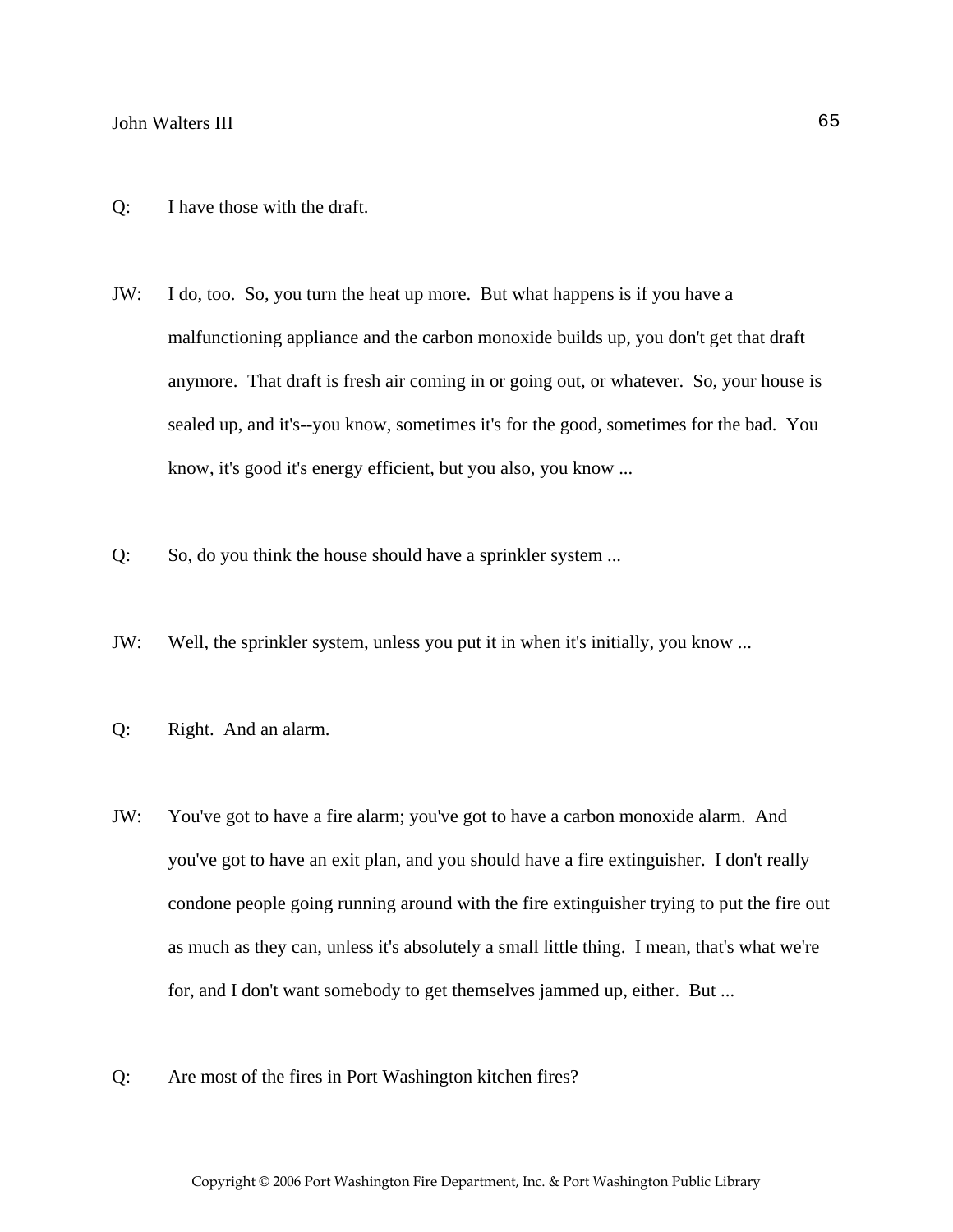Q: I have those with the draft.

JW: I do, too. So, you turn the heat up more. But what happens is if you have a malfunctioning appliance and the carbon monoxide builds up, you don't get that draft anymore. That draft is fresh air coming in or going out, or whatever. So, your house is sealed up, and it's--you know, sometimes it's for the good, sometimes for the bad. You know, it's good it's energy efficient, but you also, you know ...

Q: So, do you think the house should have a sprinkler system ...

JW: Well, the sprinkler system, unless you put it in when it's initially, you know ...

Q: Right. And an alarm.

JW: You've got to have a fire alarm; you've got to have a carbon monoxide alarm. And you've got to have an exit plan, and you should have a fire extinguisher. I don't really condone people going running around with the fire extinguisher trying to put the fire out as much as they can, unless it's absolutely a small little thing. I mean, that's what we're for, and I don't want somebody to get themselves jammed up, either. But ...

Q: Are most of the fires in Port Washington kitchen fires?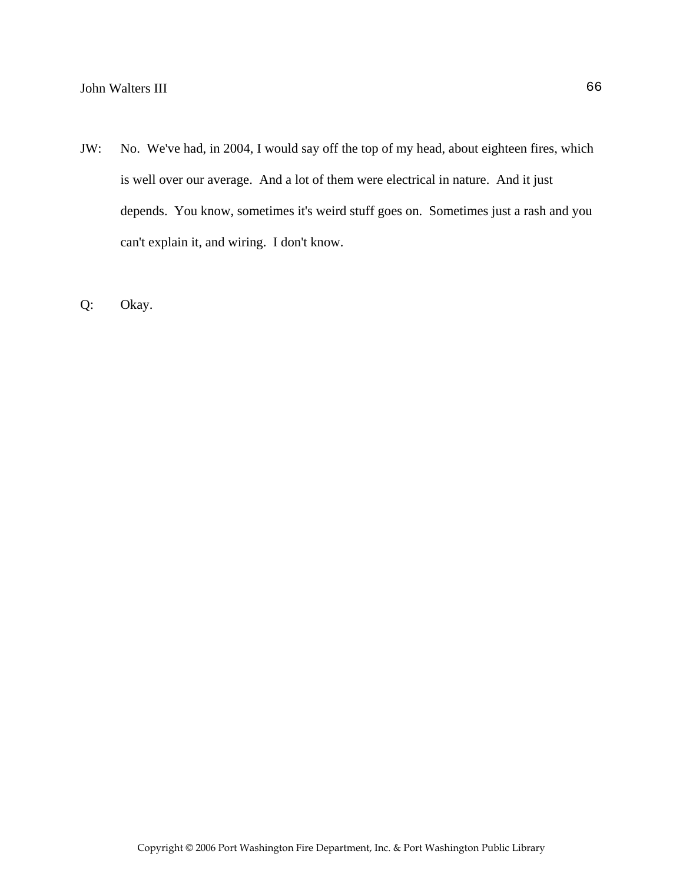JW: No. We've had, in 2004, I would say off the top of my head, about eighteen fires, which is well over our average. And a lot of them were electrical in nature. And it just depends. You know, sometimes it's weird stuff goes on. Sometimes just a rash and you can't explain it, and wiring. I don't know.

Q: Okay.